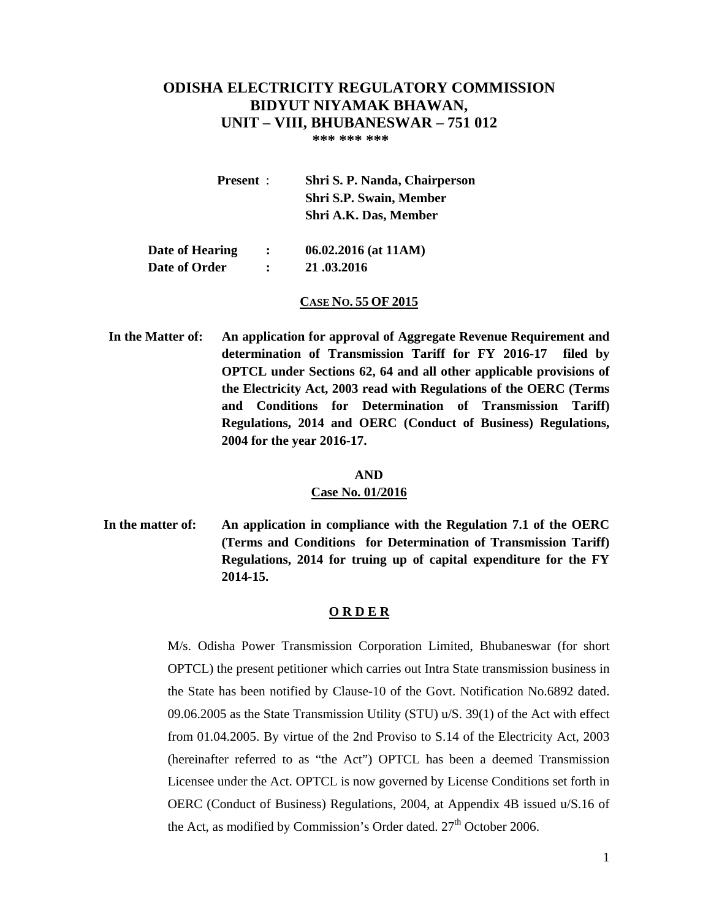# ODISHA ELECTRICITY REGULATORY COMMISSION
## BIDYUT NIYAMAK BHAWAN,
## UNIT – VIII, BHUBANESWAR – 751 012

*** *** ***

**Present** : **Shri S. P. Nanda, Chairperson**
**Shri S.P. Swain, Member**
**Shri A.K. Das, Member**

**Date of Hearing** : **06.02.2016 (at 11AM)**
**Date of Order** : **21 .03.2016**

**CASE NO. 55 OF 2015**

**In the Matter of:** **An application for approval of Aggregate Revenue Requirement and determination of Transmission Tariff for FY 2016-17 filed by OPTCL under Sections 62, 64 and all other applicable provisions of the Electricity Act, 2003 read with Regulations of the OERC (Terms and Conditions for Determination of Transmission Tariff) Regulations, 2014 and OERC (Conduct of Business) Regulations, 2004 for the year 2016-17.**

**AND**

**Case No. 01/2016**

**In the matter of:** **An application in compliance with the Regulation 7.1 of the OERC (Terms and Conditions for Determination of Transmission Tariff) Regulations, 2014 for truing up of capital expenditure for the FY 2014-15.**

**O R D E R**

M/s. Odisha Power Transmission Corporation Limited, Bhubaneswar (for short OPTCL) the present petitioner which carries out Intra State transmission business in the State has been notified by Clause-10 of the Govt. Notification No.6892 dated. 09.06.2005 as the State Transmission Utility (STU) u/S. 39(1) of the Act with effect from 01.04.2005. By virtue of the 2nd Proviso to S.14 of the Electricity Act, 2003 (hereinafter referred to as "the Act") OPTCL has been a deemed Transmission Licensee under the Act. OPTCL is now governed by License Conditions set forth in OERC (Conduct of Business) Regulations, 2004, at Appendix 4B issued u/S.16 of the Act, as modified by Commission's Order dated. 27th October 2006.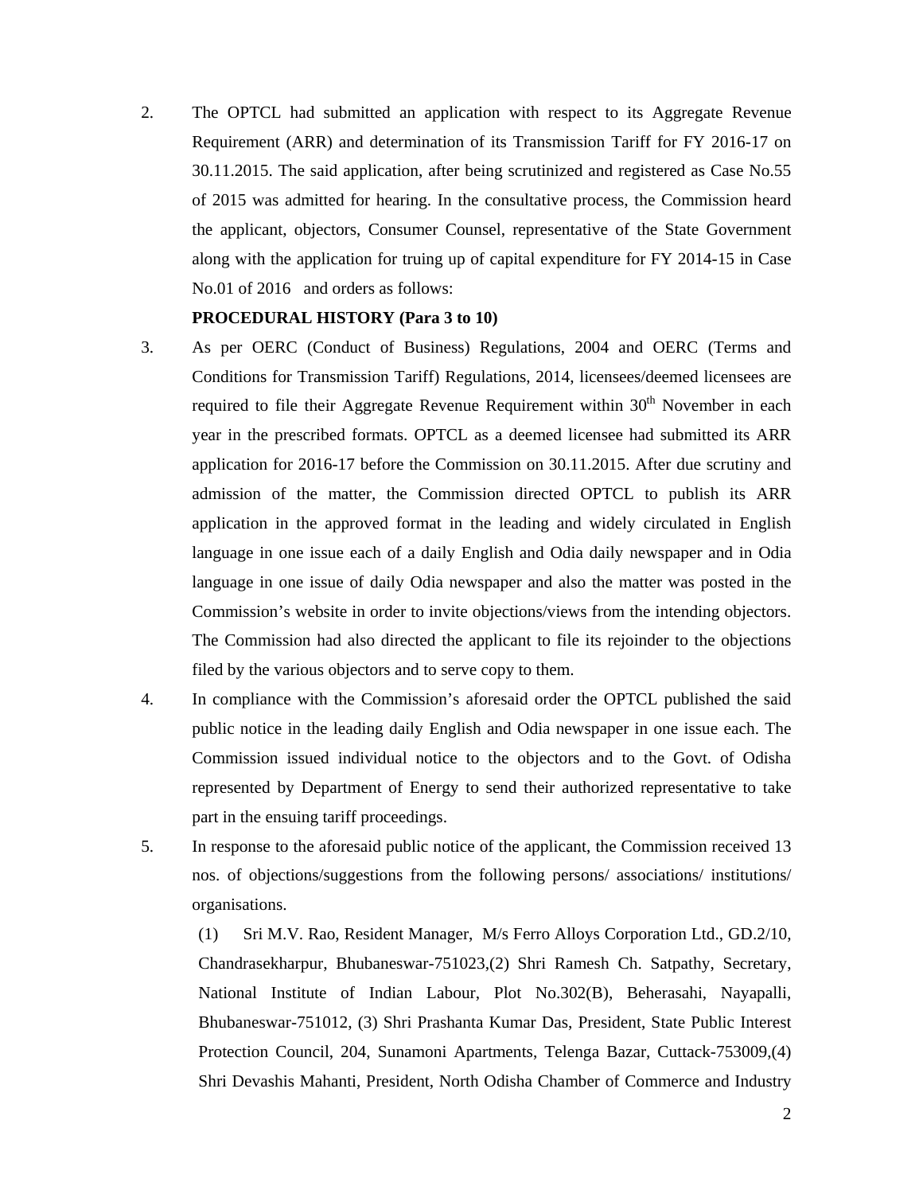2. The OPTCL had submitted an application with respect to its Aggregate Revenue Requirement (ARR) and determination of its Transmission Tariff for FY 2016-17 on 30.11.2015. The said application, after being scrutinized and registered as Case No.55 of 2015 was admitted for hearing. In the consultative process, the Commission heard the applicant, objectors, Consumer Counsel, representative of the State Government along with the application for truing up of capital expenditure for FY 2014-15 in Case No.01 of 2016 and orders as follows:

**PROCEDURAL HISTORY (Para 3 to 10)**

3. As per OERC (Conduct of Business) Regulations, 2004 and OERC (Terms and Conditions for Transmission Tariff) Regulations, 2014, licensees/deemed licensees are required to file their Aggregate Revenue Requirement within $30^{th}$ November in each year in the prescribed formats. OPTCL as a deemed licensee had submitted its ARR application for 2016-17 before the Commission on 30.11.2015. After due scrutiny and admission of the matter, the Commission directed OPTCL to publish its ARR application in the approved format in the leading and widely circulated in English language in one issue each of a daily English and Odia daily newspaper and in Odia language in one issue of daily Odia newspaper and also the matter was posted in the Commission's website in order to invite objections/views from the intending objectors. The Commission had also directed the applicant to file its rejoinder to the objections filed by the various objectors and to serve copy to them.

4. In compliance with the Commission's aforesaid order the OPTCL published the said public notice in the leading daily English and Odia newspaper in one issue each. The Commission issued individual notice to the objectors and to the Govt. of Odisha represented by Department of Energy to send their authorized representative to take part in the ensuing tariff proceedings.

5. In response to the aforesaid public notice of the applicant, the Commission received 13 nos. of objections/suggestions from the following persons/ associations/ institutions/ organisations.

   (1) Sri M.V. Rao, Resident Manager, M/s Ferro Alloys Corporation Ltd., GD.2/10, Chandrasekharpur, Bhubaneswar-751023,(2) Shri Ramesh Ch. Satpathy, Secretary, National Institute of Indian Labour, Plot No.302(B), Beherasahi, Nayapalli, Bhubaneswar-751012, (3) Shri Prashanta Kumar Das, President, State Public Interest Protection Council, 204, Sunamoni Apartments, Telenga Bazar, Cuttack-753009,(4) Shri Devashis Mahanti, President, North Odisha Chamber of Commerce and Industry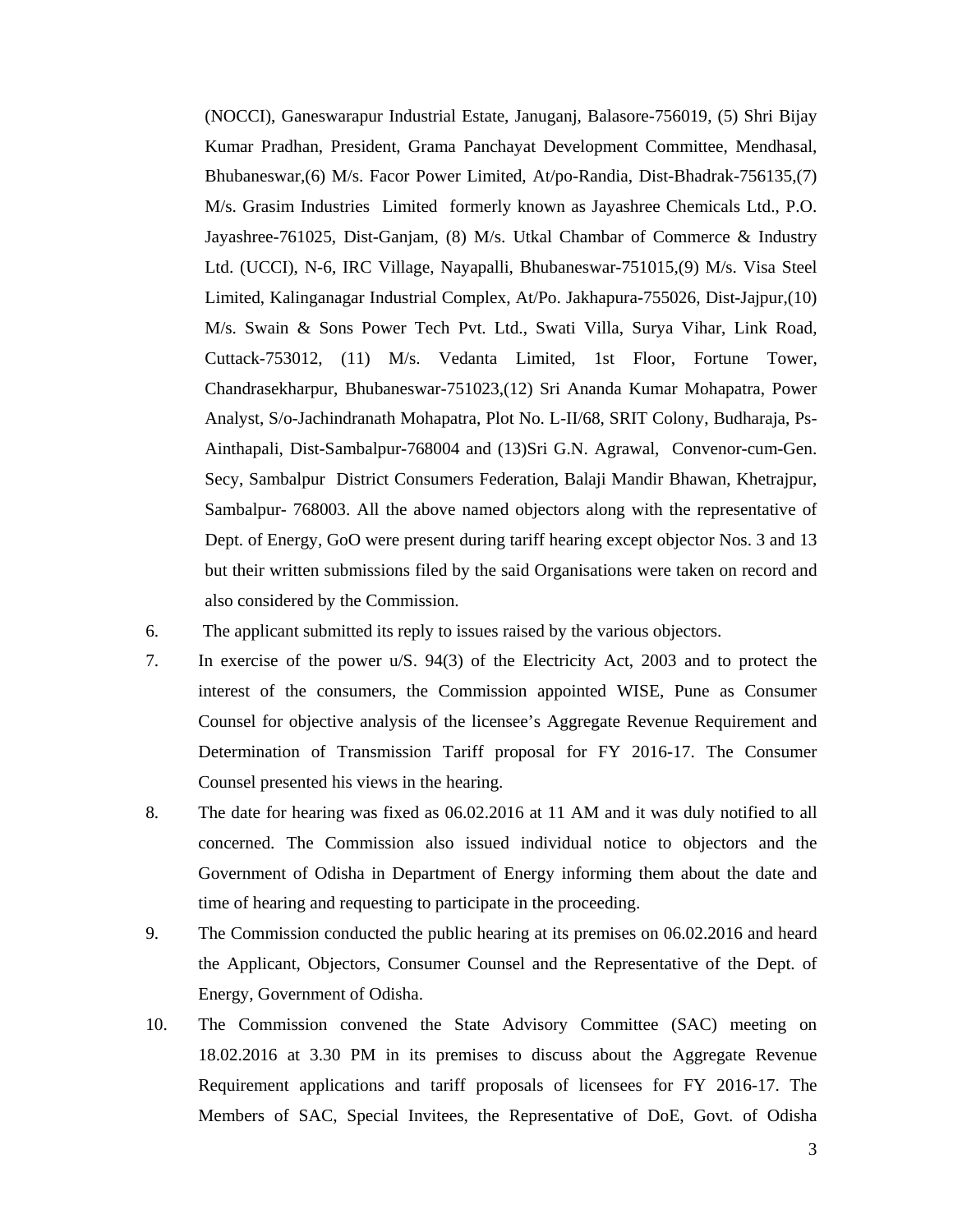(NOCCI), Ganeswarapur Industrial Estate, Januganj, Balasore-756019, (5) Shri Bijay Kumar Pradhan, President, Grama Panchayat Development Committee, Mendhasal, Bhubaneswar,(6) M/s. Facor Power Limited, At/po-Randia, Dist-Bhadrak-756135,(7) M/s. Grasim Industries Limited formerly known as Jayashree Chemicals Ltd., P.O. Jayashree-761025, Dist-Ganjam, (8) M/s. Utkal Chamber of Commerce & Industry Ltd. (UCCI), N-6, IRC Village, Nayapalli, Bhubaneswar-751015,(9) M/s. Visa Steel Limited, Kalinganagar Industrial Complex, At/Po. Jakhapura-755026, Dist-Jajpur,(10) M/s. Swain & Sons Power Tech Pvt. Ltd., Swati Villa, Surya Vihar, Link Road, Cuttack-753012, (11) M/s. Vedanta Limited, 1st Floor, Fortune Tower, Chandrasekharpur, Bhubaneswar-751023,(12) Sri Ananda Kumar Mohapatra, Power Analyst, S/o-Jachindranath Mohapatra, Plot No. L-II/68, SRIT Colony, Budharaja, Ps-Ainthapali, Dist-Sambalpur-768004 and (13)Sri G.N. Agrawal, Convenor-cum-Gen. Secy, Sambalpur District Consumers Federation, Balaji Mandir Bhawan, Khetrajpur, Sambalpur- 768003. All the above named objectors along with the representative of Dept. of Energy, GoO were present during tariff hearing except objector Nos. 3 and 13 but their written submissions filed by the said Organisations were taken on record and also considered by the Commission.

6. The applicant submitted its reply to issues raised by the various objectors.

7. In exercise of the power u/S. 94(3) of the Electricity Act, 2003 and to protect the interest of the consumers, the Commission appointed WISE, Pune as Consumer Counsel for objective analysis of the licensee's Aggregate Revenue Requirement and Determination of Transmission Tariff proposal for FY 2016-17. The Consumer Counsel presented his views in the hearing.

8. The date for hearing was fixed as 06.02.2016 at 11 AM and it was duly notified to all concerned. The Commission also issued individual notice to objectors and the Government of Odisha in Department of Energy informing them about the date and time of hearing and requesting to participate in the proceeding.

9. The Commission conducted the public hearing at its premises on 06.02.2016 and heard the Applicant, Objectors, Consumer Counsel and the Representative of the Dept. of Energy, Government of Odisha.

10. The Commission convened the State Advisory Committee (SAC) meeting on 18.02.2016 at 3.30 PM in its premises to discuss about the Aggregate Revenue Requirement applications and tariff proposals of licensees for FY 2016-17. The Members of SAC, Special Invitees, the Representative of DoE, Govt. of Odisha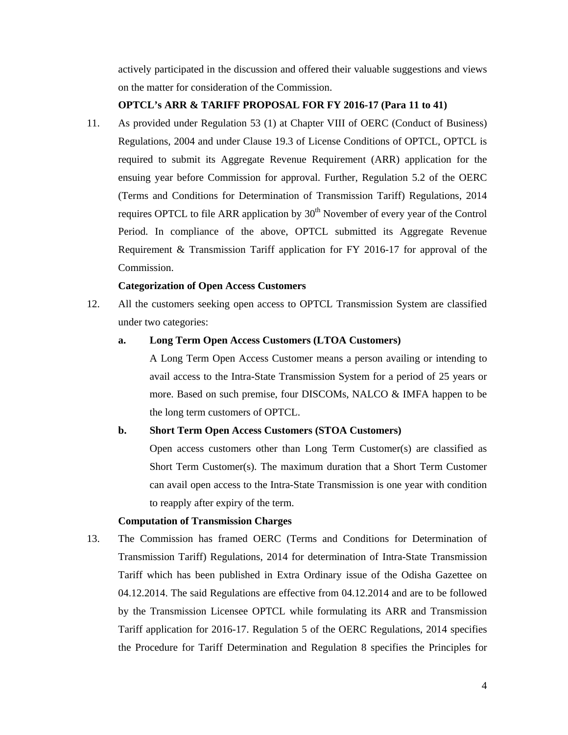actively participated in the discussion and offered their valuable suggestions and views on the matter for consideration of the Commission.

**OPTCL's ARR & TARIFF PROPOSAL FOR FY 2016-17 (Para 11 to 41)**

11. As provided under Regulation 53 (1) at Chapter VIII of OERC (Conduct of Business) Regulations, 2004 and under Clause 19.3 of License Conditions of OPTCL, OPTCL is required to submit its Aggregate Revenue Requirement (ARR) application for the ensuing year before Commission for approval. Further, Regulation 5.2 of the OERC (Terms and Conditions for Determination of Transmission Tariff) Regulations, 2014 requires OPTCL to file ARR application by 30th November of every year of the Control Period. In compliance of the above, OPTCL submitted its Aggregate Revenue Requirement & Transmission Tariff application for FY 2016-17 for approval of the Commission.

**Categorization of Open Access Customers**

12. All the customers seeking open access to OPTCL Transmission System are classified under two categories:

    **a. Long Term Open Access Customers (LTOA Customers)**

    A Long Term Open Access Customer means a person availing or intending to avail access to the Intra-State Transmission System for a period of 25 years or more. Based on such premise, four DISCOMs, NALCO & IMFA happen to be the long term customers of OPTCL.

    **b. Short Term Open Access Customers (STOA Customers)**

    Open access customers other than Long Term Customer(s) are classified as Short Term Customer(s). The maximum duration that a Short Term Customer can avail open access to the Intra-State Transmission is one year with condition to reapply after expiry of the term.

**Computation of Transmission Charges**

13. The Commission has framed OERC (Terms and Conditions for Determination of Transmission Tariff) Regulations, 2014 for determination of Intra-State Transmission Tariff which has been published in Extra Ordinary issue of the Odisha Gazettee on 04.12.2014. The said Regulations are effective from 04.12.2014 and are to be followed by the Transmission Licensee OPTCL while formulating its ARR and Transmission Tariff application for 2016-17. Regulation 5 of the OERC Regulations, 2014 specifies the Procedure for Tariff Determination and Regulation 8 specifies the Principles for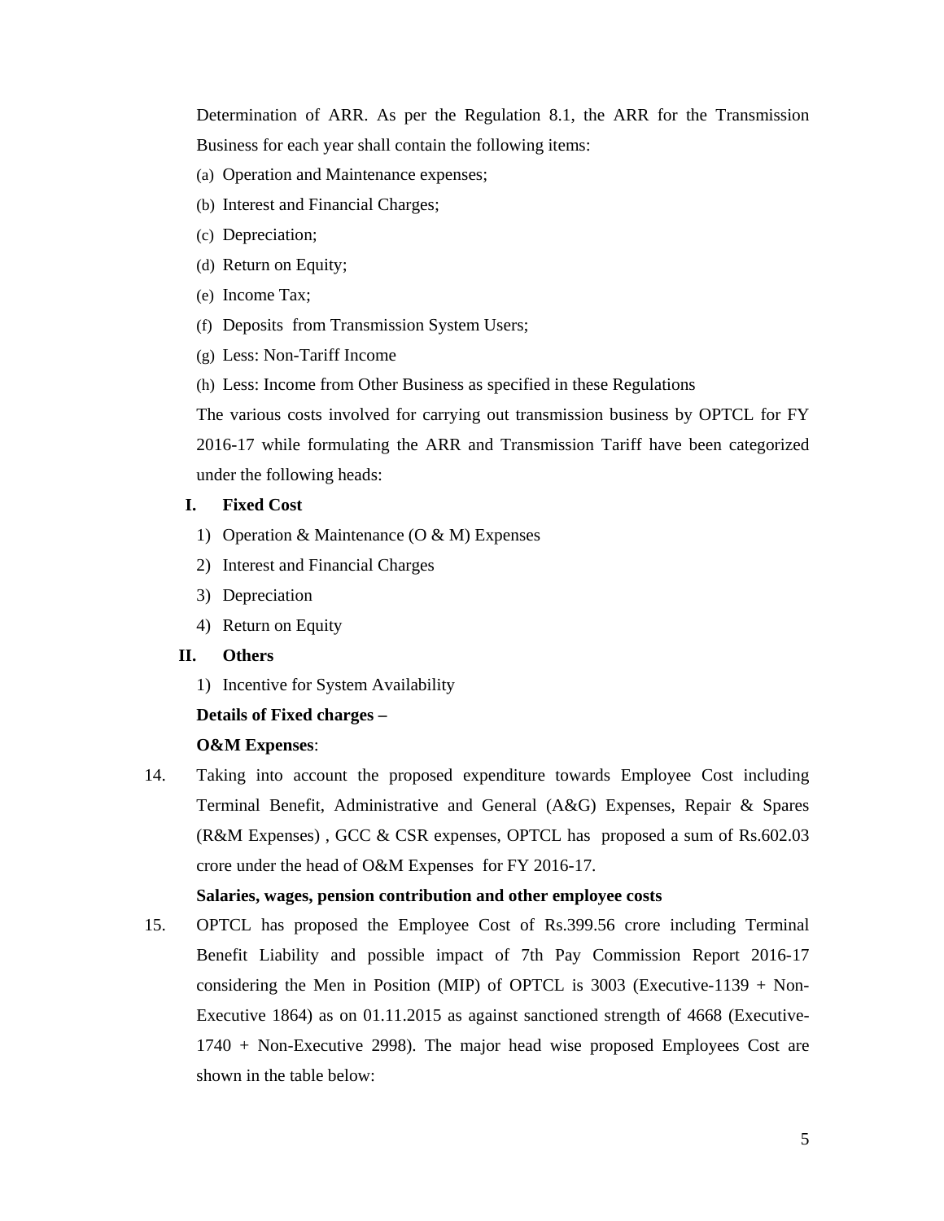Determination of ARR. As per the Regulation 8.1, the ARR for the Transmission Business for each year shall contain the following items:

(a) Operation and Maintenance expenses;
(b) Interest and Financial Charges;
(c) Depreciation;
(d) Return on Equity;
(e) Income Tax;
(f) Deposits from Transmission System Users;
(g) Less: Non-Tariff Income
(h) Less: Income from Other Business as specified in these Regulations

The various costs involved for carrying out transmission business by OPTCL for FY 2016-17 while formulating the ARR and Transmission Tariff have been categorized under the following heads:

**I. Fixed Cost**

1) Operation & Maintenance (O & M) Expenses
2) Interest and Financial Charges
3) Depreciation
4) Return on Equity

**II. Others**

1) Incentive for System Availability

**Details of Fixed charges –**

**O&M Expenses**:

14. Taking into account the proposed expenditure towards Employee Cost including Terminal Benefit, Administrative and General (A&G) Expenses, Repair & Spares (R&M Expenses) , GCC & CSR expenses, OPTCL has proposed a sum of Rs.602.03 crore under the head of O&M Expenses for FY 2016-17.

**Salaries, wages, pension contribution and other employee costs**

15. OPTCL has proposed the Employee Cost of Rs.399.56 crore including Terminal Benefit Liability and possible impact of 7th Pay Commission Report 2016-17 considering the Men in Position (MIP) of OPTCL is 3003 (Executive-1139 + Non-Executive 1864) as on 01.11.2015 as against sanctioned strength of 4668 (Executive-1740 + Non-Executive 2998). The major head wise proposed Employees Cost are shown in the table below: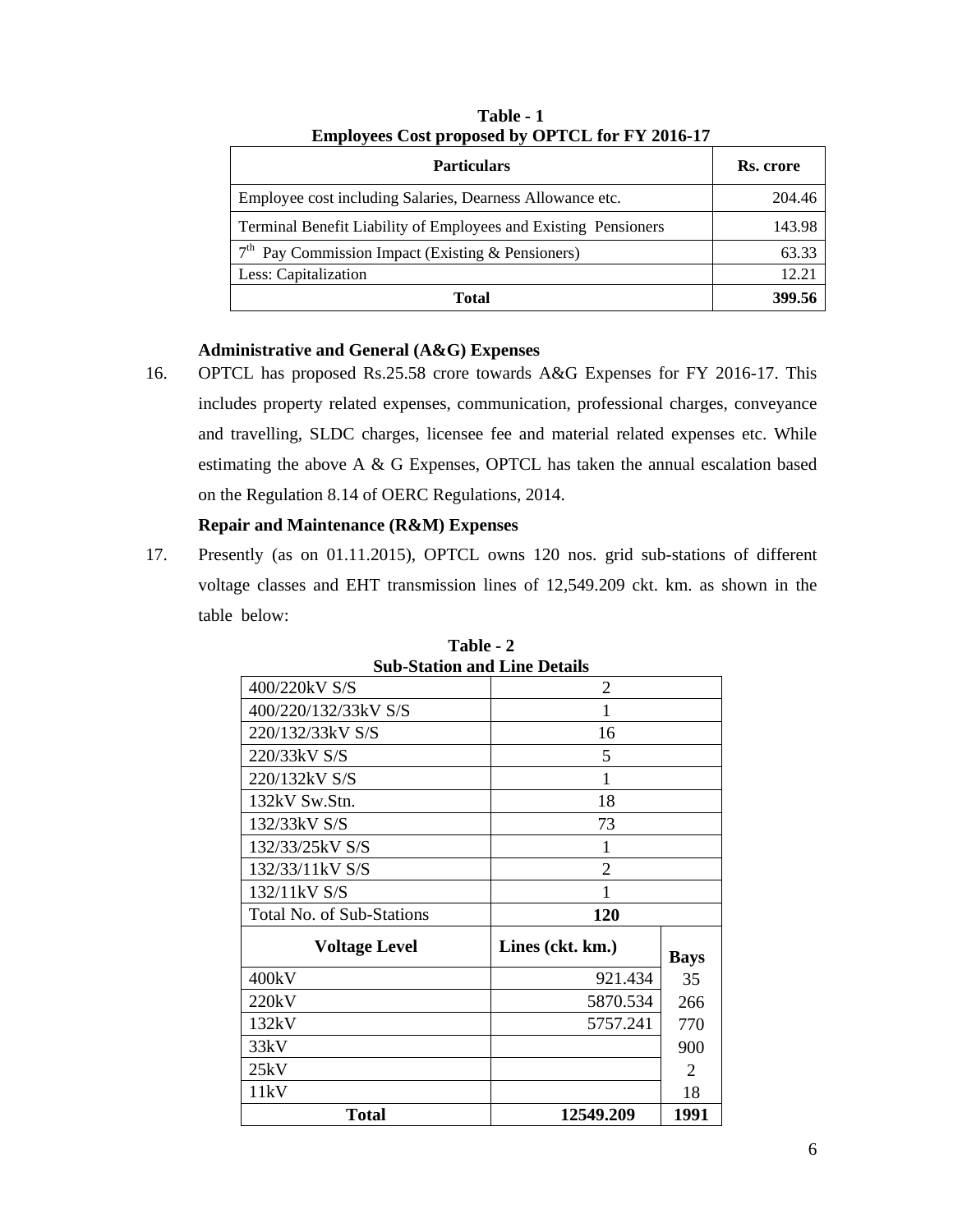**Table - 1**
**Employees Cost proposed by OPTCL for FY 2016-17**

| Particulars | Rs. crore |
|---|---|
| Employee cost including Salaries, Dearness Allowance etc. | 204.46 |
| Terminal Benefit Liability of Employees and Existing Pensioners | 143.98 |
| 7th Pay Commission Impact (Existing & Pensioners) | 63.33 |
| Less: Capitalization | 12.21 |
| **Total** | **399.56** |

**Administrative and General (A&G) Expenses**

16. OPTCL has proposed Rs.25.58 crore towards A&G Expenses for FY 2016-17. This includes property related expenses, communication, professional charges, conveyance and travelling, SLDC charges, licensee fee and material related expenses etc. While estimating the above A & G Expenses, OPTCL has taken the annual escalation based on the Regulation 8.14 of OERC Regulations, 2014.

**Repair and Maintenance (R&M) Expenses**

17. Presently (as on 01.11.2015), OPTCL owns 120 nos. grid sub-stations of different voltage classes and EHT transmission lines of 12,549.209 ckt. km. as shown in the table below:

**Table - 2**
**Sub-Station and Line Details**

| | | |
|---|---|---|
| 400/220kV S/S | 2 | |
| 400/220/132/33kV S/S | 1 | |
| 220/132/33kV S/S | 16 | |
| 220/33kV S/S | 5 | |
| 220/132kV S/S | 1 | |
| 132kV Sw.Stn. | 18 | |
| 132/33kV S/S | 73 | |
| 132/33/25kV S/S | 1 | |
| 132/33/11kV S/S | 2 | |
| 132/11kV S/S | 1 | |
| Total No. of Sub-Stations | **120** | |
| **Voltage Level** | **Lines (ckt. km.)** | **Bays** |
| 400kV | 921.434 | 35 |
| 220kV | 5870.534 | 266 |
| 132kV | 5757.241 | 770 |
| 33kV | | 900 |
| 25kV | | 2 |
| 11kV | | 18 |
| **Total** | **12549.209** | **1991** |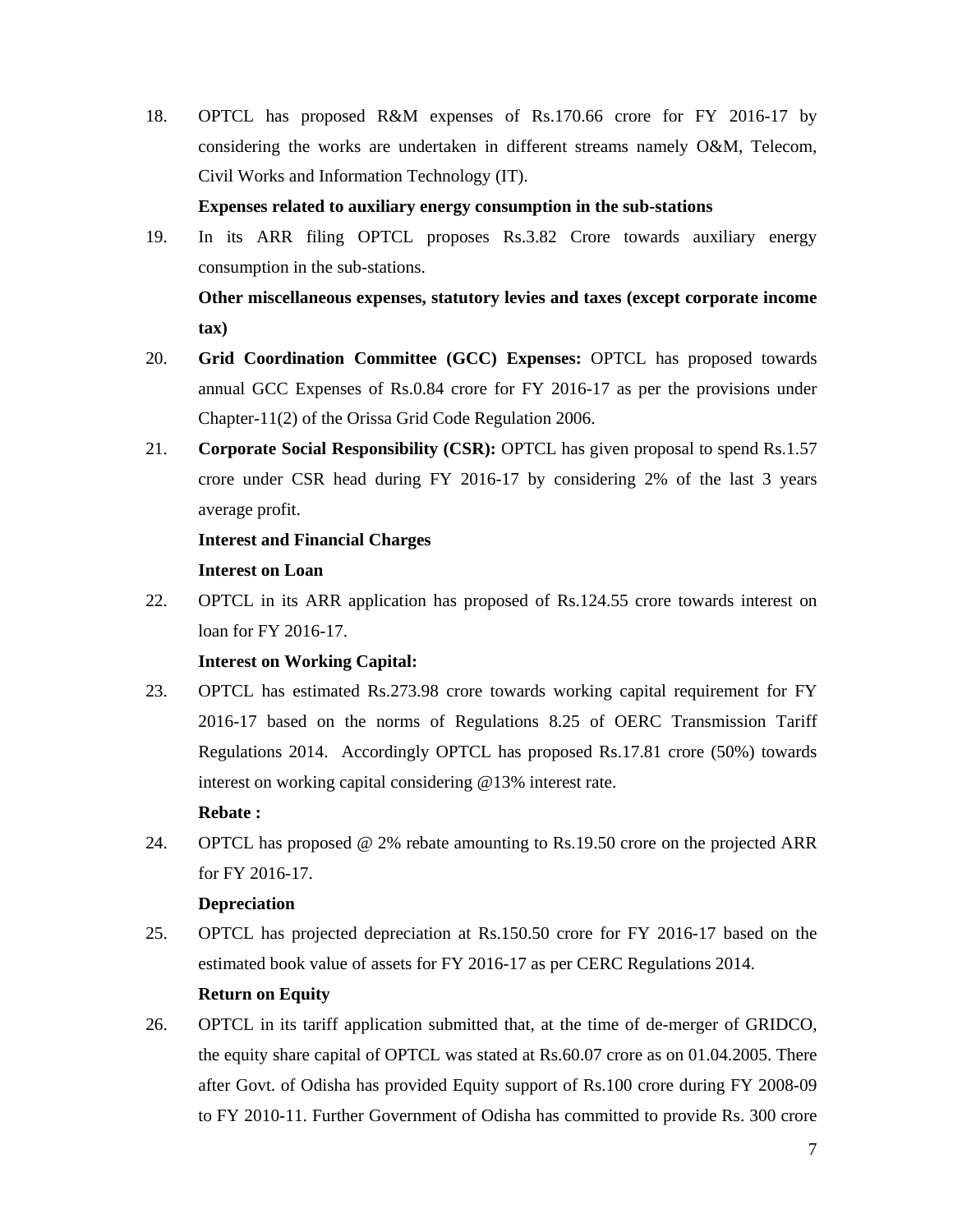18. OPTCL has proposed R&M expenses of Rs.170.66 crore for FY 2016-17 by considering the works are undertaken in different streams namely O&M, Telecom, Civil Works and Information Technology (IT).

**Expenses related to auxiliary energy consumption in the sub-stations**

19. In its ARR filing OPTCL proposes Rs.3.82 Crore towards auxiliary energy consumption in the sub-stations.

**Other miscellaneous expenses, statutory levies and taxes (except corporate income tax)**

20. **Grid Coordination Committee (GCC) Expenses:** OPTCL has proposed towards annual GCC Expenses of Rs.0.84 crore for FY 2016-17 as per the provisions under Chapter-11(2) of the Orissa Grid Code Regulation 2006.

21. **Corporate Social Responsibility (CSR):** OPTCL has given proposal to spend Rs.1.57 crore under CSR head during FY 2016-17 by considering 2% of the last 3 years average profit.

**Interest and Financial Charges**

**Interest on Loan**

22. OPTCL in its ARR application has proposed of Rs.124.55 crore towards interest on loan for FY 2016-17.

**Interest on Working Capital:**

23. OPTCL has estimated Rs.273.98 crore towards working capital requirement for FY 2016-17 based on the norms of Regulations 8.25 of OERC Transmission Tariff Regulations 2014. Accordingly OPTCL has proposed Rs.17.81 crore (50%) towards interest on working capital considering @13% interest rate.

**Rebate :**

24. OPTCL has proposed @ 2% rebate amounting to Rs.19.50 crore on the projected ARR for FY 2016-17.

**Depreciation**

25. OPTCL has projected depreciation at Rs.150.50 crore for FY 2016-17 based on the estimated book value of assets for FY 2016-17 as per CERC Regulations 2014.

**Return on Equity**

26. OPTCL in its tariff application submitted that, at the time of de-merger of GRIDCO, the equity share capital of OPTCL was stated at Rs.60.07 crore as on 01.04.2005. There after Govt. of Odisha has provided Equity support of Rs.100 crore during FY 2008-09 to FY 2010-11. Further Government of Odisha has committed to provide Rs. 300 crore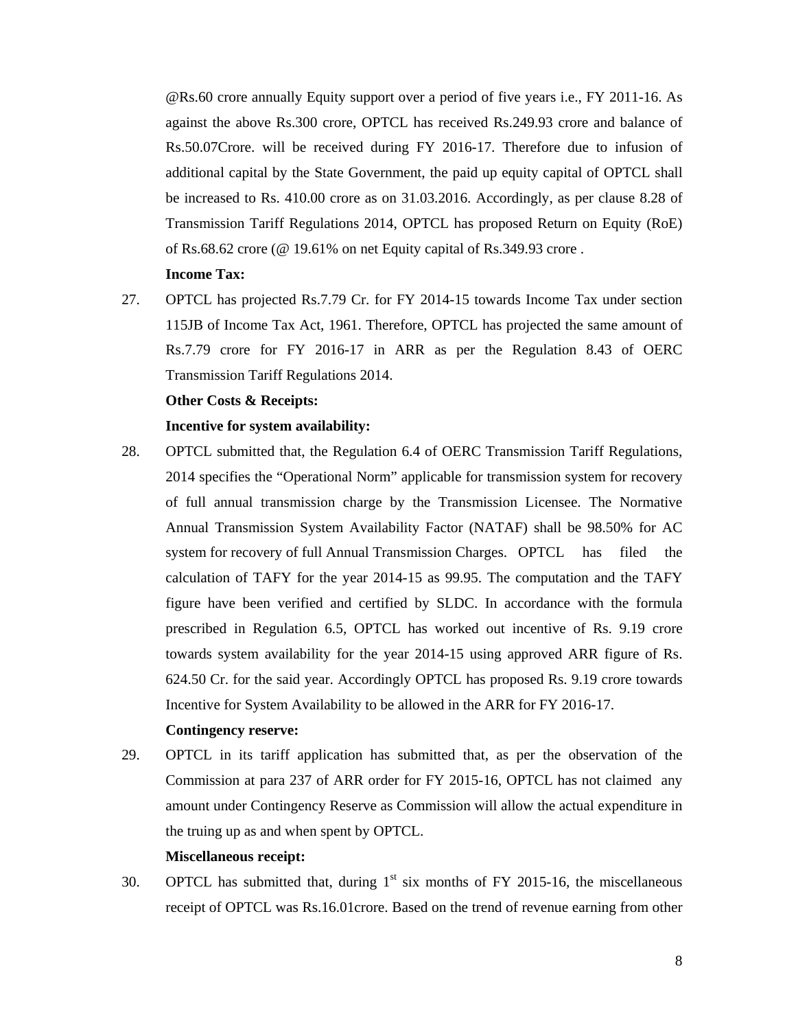@Rs.60 crore annually Equity support over a period of five years i.e., FY 2011-16. As against the above Rs.300 crore, OPTCL has received Rs.249.93 crore and balance of Rs.50.07Crore. will be received during FY 2016-17. Therefore due to infusion of additional capital by the State Government, the paid up equity capital of OPTCL shall be increased to Rs. 410.00 crore as on 31.03.2016. Accordingly, as per clause 8.28 of Transmission Tariff Regulations 2014, OPTCL has proposed Return on Equity (RoE) of Rs.68.62 crore (@ 19.61% on net Equity capital of Rs.349.93 crore .

**Income Tax:**

27. OPTCL has projected Rs.7.79 Cr. for FY 2014-15 towards Income Tax under section 115JB of Income Tax Act, 1961. Therefore, OPTCL has projected the same amount of Rs.7.79 crore for FY 2016-17 in ARR as per the Regulation 8.43 of OERC Transmission Tariff Regulations 2014.

**Other Costs & Receipts:**

**Incentive for system availability:**

28. OPTCL submitted that, the Regulation 6.4 of OERC Transmission Tariff Regulations, 2014 specifies the "Operational Norm" applicable for transmission system for recovery of full annual transmission charge by the Transmission Licensee. The Normative Annual Transmission System Availability Factor (NATAF) shall be 98.50% for AC system for recovery of full Annual Transmission Charges. OPTCL has filed the calculation of TAFY for the year 2014-15 as 99.95. The computation and the TAFY figure have been verified and certified by SLDC. In accordance with the formula prescribed in Regulation 6.5, OPTCL has worked out incentive of Rs. 9.19 crore towards system availability for the year 2014-15 using approved ARR figure of Rs. 624.50 Cr. for the said year. Accordingly OPTCL has proposed Rs. 9.19 crore towards Incentive for System Availability to be allowed in the ARR for FY 2016-17.

**Contingency reserve:**

29. OPTCL in its tariff application has submitted that, as per the observation of the Commission at para 237 of ARR order for FY 2015-16, OPTCL has not claimed any amount under Contingency Reserve as Commission will allow the actual expenditure in the truing up as and when spent by OPTCL.

**Miscellaneous receipt:**

30. OPTCL has submitted that, during 1st six months of FY 2015-16, the miscellaneous receipt of OPTCL was Rs.16.01crore. Based on the trend of revenue earning from other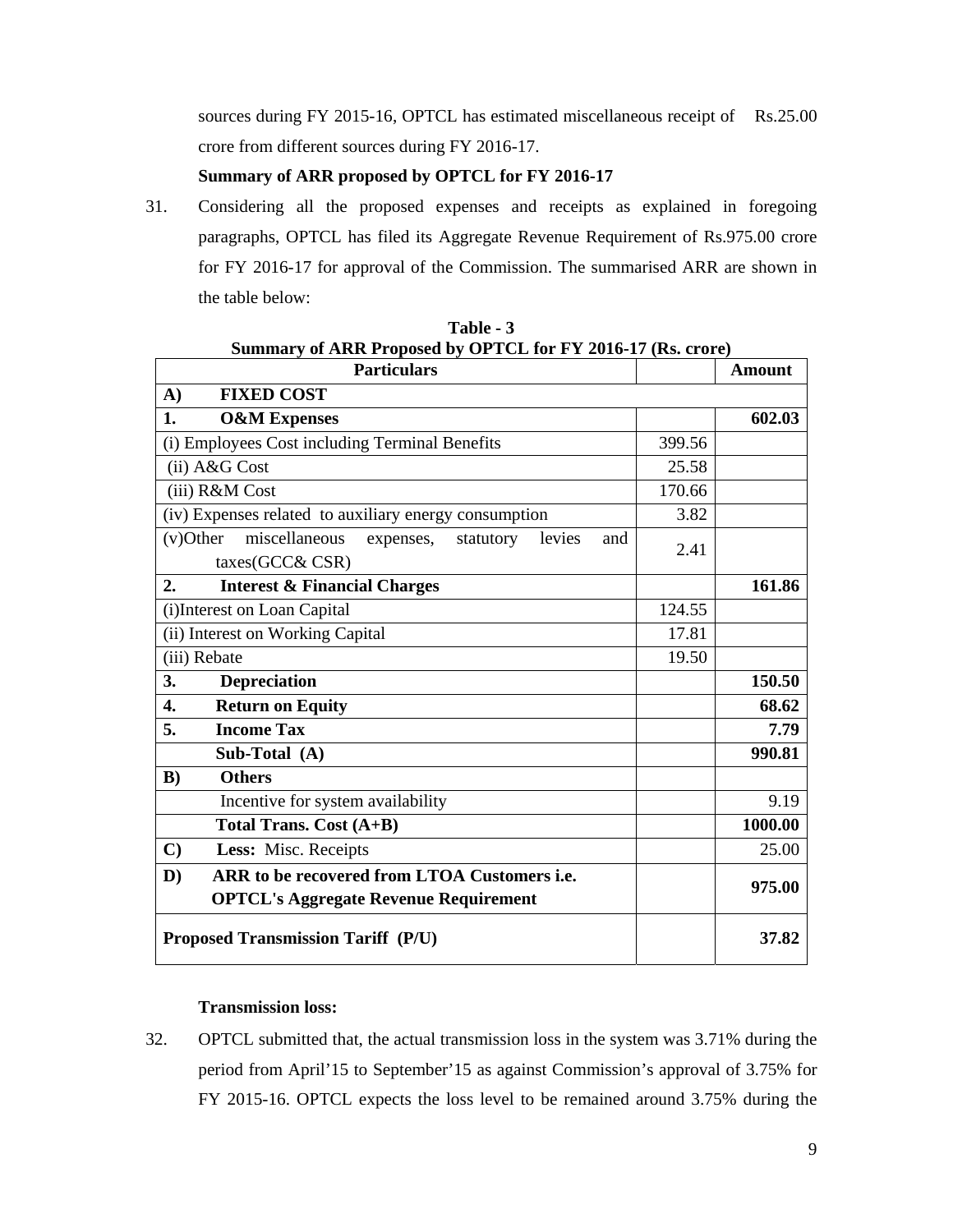sources during FY 2015-16, OPTCL has estimated miscellaneous receipt of Rs.25.00 crore from different sources during FY 2016-17.

**Summary of ARR proposed by OPTCL for FY 2016-17**

31. Considering all the proposed expenses and receipts as explained in foregoing paragraphs, OPTCL has filed its Aggregate Revenue Requirement of Rs.975.00 crore for FY 2016-17 for approval of the Commission. The summarised ARR are shown in the table below:

**Table - 3**
**Summary of ARR Proposed by OPTCL for FY 2016-17 (Rs. crore)**

| Particulars | | Amount |
|---|---|---|
| **A) FIXED COST** | | |
| **1. O&M Expenses** | | **602.03** |
| (i) Employees Cost including Terminal Benefits | 399.56 | |
| (ii) A&G Cost | 25.58 | |
| (iii) R&M Cost | 170.66 | |
| (iv) Expenses related to auxiliary energy consumption | 3.82 | |
| (v)Other miscellaneous expenses, statutory levies and taxes(GCC& CSR) | 2.41 | |
| **2. Interest & Financial Charges** | | **161.86** |
| (i)Interest on Loan Capital | 124.55 | |
| (ii) Interest on Working Capital | 17.81 | |
| (iii) Rebate | 19.50 | |
| **3. Depreciation** | | **150.50** |
| **4. Return on Equity** | | **68.62** |
| **5. Income Tax** | | **7.79** |
| **Sub-Total (A)** | | **990.81** |
| **B) Others** | | |
| Incentive for system availability | | 9.19 |
| **Total Trans. Cost (A+B)** | | **1000.00** |
| **C) Less:** Misc. Receipts | | 25.00 |
| **D) ARR to be recovered from LTOA Customers i.e. OPTCL's Aggregate Revenue Requirement** | | **975.00** |
| **Proposed Transmission Tariff (P/U)** | | **37.82** |

**Transmission loss:**

32. OPTCL submitted that, the actual transmission loss in the system was 3.71% during the period from April'15 to September'15 as against Commission's approval of 3.75% for FY 2015-16. OPTCL expects the loss level to be remained around 3.75% during the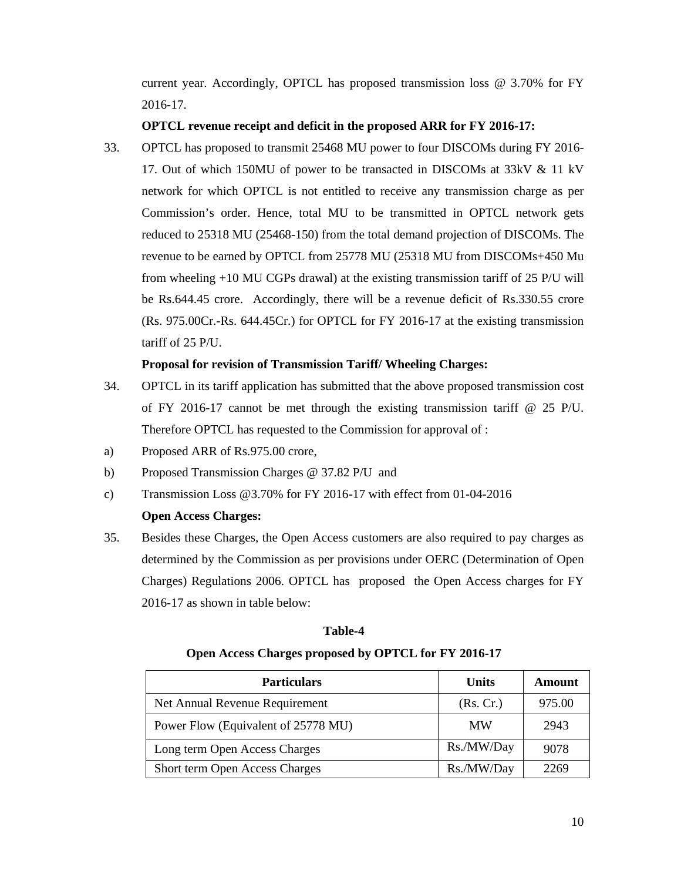current year. Accordingly, OPTCL has proposed transmission loss @ 3.70% for FY 2016-17.

**OPTCL revenue receipt and deficit in the proposed ARR for FY 2016-17:**

33. OPTCL has proposed to transmit 25468 MU power to four DISCOMs during FY 2016-17. Out of which 150MU of power to be transacted in DISCOMs at 33kV & 11 kV network for which OPTCL is not entitled to receive any transmission charge as per Commission's order. Hence, total MU to be transmitted in OPTCL network gets reduced to 25318 MU (25468-150) from the total demand projection of DISCOMs. The revenue to be earned by OPTCL from 25778 MU (25318 MU from DISCOMs+450 Mu from wheeling +10 MU CGPs drawal) at the existing transmission tariff of 25 P/U will be Rs.644.45 crore. Accordingly, there will be a revenue deficit of Rs.330.55 crore (Rs. 975.00Cr.-Rs. 644.45Cr.) for OPTCL for FY 2016-17 at the existing transmission tariff of 25 P/U.

**Proposal for revision of Transmission Tariff/ Wheeling Charges:**

34. OPTCL in its tariff application has submitted that the above proposed transmission cost of FY 2016-17 cannot be met through the existing transmission tariff @ 25 P/U. Therefore OPTCL has requested to the Commission for approval of :

a) Proposed ARR of Rs.975.00 crore,

b) Proposed Transmission Charges @ 37.82 P/U and

c) Transmission Loss @3.70% for FY 2016-17 with effect from 01-04-2016

**Open Access Charges:**

35. Besides these Charges, the Open Access customers are also required to pay charges as determined by the Commission as per provisions under OERC (Determination of Open Charges) Regulations 2006. OPTCL has proposed the Open Access charges for FY 2016-17 as shown in table below:

**Table-4**

**Open Access Charges proposed by OPTCL for FY 2016-17**

| Particulars | Units | Amount |
|---|---|---|
| Net Annual Revenue Requirement | (Rs. Cr.) | 975.00 |
| Power Flow (Equivalent of 25778 MU) | MW | 2943 |
| Long term Open Access Charges | Rs./MW/Day | 9078 |
| Short term Open Access Charges | Rs./MW/Day | 2269 |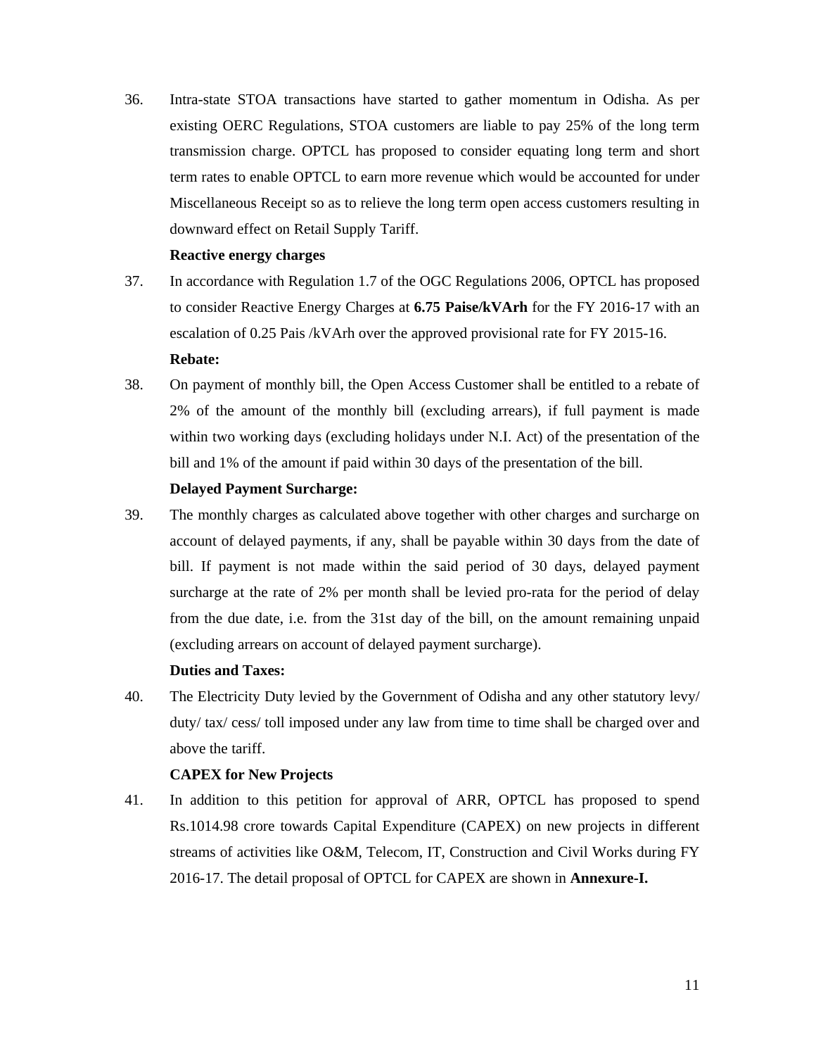36. Intra-state STOA transactions have started to gather momentum in Odisha. As per existing OERC Regulations, STOA customers are liable to pay 25% of the long term transmission charge. OPTCL has proposed to consider equating long term and short term rates to enable OPTCL to earn more revenue which would be accounted for under Miscellaneous Receipt so as to relieve the long term open access customers resulting in downward effect on Retail Supply Tariff.

**Reactive energy charges**

37. In accordance with Regulation 1.7 of the OGC Regulations 2006, OPTCL has proposed to consider Reactive Energy Charges at **6.75 Paise/kVArh** for the FY 2016-17 with an escalation of 0.25 Pais /kVArh over the approved provisional rate for FY 2015-16.

**Rebate:**

38. On payment of monthly bill, the Open Access Customer shall be entitled to a rebate of 2% of the amount of the monthly bill (excluding arrears), if full payment is made within two working days (excluding holidays under N.I. Act) of the presentation of the bill and 1% of the amount if paid within 30 days of the presentation of the bill.

**Delayed Payment Surcharge:**

39. The monthly charges as calculated above together with other charges and surcharge on account of delayed payments, if any, shall be payable within 30 days from the date of bill. If payment is not made within the said period of 30 days, delayed payment surcharge at the rate of 2% per month shall be levied pro-rata for the period of delay from the due date, i.e. from the 31st day of the bill, on the amount remaining unpaid (excluding arrears on account of delayed payment surcharge).

**Duties and Taxes:**

40. The Electricity Duty levied by the Government of Odisha and any other statutory levy/ duty/ tax/ cess/ toll imposed under any law from time to time shall be charged over and above the tariff.

**CAPEX for New Projects**

41. In addition to this petition for approval of ARR, OPTCL has proposed to spend Rs.1014.98 crore towards Capital Expenditure (CAPEX) on new projects in different streams of activities like O&M, Telecom, IT, Construction and Civil Works during FY 2016-17. The detail proposal of OPTCL for CAPEX are shown in **Annexure-I.**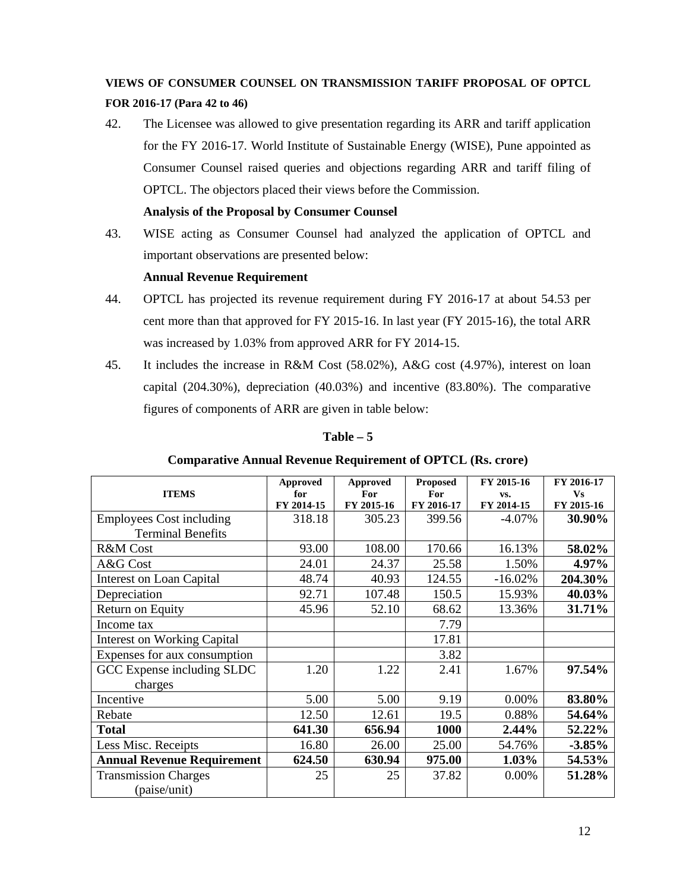**VIEWS OF CONSUMER COUNSEL ON TRANSMISSION TARIFF PROPOSAL OF OPTCL FOR 2016-17 (Para 42 to 46)**

42. The Licensee was allowed to give presentation regarding its ARR and tariff application for the FY 2016-17. World Institute of Sustainable Energy (WISE), Pune appointed as Consumer Counsel raised queries and objections regarding ARR and tariff filing of OPTCL. The objectors placed their views before the Commission.

**Analysis of the Proposal by Consumer Counsel**

43. WISE acting as Consumer Counsel had analyzed the application of OPTCL and important observations are presented below:

**Annual Revenue Requirement**

44. OPTCL has projected its revenue requirement during FY 2016-17 at about 54.53 per cent more than that approved for FY 2015-16. In last year (FY 2015-16), the total ARR was increased by 1.03% from approved ARR for FY 2014-15.

45. It includes the increase in R&M Cost (58.02%), A&G cost (4.97%), interest on loan capital (204.30%), depreciation (40.03%) and incentive (83.80%). The comparative figures of components of ARR are given in table below:

**Table – 5**

**Comparative Annual Revenue Requirement of OPTCL (Rs. crore)**

| ITEMS | Approved for FY 2014-15 | Approved For FY 2015-16 | Proposed For FY 2016-17 | FY 2015-16 vs. FY 2014-15 | FY 2016-17 Vs FY 2015-16 |
|---|---|---|---|---|---|
| Employees Cost including Terminal Benefits | 318.18 | 305.23 | 399.56 | -4.07% | **30.90%** |
| R&M Cost | 93.00 | 108.00 | 170.66 | 16.13% | **58.02%** |
| A&G Cost | 24.01 | 24.37 | 25.58 | 1.50% | **4.97%** |
| Interest on Loan Capital | 48.74 | 40.93 | 124.55 | -16.02% | **204.30%** |
| Depreciation | 92.71 | 107.48 | 150.5 | 15.93% | **40.03%** |
| Return on Equity | 45.96 | 52.10 | 68.62 | 13.36% | **31.71%** |
| Income tax | | | 7.79 | | |
| Interest on Working Capital | | | 17.81 | | |
| Expenses for aux consumption | | | 3.82 | | |
| GCC Expense including SLDC charges | 1.20 | 1.22 | 2.41 | 1.67% | **97.54%** |
| Incentive | 5.00 | 5.00 | 9.19 | 0.00% | **83.80%** |
| Rebate | 12.50 | 12.61 | 19.5 | 0.88% | **54.64%** |
| **Total** | **641.30** | **656.94** | **1000** | **2.44%** | **52.22%** |
| Less Misc. Receipts | 16.80 | 26.00 | 25.00 | 54.76% | **-3.85%** |
| **Annual Revenue Requirement** | **624.50** | **630.94** | **975.00** | **1.03%** | **54.53%** |
| Transmission Charges (paise/unit) | 25 | 25 | 37.82 | 0.00% | **51.28%** |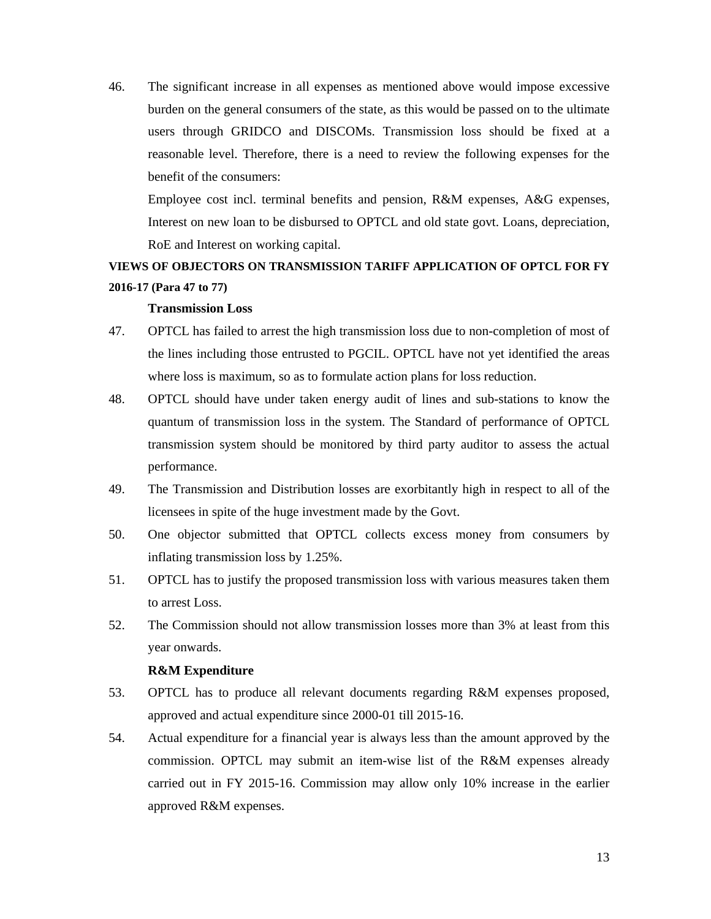46. The significant increase in all expenses as mentioned above would impose excessive burden on the general consumers of the state, as this would be passed on to the ultimate users through GRIDCO and DISCOMs. Transmission loss should be fixed at a reasonable level. Therefore, there is a need to review the following expenses for the benefit of the consumers:

    Employee cost incl. terminal benefits and pension, R&M expenses, A&G expenses, Interest on new loan to be disbursed to OPTCL and old state govt. Loans, depreciation, RoE and Interest on working capital.

**VIEWS OF OBJECTORS ON TRANSMISSION TARIFF APPLICATION OF OPTCL FOR FY 2016-17 (Para 47 to 77)**

**Transmission Loss**

47. OPTCL has failed to arrest the high transmission loss due to non-completion of most of the lines including those entrusted to PGCIL. OPTCL have not yet identified the areas where loss is maximum, so as to formulate action plans for loss reduction.

48. OPTCL should have under taken energy audit of lines and sub-stations to know the quantum of transmission loss in the system. The Standard of performance of OPTCL transmission system should be monitored by third party auditor to assess the actual performance.

49. The Transmission and Distribution losses are exorbitantly high in respect to all of the licensees in spite of the huge investment made by the Govt.

50. One objector submitted that OPTCL collects excess money from consumers by inflating transmission loss by 1.25%.

51. OPTCL has to justify the proposed transmission loss with various measures taken them to arrest Loss.

52. The Commission should not allow transmission losses more than 3% at least from this year onwards.

**R&M Expenditure**

53. OPTCL has to produce all relevant documents regarding R&M expenses proposed, approved and actual expenditure since 2000-01 till 2015-16.

54. Actual expenditure for a financial year is always less than the amount approved by the commission. OPTCL may submit an item-wise list of the R&M expenses already carried out in FY 2015-16. Commission may allow only 10% increase in the earlier approved R&M expenses.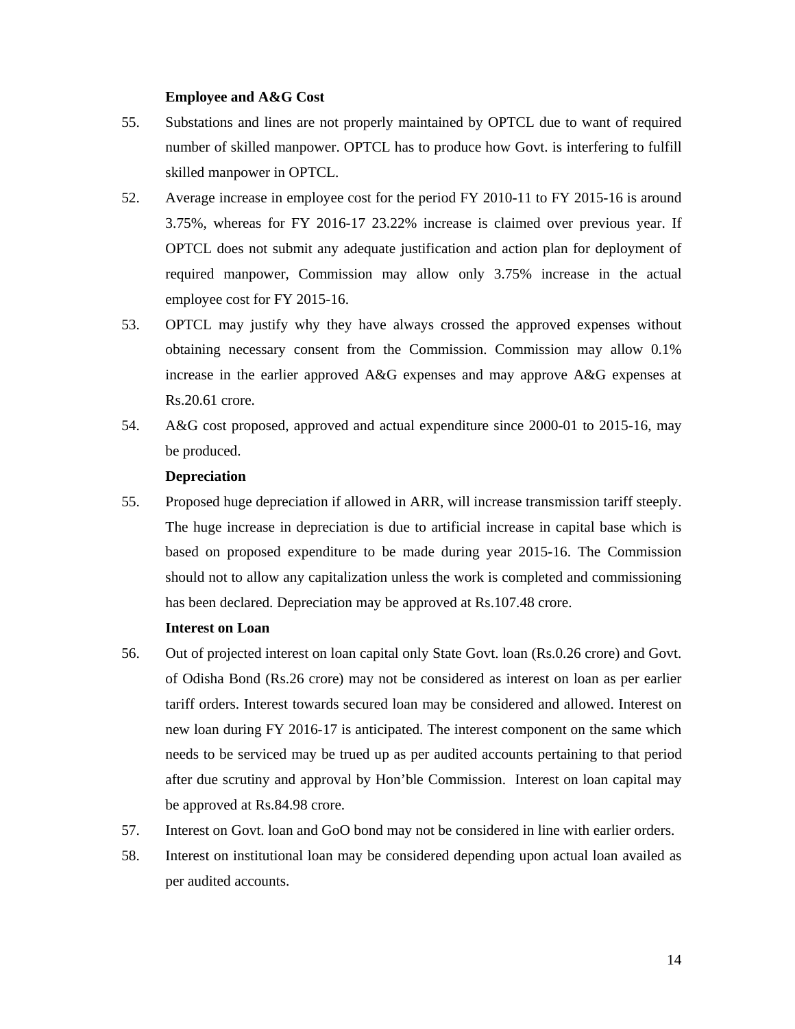**Employee and A&G Cost**

55. Substations and lines are not properly maintained by OPTCL due to want of required number of skilled manpower. OPTCL has to produce how Govt. is interfering to fulfill skilled manpower in OPTCL.

52. Average increase in employee cost for the period FY 2010-11 to FY 2015-16 is around 3.75%, whereas for FY 2016-17 23.22% increase is claimed over previous year. If OPTCL does not submit any adequate justification and action plan for deployment of required manpower, Commission may allow only 3.75% increase in the actual employee cost for FY 2015-16.

53. OPTCL may justify why they have always crossed the approved expenses without obtaining necessary consent from the Commission. Commission may allow 0.1% increase in the earlier approved A&G expenses and may approve A&G expenses at Rs.20.61 crore.

54. A&G cost proposed, approved and actual expenditure since 2000-01 to 2015-16, may be produced.

**Depreciation**

55. Proposed huge depreciation if allowed in ARR, will increase transmission tariff steeply. The huge increase in depreciation is due to artificial increase in capital base which is based on proposed expenditure to be made during year 2015-16. The Commission should not to allow any capitalization unless the work is completed and commissioning has been declared. Depreciation may be approved at Rs.107.48 crore.

**Interest on Loan**

56. Out of projected interest on loan capital only State Govt. loan (Rs.0.26 crore) and Govt. of Odisha Bond (Rs.26 crore) may not be considered as interest on loan as per earlier tariff orders. Interest towards secured loan may be considered and allowed. Interest on new loan during FY 2016-17 is anticipated. The interest component on the same which needs to be serviced may be trued up as per audited accounts pertaining to that period after due scrutiny and approval by Hon'ble Commission. Interest on loan capital may be approved at Rs.84.98 crore.

57. Interest on Govt. loan and GoO bond may not be considered in line with earlier orders.

58. Interest on institutional loan may be considered depending upon actual loan availed as per audited accounts.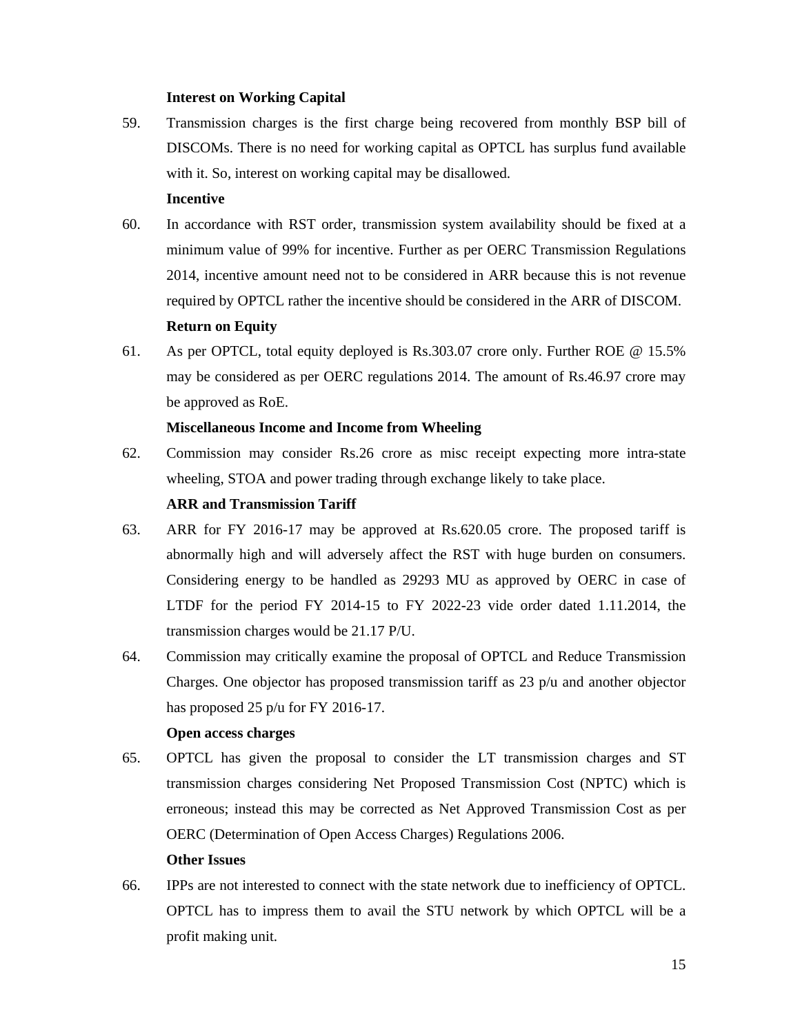**Interest on Working Capital**

59. Transmission charges is the first charge being recovered from monthly BSP bill of DISCOMs. There is no need for working capital as OPTCL has surplus fund available with it. So, interest on working capital may be disallowed.

**Incentive**

60. In accordance with RST order, transmission system availability should be fixed at a minimum value of 99% for incentive. Further as per OERC Transmission Regulations 2014, incentive amount need not to be considered in ARR because this is not revenue required by OPTCL rather the incentive should be considered in the ARR of DISCOM.

**Return on Equity**

61. As per OPTCL, total equity deployed is Rs.303.07 crore only. Further ROE @ 15.5% may be considered as per OERC regulations 2014. The amount of Rs.46.97 crore may be approved as RoE.

**Miscellaneous Income and Income from Wheeling**

62. Commission may consider Rs.26 crore as misc receipt expecting more intra-state wheeling, STOA and power trading through exchange likely to take place.

**ARR and Transmission Tariff**

63. ARR for FY 2016-17 may be approved at Rs.620.05 crore. The proposed tariff is abnormally high and will adversely affect the RST with huge burden on consumers. Considering energy to be handled as 29293 MU as approved by OERC in case of LTDF for the period FY 2014-15 to FY 2022-23 vide order dated 1.11.2014, the transmission charges would be 21.17 P/U.

64. Commission may critically examine the proposal of OPTCL and Reduce Transmission Charges. One objector has proposed transmission tariff as 23 p/u and another objector has proposed 25 p/u for FY 2016-17.

**Open access charges**

65. OPTCL has given the proposal to consider the LT transmission charges and ST transmission charges considering Net Proposed Transmission Cost (NPTC) which is erroneous; instead this may be corrected as Net Approved Transmission Cost as per OERC (Determination of Open Access Charges) Regulations 2006.

**Other Issues**

66. IPPs are not interested to connect with the state network due to inefficiency of OPTCL. OPTCL has to impress them to avail the STU network by which OPTCL will be a profit making unit.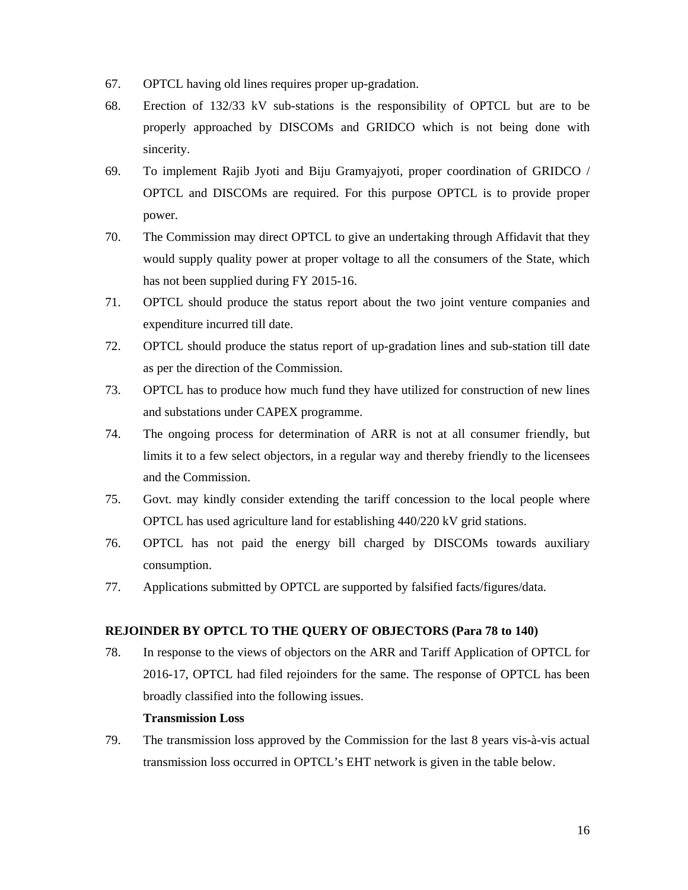67. OPTCL having old lines requires proper up-gradation.

68. Erection of 132/33 kV sub-stations is the responsibility of OPTCL but are to be properly approached by DISCOMs and GRIDCO which is not being done with sincerity.

69. To implement Rajib Jyoti and Biju Gramyajyoti, proper coordination of GRIDCO / OPTCL and DISCOMs are required. For this purpose OPTCL is to provide proper power.

70. The Commission may direct OPTCL to give an undertaking through Affidavit that they would supply quality power at proper voltage to all the consumers of the State, which has not been supplied during FY 2015-16.

71. OPTCL should produce the status report about the two joint venture companies and expenditure incurred till date.

72. OPTCL should produce the status report of up-gradation lines and sub-station till date as per the direction of the Commission.

73. OPTCL has to produce how much fund they have utilized for construction of new lines and substations under CAPEX programme.

74. The ongoing process for determination of ARR is not at all consumer friendly, but limits it to a few select objectors, in a regular way and thereby friendly to the licensees and the Commission.

75. Govt. may kindly consider extending the tariff concession to the local people where OPTCL has used agriculture land for establishing 440/220 kV grid stations.

76. OPTCL has not paid the energy bill charged by DISCOMs towards auxiliary consumption.

77. Applications submitted by OPTCL are supported by falsified facts/figures/data.

**REJOINDER BY OPTCL TO THE QUERY OF OBJECTORS (Para 78 to 140)**

78. In response to the views of objectors on the ARR and Tariff Application of OPTCL for 2016-17, OPTCL had filed rejoinders for the same. The response of OPTCL has been broadly classified into the following issues.

**Transmission Loss**

79. The transmission loss approved by the Commission for the last 8 years vis-à-vis actual transmission loss occurred in OPTCL's EHT network is given in the table below.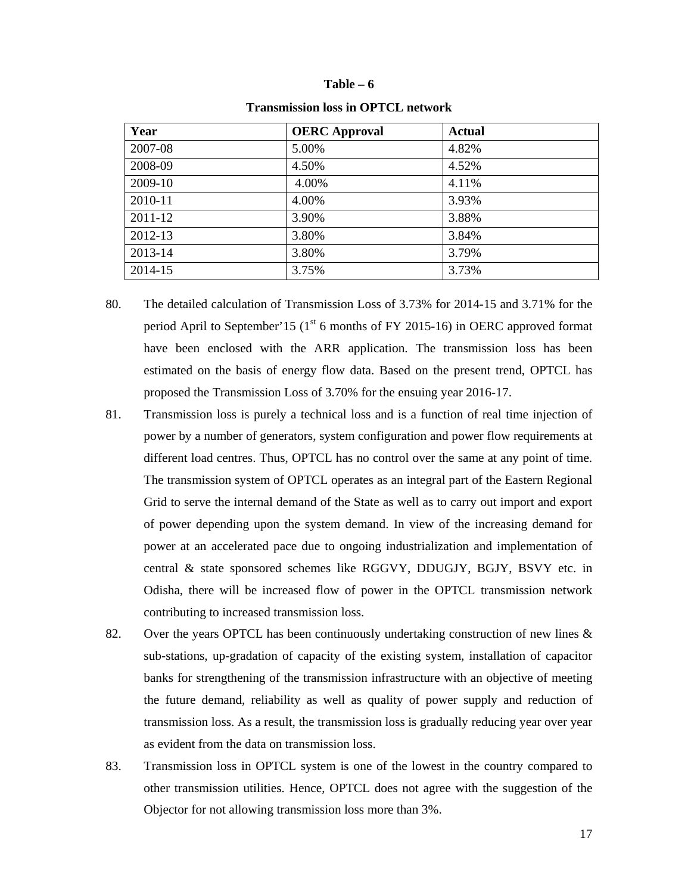**Table – 6**

**Transmission loss in OPTCL network**

| Year | OERC Approval | Actual |
|---|---|---|
| 2007-08 | 5.00% | 4.82% |
| 2008-09 | 4.50% | 4.52% |
| 2009-10 | 4.00% | 4.11% |
| 2010-11 | 4.00% | 3.93% |
| 2011-12 | 3.90% | 3.88% |
| 2012-13 | 3.80% | 3.84% |
| 2013-14 | 3.80% | 3.79% |
| 2014-15 | 3.75% | 3.73% |

80. The detailed calculation of Transmission Loss of 3.73% for 2014-15 and 3.71% for the period April to September'15 (1st 6 months of FY 2015-16) in OERC approved format have been enclosed with the ARR application. The transmission loss has been estimated on the basis of energy flow data. Based on the present trend, OPTCL has proposed the Transmission Loss of 3.70% for the ensuing year 2016-17.

81. Transmission loss is purely a technical loss and is a function of real time injection of power by a number of generators, system configuration and power flow requirements at different load centres. Thus, OPTCL has no control over the same at any point of time. The transmission system of OPTCL operates as an integral part of the Eastern Regional Grid to serve the internal demand of the State as well as to carry out import and export of power depending upon the system demand. In view of the increasing demand for power at an accelerated pace due to ongoing industrialization and implementation of central & state sponsored schemes like RGGVY, DDUGJY, BGJY, BSVY etc. in Odisha, there will be increased flow of power in the OPTCL transmission network contributing to increased transmission loss.

82. Over the years OPTCL has been continuously undertaking construction of new lines & sub-stations, up-gradation of capacity of the existing system, installation of capacitor banks for strengthening of the transmission infrastructure with an objective of meeting the future demand, reliability as well as quality of power supply and reduction of transmission loss. As a result, the transmission loss is gradually reducing year over year as evident from the data on transmission loss.

83. Transmission loss in OPTCL system is one of the lowest in the country compared to other transmission utilities. Hence, OPTCL does not agree with the suggestion of the Objector for not allowing transmission loss more than 3%.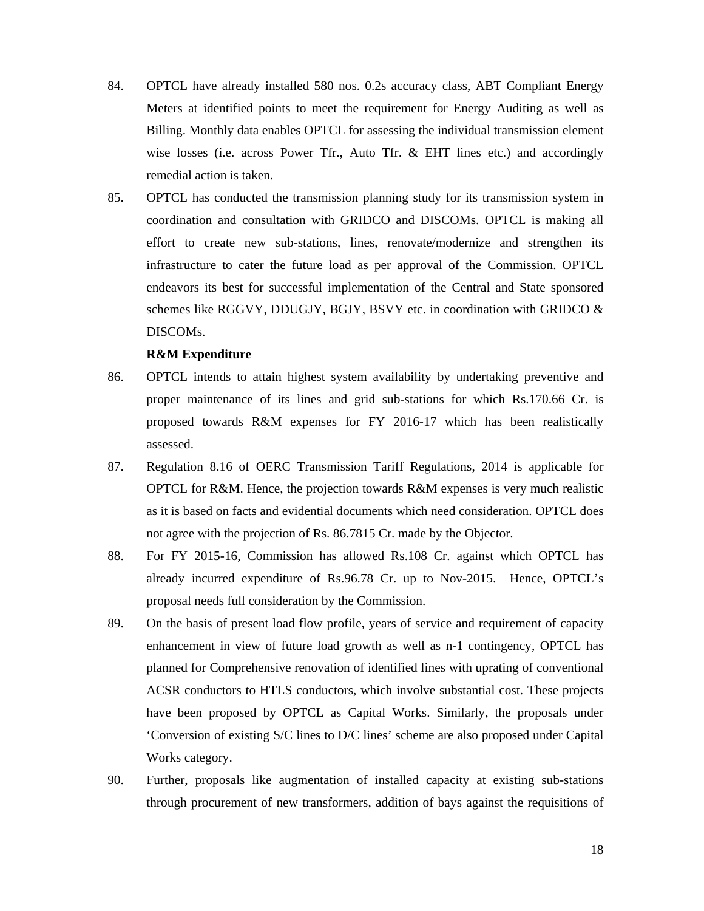84. OPTCL have already installed 580 nos. 0.2s accuracy class, ABT Compliant Energy Meters at identified points to meet the requirement for Energy Auditing as well as Billing. Monthly data enables OPTCL for assessing the individual transmission element wise losses (i.e. across Power Tfr., Auto Tfr. & EHT lines etc.) and accordingly remedial action is taken.

85. OPTCL has conducted the transmission planning study for its transmission system in coordination and consultation with GRIDCO and DISCOMs. OPTCL is making all effort to create new sub-stations, lines, renovate/modernize and strengthen its infrastructure to cater the future load as per approval of the Commission. OPTCL endeavors its best for successful implementation of the Central and State sponsored schemes like RGGVY, DDUGJY, BGJY, BSVY etc. in coordination with GRIDCO & DISCOMs.

**R&M Expenditure**

86. OPTCL intends to attain highest system availability by undertaking preventive and proper maintenance of its lines and grid sub-stations for which Rs.170.66 Cr. is proposed towards R&M expenses for FY 2016-17 which has been realistically assessed.

87. Regulation 8.16 of OERC Transmission Tariff Regulations, 2014 is applicable for OPTCL for R&M. Hence, the projection towards R&M expenses is very much realistic as it is based on facts and evidential documents which need consideration. OPTCL does not agree with the projection of Rs. 86.7815 Cr. made by the Objector.

88. For FY 2015-16, Commission has allowed Rs.108 Cr. against which OPTCL has already incurred expenditure of Rs.96.78 Cr. up to Nov-2015. Hence, OPTCL's proposal needs full consideration by the Commission.

89. On the basis of present load flow profile, years of service and requirement of capacity enhancement in view of future load growth as well as n-1 contingency, OPTCL has planned for Comprehensive renovation of identified lines with uprating of conventional ACSR conductors to HTLS conductors, which involve substantial cost. These projects have been proposed by OPTCL as Capital Works. Similarly, the proposals under 'Conversion of existing S/C lines to D/C lines' scheme are also proposed under Capital Works category.

90. Further, proposals like augmentation of installed capacity at existing sub-stations through procurement of new transformers, addition of bays against the requisitions of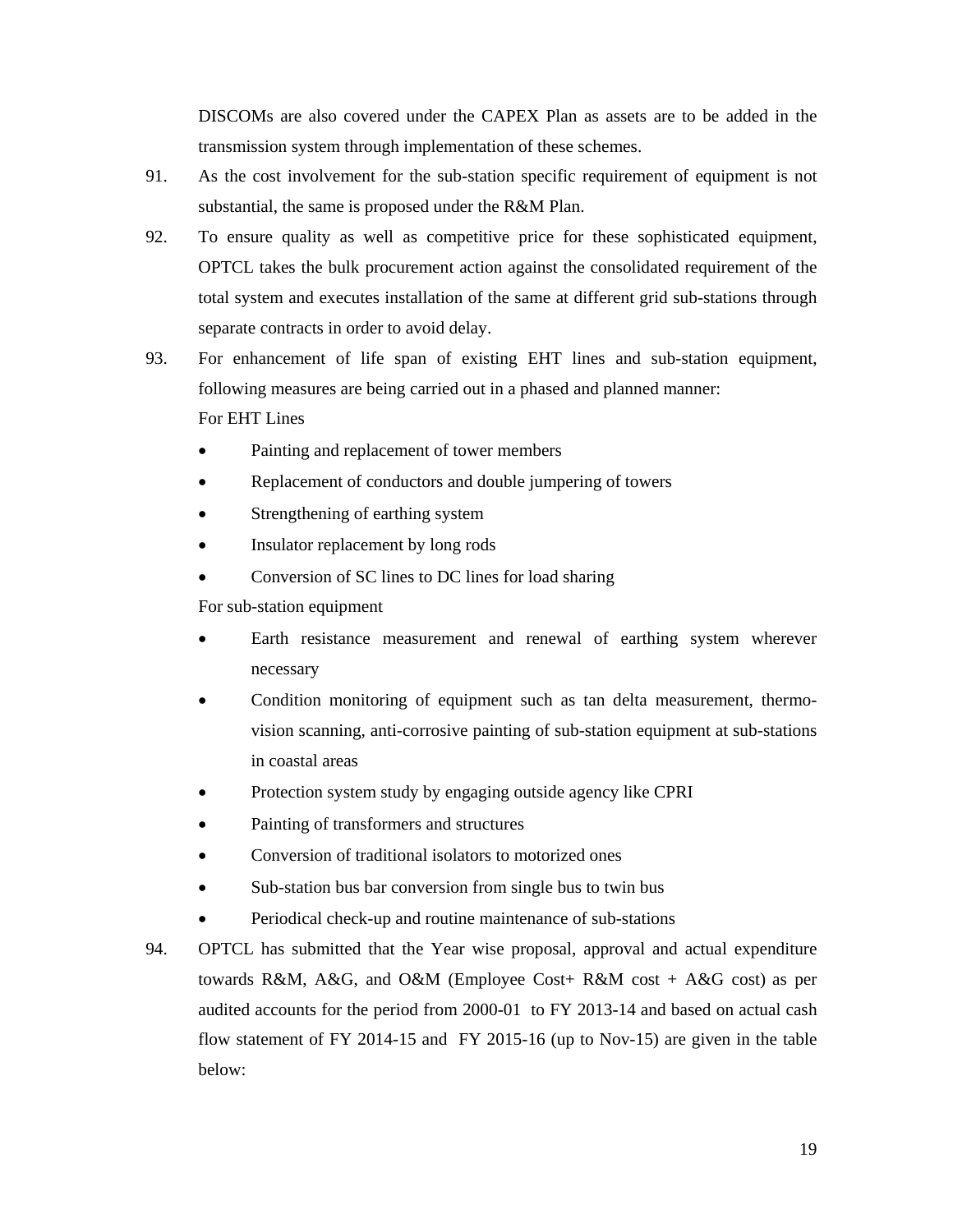DISCOMs are also covered under the CAPEX Plan as assets are to be added in the transmission system through implementation of these schemes.

91. As the cost involvement for the sub-station specific requirement of equipment is not substantial, the same is proposed under the R&M Plan.

92. To ensure quality as well as competitive price for these sophisticated equipment, OPTCL takes the bulk procurement action against the consolidated requirement of the total system and executes installation of the same at different grid sub-stations through separate contracts in order to avoid delay.

93. For enhancement of life span of existing EHT lines and sub-station equipment, following measures are being carried out in a phased and planned manner:

For EHT Lines

- Painting and replacement of tower members
- Replacement of conductors and double jumpering of towers
- Strengthening of earthing system
- Insulator replacement by long rods
- Conversion of SC lines to DC lines for load sharing

For sub-station equipment

- Earth resistance measurement and renewal of earthing system wherever necessary
- Condition monitoring of equipment such as tan delta measurement, thermo-vision scanning, anti-corrosive painting of sub-station equipment at sub-stations in coastal areas
- Protection system study by engaging outside agency like CPRI
- Painting of transformers and structures
- Conversion of traditional isolators to motorized ones
- Sub-station bus bar conversion from single bus to twin bus
- Periodical check-up and routine maintenance of sub-stations

94. OPTCL has submitted that the Year wise proposal, approval and actual expenditure towards R&M, A&G, and O&M (Employee Cost+ R&M cost + A&G cost) as per audited accounts for the period from 2000-01 to FY 2013-14 and based on actual cash flow statement of FY 2014-15 and FY 2015-16 (up to Nov-15) are given in the table below: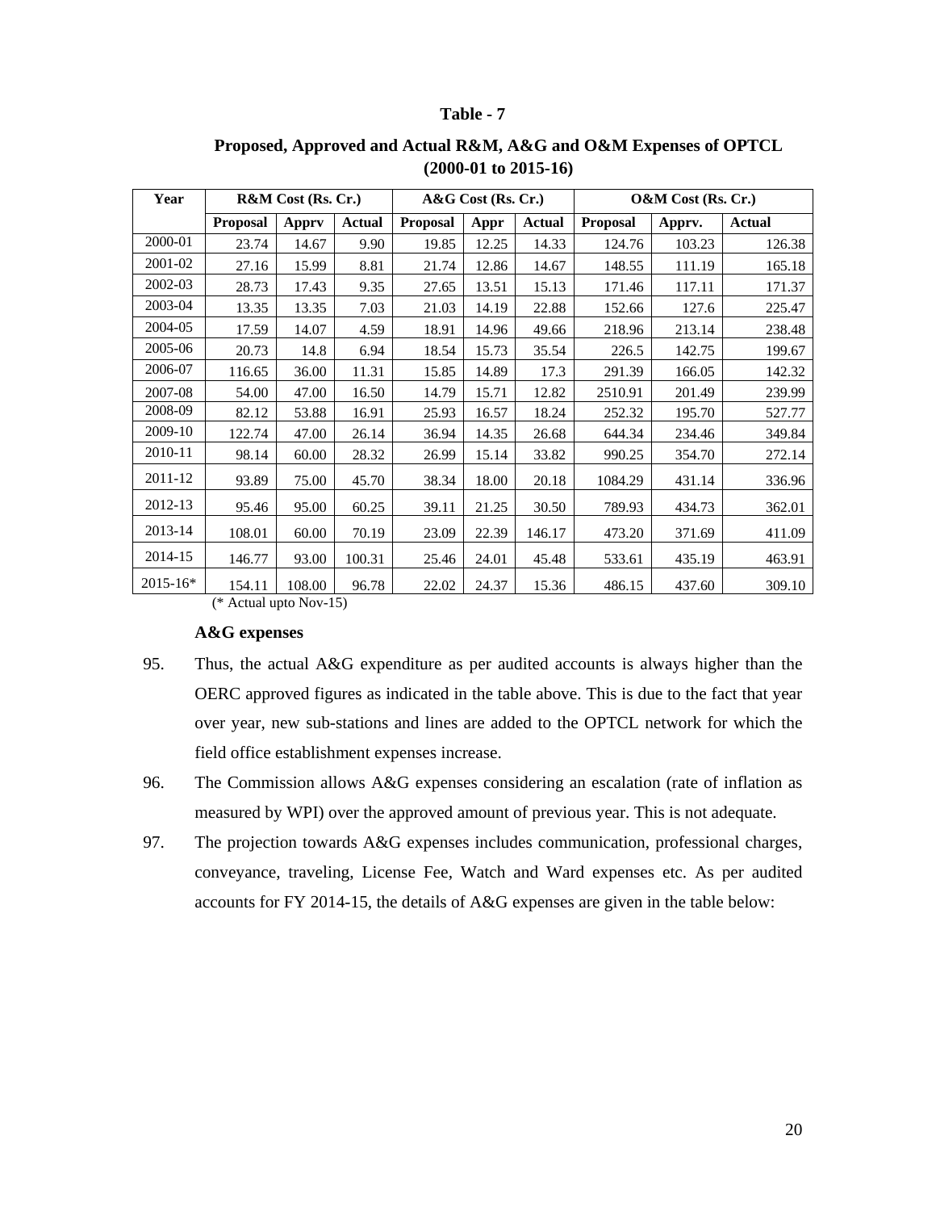**Table - 7**

**Proposed, Approved and Actual R&M, A&G and O&M Expenses of OPTCL (2000-01 to 2015-16)**

| Year | R&M Cost (Rs. Cr.) | | | A&G Cost (Rs. Cr.) | | | O&M Cost (Rs. Cr.) | | |
|---|---|---|---|---|---|---|---|---|---|
| | **Proposal** | **Apprv** | **Actual** | **Proposal** | **Appr** | **Actual** | **Proposal** | **Apprv.** | **Actual** |
| 2000-01 | 23.74 | 14.67 | 9.90 | 19.85 | 12.25 | 14.33 | 124.76 | 103.23 | 126.38 |
| 2001-02 | 27.16 | 15.99 | 8.81 | 21.74 | 12.86 | 14.67 | 148.55 | 111.19 | 165.18 |
| 2002-03 | 28.73 | 17.43 | 9.35 | 27.65 | 13.51 | 15.13 | 171.46 | 117.11 | 171.37 |
| 2003-04 | 13.35 | 13.35 | 7.03 | 21.03 | 14.19 | 22.88 | 152.66 | 127.6 | 225.47 |
| 2004-05 | 17.59 | 14.07 | 4.59 | 18.91 | 14.96 | 49.66 | 218.96 | 213.14 | 238.48 |
| 2005-06 | 20.73 | 14.8 | 6.94 | 18.54 | 15.73 | 35.54 | 226.5 | 142.75 | 199.67 |
| 2006-07 | 116.65 | 36.00 | 11.31 | 15.85 | 14.89 | 17.3 | 291.39 | 166.05 | 142.32 |
| 2007-08 | 54.00 | 47.00 | 16.50 | 14.79 | 15.71 | 12.82 | 2510.91 | 201.49 | 239.99 |
| 2008-09 | 82.12 | 53.88 | 16.91 | 25.93 | 16.57 | 18.24 | 252.32 | 195.70 | 527.77 |
| 2009-10 | 122.74 | 47.00 | 26.14 | 36.94 | 14.35 | 26.68 | 644.34 | 234.46 | 349.84 |
| 2010-11 | 98.14 | 60.00 | 28.32 | 26.99 | 15.14 | 33.82 | 990.25 | 354.70 | 272.14 |
| 2011-12 | 93.89 | 75.00 | 45.70 | 38.34 | 18.00 | 20.18 | 1084.29 | 431.14 | 336.96 |
| 2012-13 | 95.46 | 95.00 | 60.25 | 39.11 | 21.25 | 30.50 | 789.93 | 434.73 | 362.01 |
| 2013-14 | 108.01 | 60.00 | 70.19 | 23.09 | 22.39 | 146.17 | 473.20 | 371.69 | 411.09 |
| 2014-15 | 146.77 | 93.00 | 100.31 | 25.46 | 24.01 | 45.48 | 533.61 | 435.19 | 463.91 |
| 2015-16* | 154.11 | 108.00 | 96.78 | 22.02 | 24.37 | 15.36 | 486.15 | 437.60 | 309.10 |

(* Actual upto Nov-15)

**A&G expenses**

95. Thus, the actual A&G expenditure as per audited accounts is always higher than the OERC approved figures as indicated in the table above. This is due to the fact that year over year, new sub-stations and lines are added to the OPTCL network for which the field office establishment expenses increase.

96. The Commission allows A&G expenses considering an escalation (rate of inflation as measured by WPI) over the approved amount of previous year. This is not adequate.

97. The projection towards A&G expenses includes communication, professional charges, conveyance, traveling, License Fee, Watch and Ward expenses etc. As per audited accounts for FY 2014-15, the details of A&G expenses are given in the table below: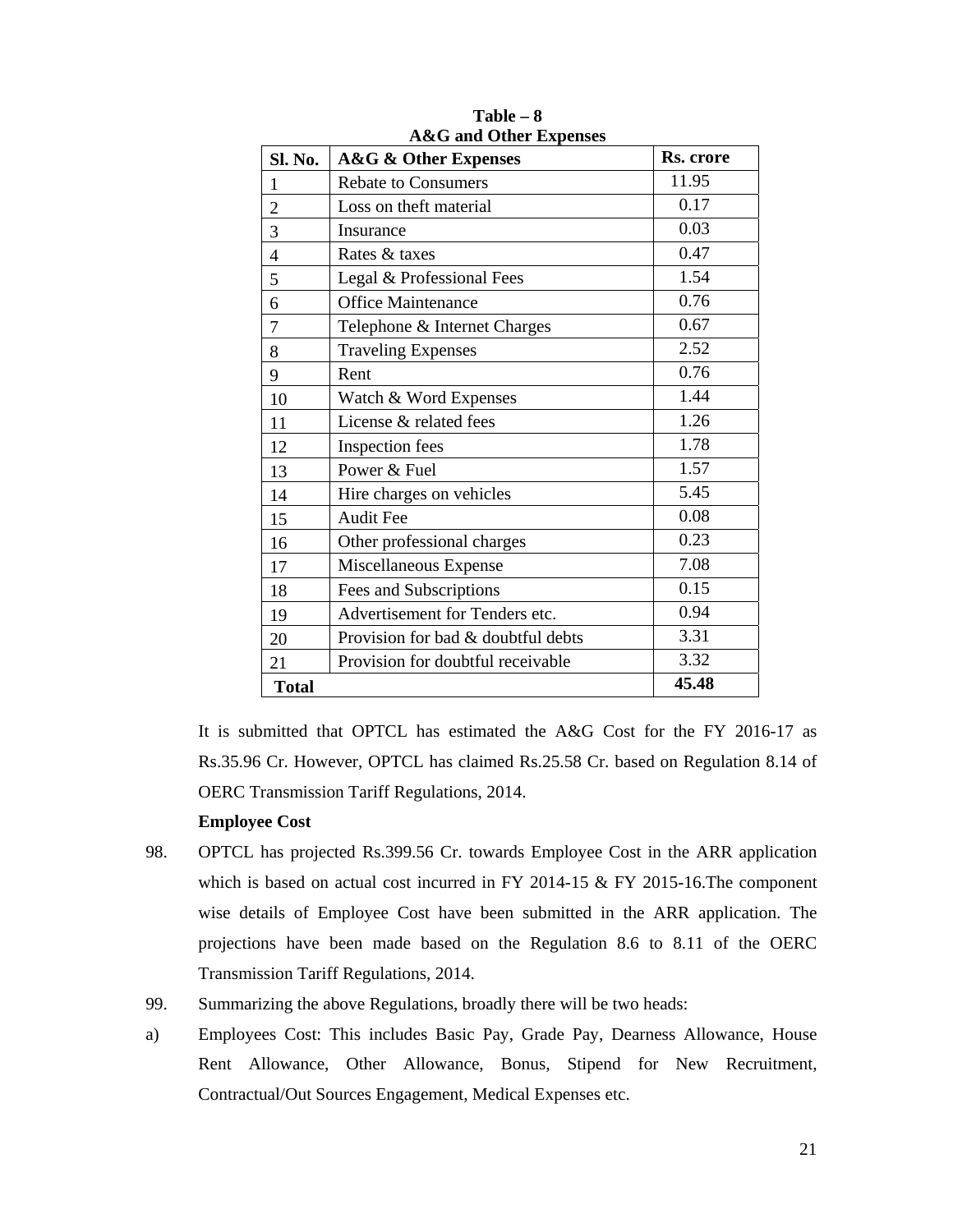**Table – 8**
**A&G and Other Expenses**

| Sl. No. | A&G & Other Expenses | Rs. crore |
|---|---|---|
| 1 | Rebate to Consumers | 11.95 |
| 2 | Loss on theft material | 0.17 |
| 3 | Insurance | 0.03 |
| 4 | Rates & taxes | 0.47 |
| 5 | Legal & Professional Fees | 1.54 |
| 6 | Office Maintenance | 0.76 |
| 7 | Telephone & Internet Charges | 0.67 |
| 8 | Traveling Expenses | 2.52 |
| 9 | Rent | 0.76 |
| 10 | Watch & Word Expenses | 1.44 |
| 11 | License & related fees | 1.26 |
| 12 | Inspection fees | 1.78 |
| 13 | Power & Fuel | 1.57 |
| 14 | Hire charges on vehicles | 5.45 |
| 15 | Audit Fee | 0.08 |
| 16 | Other professional charges | 0.23 |
| 17 | Miscellaneous Expense | 7.08 |
| 18 | Fees and Subscriptions | 0.15 |
| 19 | Advertisement for Tenders etc. | 0.94 |
| 20 | Provision for bad & doubtful debts | 3.31 |
| 21 | Provision for doubtful receivable | 3.32 |
| **Total** | | **45.48** |

It is submitted that OPTCL has estimated the A&G Cost for the FY 2016-17 as Rs.35.96 Cr. However, OPTCL has claimed Rs.25.58 Cr. based on Regulation 8.14 of OERC Transmission Tariff Regulations, 2014.

**Employee Cost**

98. OPTCL has projected Rs.399.56 Cr. towards Employee Cost in the ARR application which is based on actual cost incurred in FY 2014-15 & FY 2015-16.The component wise details of Employee Cost have been submitted in the ARR application. The projections have been made based on the Regulation 8.6 to 8.11 of the OERC Transmission Tariff Regulations, 2014.

99. Summarizing the above Regulations, broadly there will be two heads:

a) Employees Cost: This includes Basic Pay, Grade Pay, Dearness Allowance, House Rent Allowance, Other Allowance, Bonus, Stipend for New Recruitment, Contractual/Out Sources Engagement, Medical Expenses etc.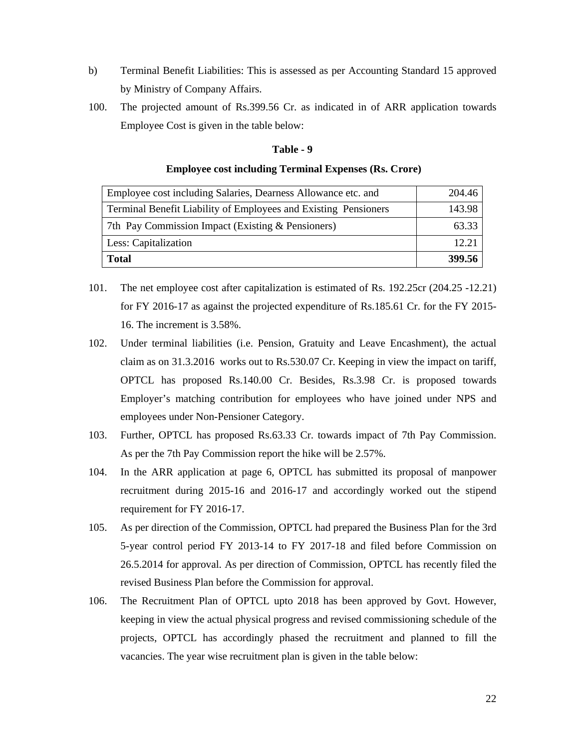b) Terminal Benefit Liabilities: This is assessed as per Accounting Standard 15 approved by Ministry of Company Affairs.

100. The projected amount of Rs.399.56 Cr. as indicated in of ARR application towards Employee Cost is given in the table below:

**Table - 9**

**Employee cost including Terminal Expenses (Rs. Crore)**

| | |
|---|---:|
| Employee cost including Salaries, Dearness Allowance etc. and | 204.46 |
| Terminal Benefit Liability of Employees and Existing Pensioners | 143.98 |
| 7th Pay Commission Impact (Existing & Pensioners) | 63.33 |
| Less: Capitalization | 12.21 |
| **Total** | **399.56** |

101. The net employee cost after capitalization is estimated of Rs. 192.25cr (204.25 -12.21) for FY 2016-17 as against the projected expenditure of Rs.185.61 Cr. for the FY 2015-16. The increment is 3.58%.

102. Under terminal liabilities (i.e. Pension, Gratuity and Leave Encashment), the actual claim as on 31.3.2016 works out to Rs.530.07 Cr. Keeping in view the impact on tariff, OPTCL has proposed Rs.140.00 Cr. Besides, Rs.3.98 Cr. is proposed towards Employer's matching contribution for employees who have joined under NPS and employees under Non-Pensioner Category.

103. Further, OPTCL has proposed Rs.63.33 Cr. towards impact of 7th Pay Commission. As per the 7th Pay Commission report the hike will be 2.57%.

104. In the ARR application at page 6, OPTCL has submitted its proposal of manpower recruitment during 2015-16 and 2016-17 and accordingly worked out the stipend requirement for FY 2016-17.

105. As per direction of the Commission, OPTCL had prepared the Business Plan for the 3rd 5-year control period FY 2013-14 to FY 2017-18 and filed before Commission on 26.5.2014 for approval. As per direction of Commission, OPTCL has recently filed the revised Business Plan before the Commission for approval.

106. The Recruitment Plan of OPTCL upto 2018 has been approved by Govt. However, keeping in view the actual physical progress and revised commissioning schedule of the projects, OPTCL has accordingly phased the recruitment and planned to fill the vacancies. The year wise recruitment plan is given in the table below: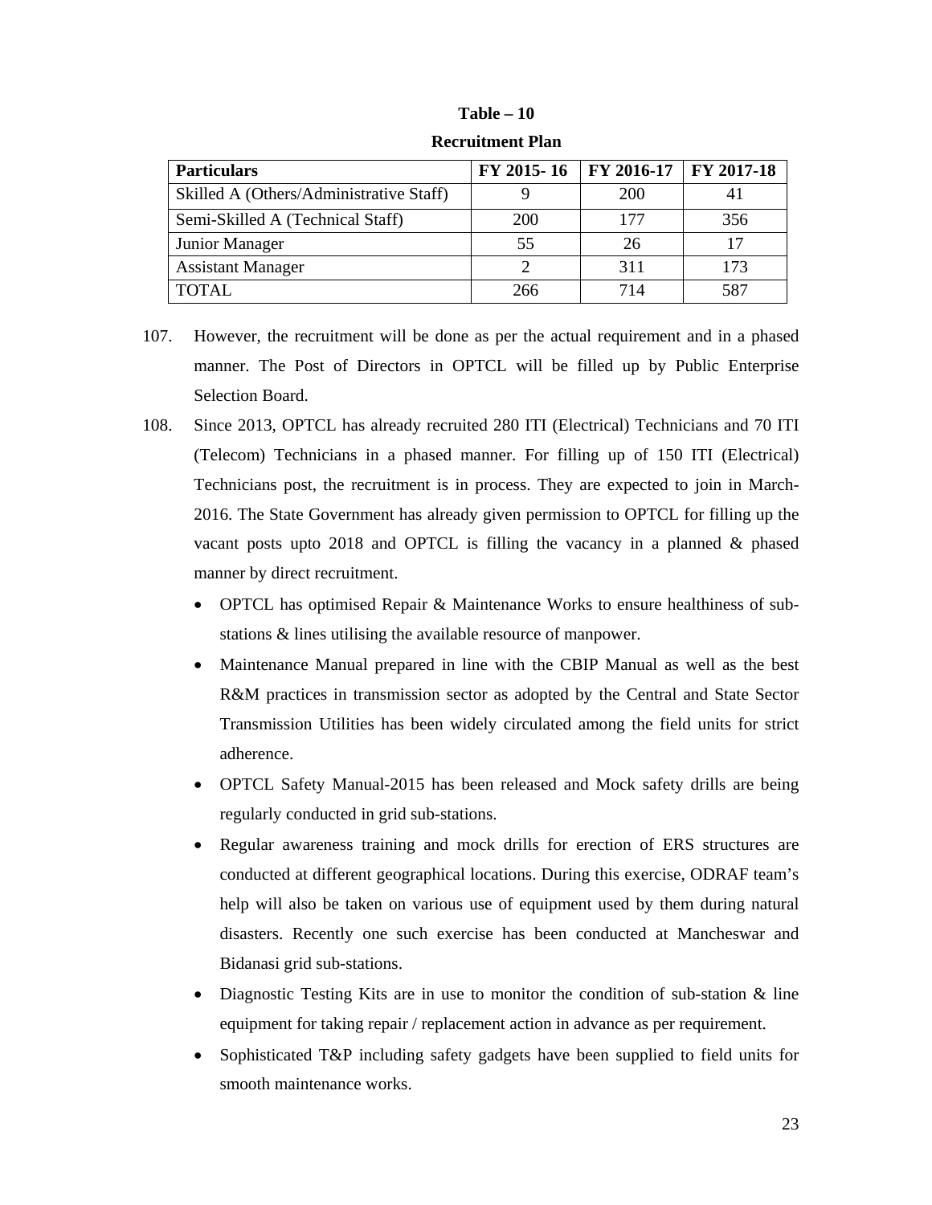**Table – 10**

**Recruitment Plan**

| Particulars | FY 2015- 16 | FY 2016-17 | FY 2017-18 |
|---|---|---|---|
| Skilled A (Others/Administrative Staff) | 9 | 200 | 41 |
| Semi-Skilled A (Technical Staff) | 200 | 177 | 356 |
| Junior Manager | 55 | 26 | 17 |
| Assistant Manager | 2 | 311 | 173 |
| TOTAL | 266 | 714 | 587 |

107. However, the recruitment will be done as per the actual requirement and in a phased manner. The Post of Directors in OPTCL will be filled up by Public Enterprise Selection Board.

108. Since 2013, OPTCL has already recruited 280 ITI (Electrical) Technicians and 70 ITI (Telecom) Technicians in a phased manner. For filling up of 150 ITI (Electrical) Technicians post, the recruitment is in process. They are expected to join in March-2016. The State Government has already given permission to OPTCL for filling up the vacant posts upto 2018 and OPTCL is filling the vacancy in a planned & phased manner by direct recruitment.

   - OPTCL has optimised Repair & Maintenance Works to ensure healthiness of sub-stations & lines utilising the available resource of manpower.
   - Maintenance Manual prepared in line with the CBIP Manual as well as the best R&M practices in transmission sector as adopted by the Central and State Sector Transmission Utilities has been widely circulated among the field units for strict adherence.
   - OPTCL Safety Manual-2015 has been released and Mock safety drills are being regularly conducted in grid sub-stations.
   - Regular awareness training and mock drills for erection of ERS structures are conducted at different geographical locations. During this exercise, ODRAF team's help will also be taken on various use of equipment used by them during natural disasters. Recently one such exercise has been conducted at Mancheswar and Bidanasi grid sub-stations.
   - Diagnostic Testing Kits are in use to monitor the condition of sub-station & line equipment for taking repair / replacement action in advance as per requirement.
   - Sophisticated T&P including safety gadgets have been supplied to field units for smooth maintenance works.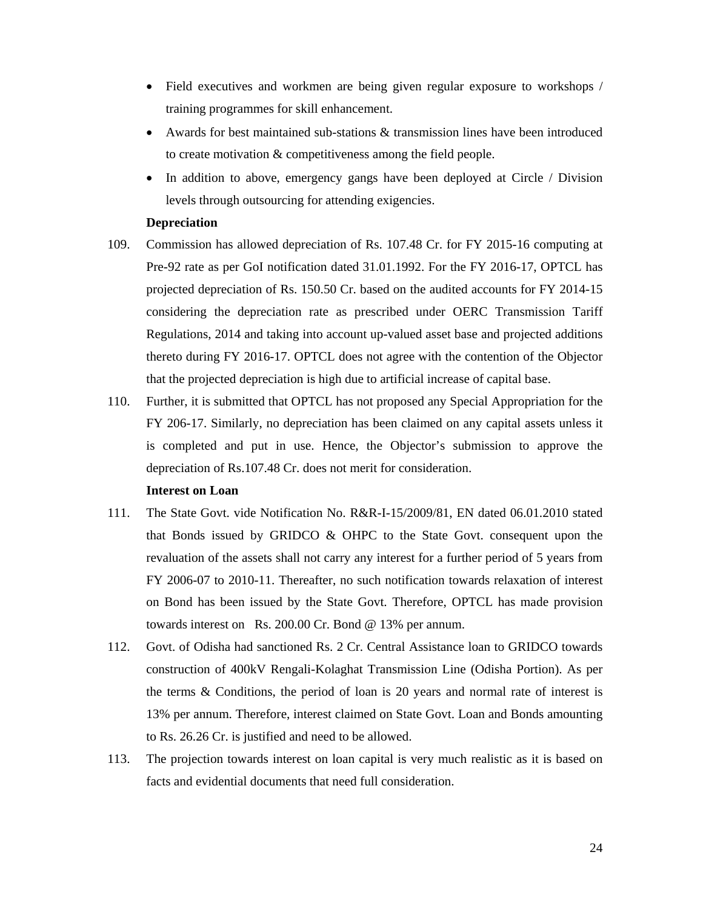- Field executives and workmen are being given regular exposure to workshops / training programmes for skill enhancement.
- Awards for best maintained sub-stations & transmission lines have been introduced to create motivation & competitiveness among the field people.
- In addition to above, emergency gangs have been deployed at Circle / Division levels through outsourcing for attending exigencies.

**Depreciation**

109. Commission has allowed depreciation of Rs. 107.48 Cr. for FY 2015-16 computing at Pre-92 rate as per GoI notification dated 31.01.1992. For the FY 2016-17, OPTCL has projected depreciation of Rs. 150.50 Cr. based on the audited accounts for FY 2014-15 considering the depreciation rate as prescribed under OERC Transmission Tariff Regulations, 2014 and taking into account up-valued asset base and projected additions thereto during FY 2016-17. OPTCL does not agree with the contention of the Objector that the projected depreciation is high due to artificial increase of capital base.

110. Further, it is submitted that OPTCL has not proposed any Special Appropriation for the FY 206-17. Similarly, no depreciation has been claimed on any capital assets unless it is completed and put in use. Hence, the Objector's submission to approve the depreciation of Rs.107.48 Cr. does not merit for consideration.

**Interest on Loan**

111. The State Govt. vide Notification No. R&R-I-15/2009/81, EN dated 06.01.2010 stated that Bonds issued by GRIDCO & OHPC to the State Govt. consequent upon the revaluation of the assets shall not carry any interest for a further period of 5 years from FY 2006-07 to 2010-11. Thereafter, no such notification towards relaxation of interest on Bond has been issued by the State Govt. Therefore, OPTCL has made provision towards interest on Rs. 200.00 Cr. Bond @ 13% per annum.

112. Govt. of Odisha had sanctioned Rs. 2 Cr. Central Assistance loan to GRIDCO towards construction of 400kV Rengali-Kolaghat Transmission Line (Odisha Portion). As per the terms & Conditions, the period of loan is 20 years and normal rate of interest is 13% per annum. Therefore, interest claimed on State Govt. Loan and Bonds amounting to Rs. 26.26 Cr. is justified and need to be allowed.

113. The projection towards interest on loan capital is very much realistic as it is based on facts and evidential documents that need full consideration.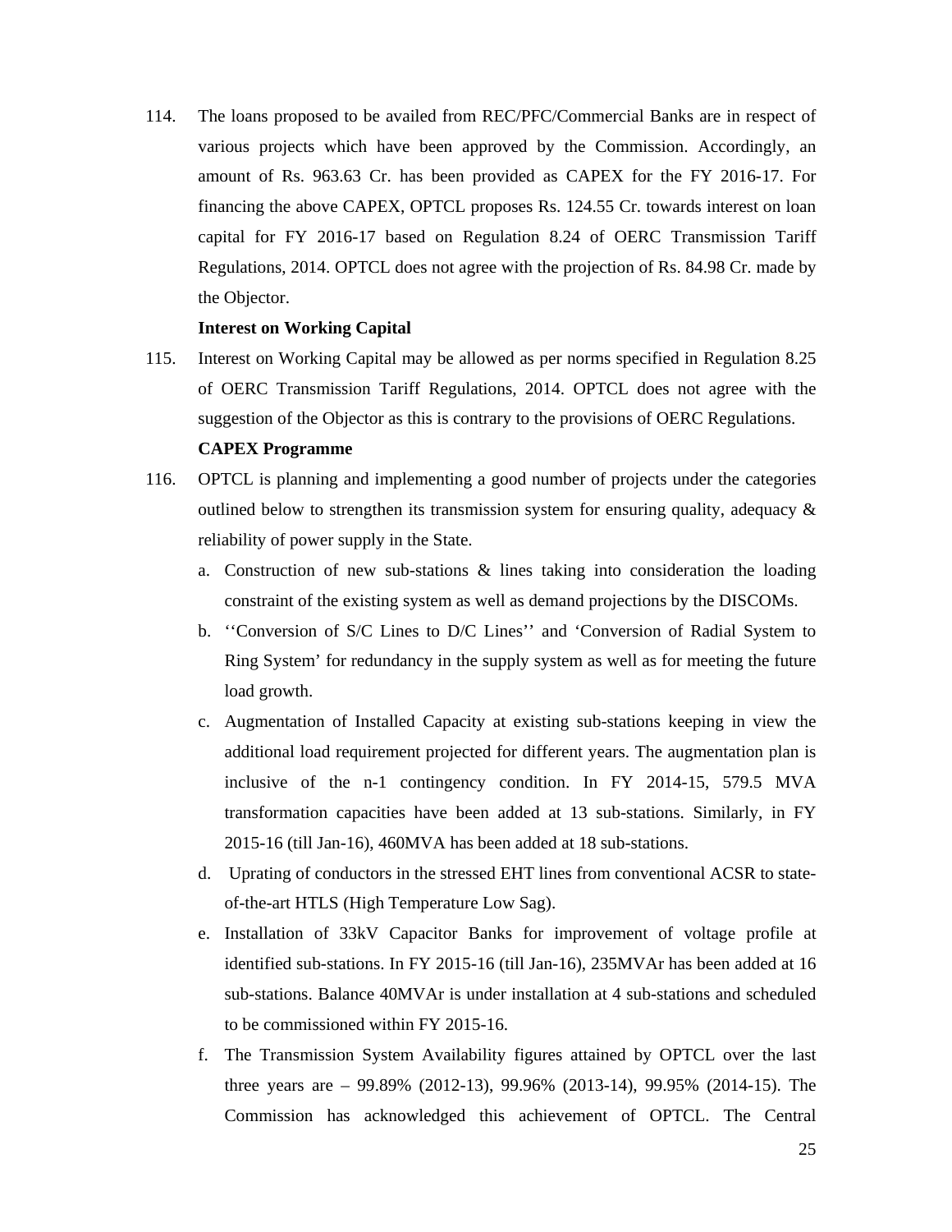114. The loans proposed to be availed from REC/PFC/Commercial Banks are in respect of various projects which have been approved by the Commission. Accordingly, an amount of Rs. 963.63 Cr. has been provided as CAPEX for the FY 2016-17. For financing the above CAPEX, OPTCL proposes Rs. 124.55 Cr. towards interest on loan capital for FY 2016-17 based on Regulation 8.24 of OERC Transmission Tariff Regulations, 2014. OPTCL does not agree with the projection of Rs. 84.98 Cr. made by the Objector.

**Interest on Working Capital**

115. Interest on Working Capital may be allowed as per norms specified in Regulation 8.25 of OERC Transmission Tariff Regulations, 2014. OPTCL does not agree with the suggestion of the Objector as this is contrary to the provisions of OERC Regulations.

**CAPEX Programme**

116. OPTCL is planning and implementing a good number of projects under the categories outlined below to strengthen its transmission system for ensuring quality, adequacy & reliability of power supply in the State.

    a. Construction of new sub-stations & lines taking into consideration the loading constraint of the existing system as well as demand projections by the DISCOMs.

    b. ‘‘Conversion of S/C Lines to D/C Lines’’ and ‘Conversion of Radial System to Ring System’ for redundancy in the supply system as well as for meeting the future load growth.

    c. Augmentation of Installed Capacity at existing sub-stations keeping in view the additional load requirement projected for different years. The augmentation plan is inclusive of the n-1 contingency condition. In FY 2014-15, 579.5 MVA transformation capacities have been added at 13 sub-stations. Similarly, in FY 2015-16 (till Jan-16), 460MVA has been added at 18 sub-stations.

    d. Uprating of conductors in the stressed EHT lines from conventional ACSR to state-of-the-art HTLS (High Temperature Low Sag).

    e. Installation of 33kV Capacitor Banks for improvement of voltage profile at identified sub-stations. In FY 2015-16 (till Jan-16), 235MVAr has been added at 16 sub-stations. Balance 40MVAr is under installation at 4 sub-stations and scheduled to be commissioned within FY 2015-16.

    f. The Transmission System Availability figures attained by OPTCL over the last three years are – 99.89% (2012-13), 99.96% (2013-14), 99.95% (2014-15). The Commission has acknowledged this achievement of OPTCL. The Central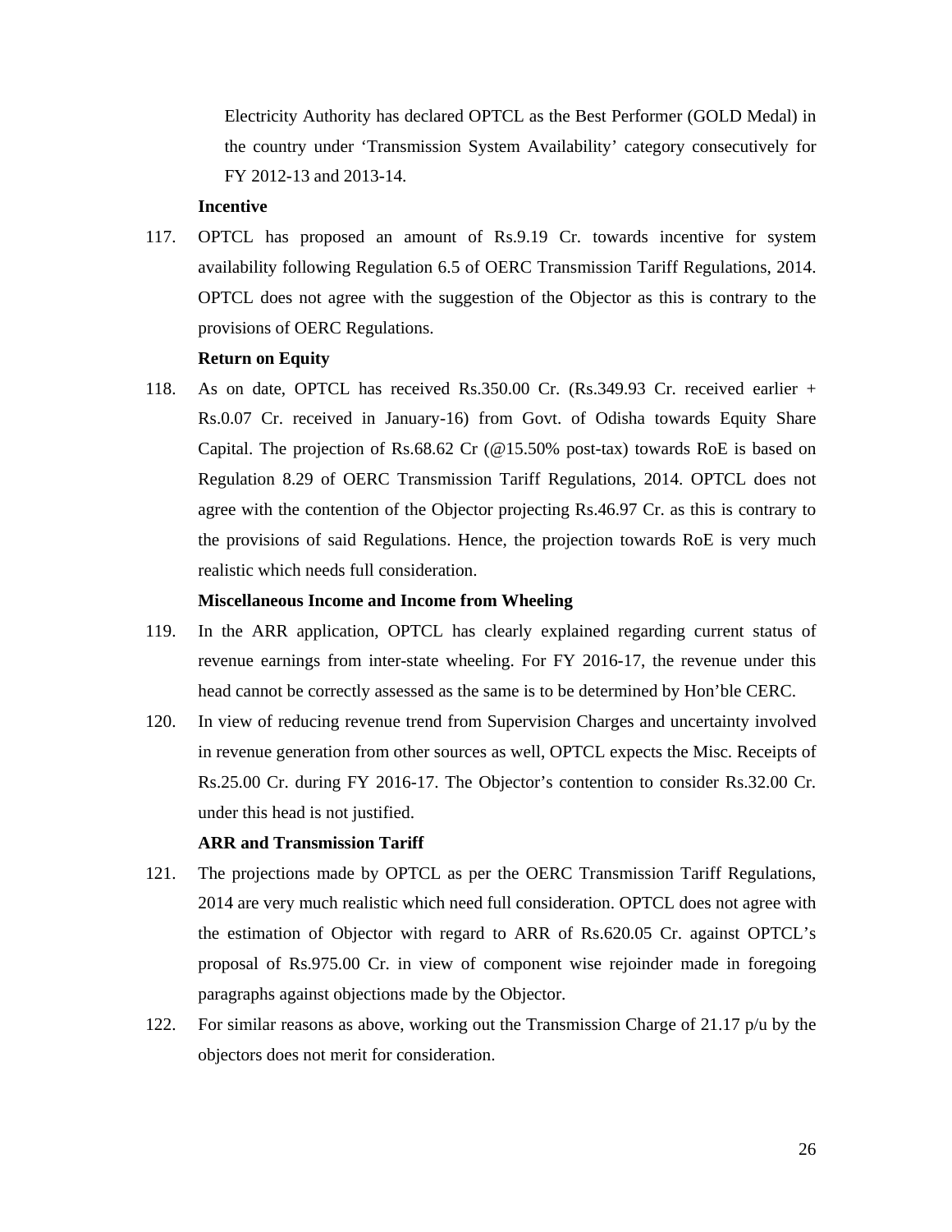Electricity Authority has declared OPTCL as the Best Performer (GOLD Medal) in the country under 'Transmission System Availability' category consecutively for FY 2012-13 and 2013-14.

**Incentive**

117. OPTCL has proposed an amount of Rs.9.19 Cr. towards incentive for system availability following Regulation 6.5 of OERC Transmission Tariff Regulations, 2014. OPTCL does not agree with the suggestion of the Objector as this is contrary to the provisions of OERC Regulations.

**Return on Equity**

118. As on date, OPTCL has received Rs.350.00 Cr. (Rs.349.93 Cr. received earlier + Rs.0.07 Cr. received in January-16) from Govt. of Odisha towards Equity Share Capital. The projection of Rs.68.62 Cr (@15.50% post-tax) towards RoE is based on Regulation 8.29 of OERC Transmission Tariff Regulations, 2014. OPTCL does not agree with the contention of the Objector projecting Rs.46.97 Cr. as this is contrary to the provisions of said Regulations. Hence, the projection towards RoE is very much realistic which needs full consideration.

**Miscellaneous Income and Income from Wheeling**

119. In the ARR application, OPTCL has clearly explained regarding current status of revenue earnings from inter-state wheeling. For FY 2016-17, the revenue under this head cannot be correctly assessed as the same is to be determined by Hon'ble CERC.

120. In view of reducing revenue trend from Supervision Charges and uncertainty involved in revenue generation from other sources as well, OPTCL expects the Misc. Receipts of Rs.25.00 Cr. during FY 2016-17. The Objector's contention to consider Rs.32.00 Cr. under this head is not justified.

**ARR and Transmission Tariff**

121. The projections made by OPTCL as per the OERC Transmission Tariff Regulations, 2014 are very much realistic which need full consideration. OPTCL does not agree with the estimation of Objector with regard to ARR of Rs.620.05 Cr. against OPTCL's proposal of Rs.975.00 Cr. in view of component wise rejoinder made in foregoing paragraphs against objections made by the Objector.

122. For similar reasons as above, working out the Transmission Charge of 21.17 p/u by the objectors does not merit for consideration.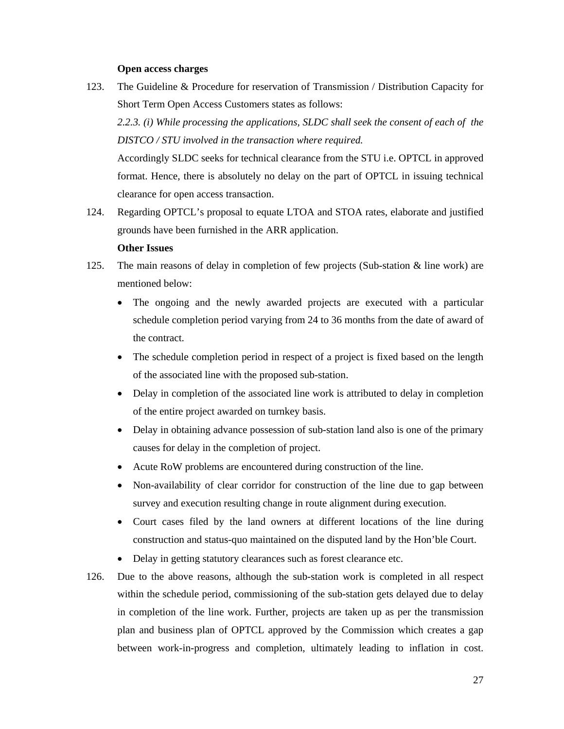**Open access charges**

123. The Guideline & Procedure for reservation of Transmission / Distribution Capacity for Short Term Open Access Customers states as follows:

*2.2.3. (i) While processing the applications, SLDC shall seek the consent of each of the DISTCO / STU involved in the transaction where required.*

Accordingly SLDC seeks for technical clearance from the STU i.e. OPTCL in approved format. Hence, there is absolutely no delay on the part of OPTCL in issuing technical clearance for open access transaction.

124. Regarding OPTCL's proposal to equate LTOA and STOA rates, elaborate and justified grounds have been furnished in the ARR application.

**Other Issues**

125. The main reasons of delay in completion of few projects (Sub-station & line work) are mentioned below:

- The ongoing and the newly awarded projects are executed with a particular schedule completion period varying from 24 to 36 months from the date of award of the contract.
- The schedule completion period in respect of a project is fixed based on the length of the associated line with the proposed sub-station.
- Delay in completion of the associated line work is attributed to delay in completion of the entire project awarded on turnkey basis.
- Delay in obtaining advance possession of sub-station land also is one of the primary causes for delay in the completion of project.
- Acute RoW problems are encountered during construction of the line.
- Non-availability of clear corridor for construction of the line due to gap between survey and execution resulting change in route alignment during execution.
- Court cases filed by the land owners at different locations of the line during construction and status-quo maintained on the disputed land by the Hon'ble Court.
- Delay in getting statutory clearances such as forest clearance etc.

126. Due to the above reasons, although the sub-station work is completed in all respect within the schedule period, commissioning of the sub-station gets delayed due to delay in completion of the line work. Further, projects are taken up as per the transmission plan and business plan of OPTCL approved by the Commission which creates a gap between work-in-progress and completion, ultimately leading to inflation in cost.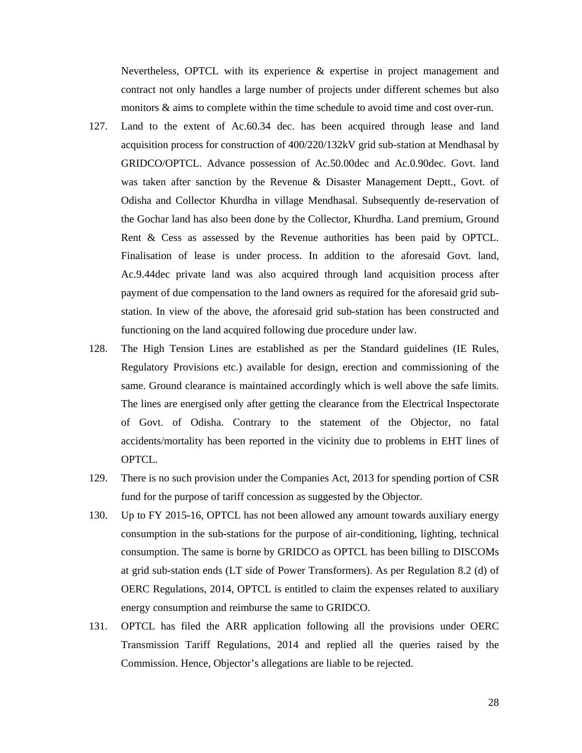Nevertheless, OPTCL with its experience & expertise in project management and contract not only handles a large number of projects under different schemes but also monitors & aims to complete within the time schedule to avoid time and cost over-run.

127. Land to the extent of Ac.60.34 dec. has been acquired through lease and land acquisition process for construction of 400/220/132kV grid sub-station at Mendhasal by GRIDCO/OPTCL. Advance possession of Ac.50.00dec and Ac.0.90dec. Govt. land was taken after sanction by the Revenue & Disaster Management Deptt., Govt. of Odisha and Collector Khurdha in village Mendhasal. Subsequently de-reservation of the Gochar land has also been done by the Collector, Khurdha. Land premium, Ground Rent & Cess as assessed by the Revenue authorities has been paid by OPTCL. Finalisation of lease is under process. In addition to the aforesaid Govt. land, Ac.9.44dec private land was also acquired through land acquisition process after payment of due compensation to the land owners as required for the aforesaid grid sub-station. In view of the above, the aforesaid grid sub-station has been constructed and functioning on the land acquired following due procedure under law.

128. The High Tension Lines are established as per the Standard guidelines (IE Rules, Regulatory Provisions etc.) available for design, erection and commissioning of the same. Ground clearance is maintained accordingly which is well above the safe limits. The lines are energised only after getting the clearance from the Electrical Inspectorate of Govt. of Odisha. Contrary to the statement of the Objector, no fatal accidents/mortality has been reported in the vicinity due to problems in EHT lines of OPTCL.

129. There is no such provision under the Companies Act, 2013 for spending portion of CSR fund for the purpose of tariff concession as suggested by the Objector.

130. Up to FY 2015-16, OPTCL has not been allowed any amount towards auxiliary energy consumption in the sub-stations for the purpose of air-conditioning, lighting, technical consumption. The same is borne by GRIDCO as OPTCL has been billing to DISCOMs at grid sub-station ends (LT side of Power Transformers). As per Regulation 8.2 (d) of OERC Regulations, 2014, OPTCL is entitled to claim the expenses related to auxiliary energy consumption and reimburse the same to GRIDCO.

131. OPTCL has filed the ARR application following all the provisions under OERC Transmission Tariff Regulations, 2014 and replied all the queries raised by the Commission. Hence, Objector's allegations are liable to be rejected.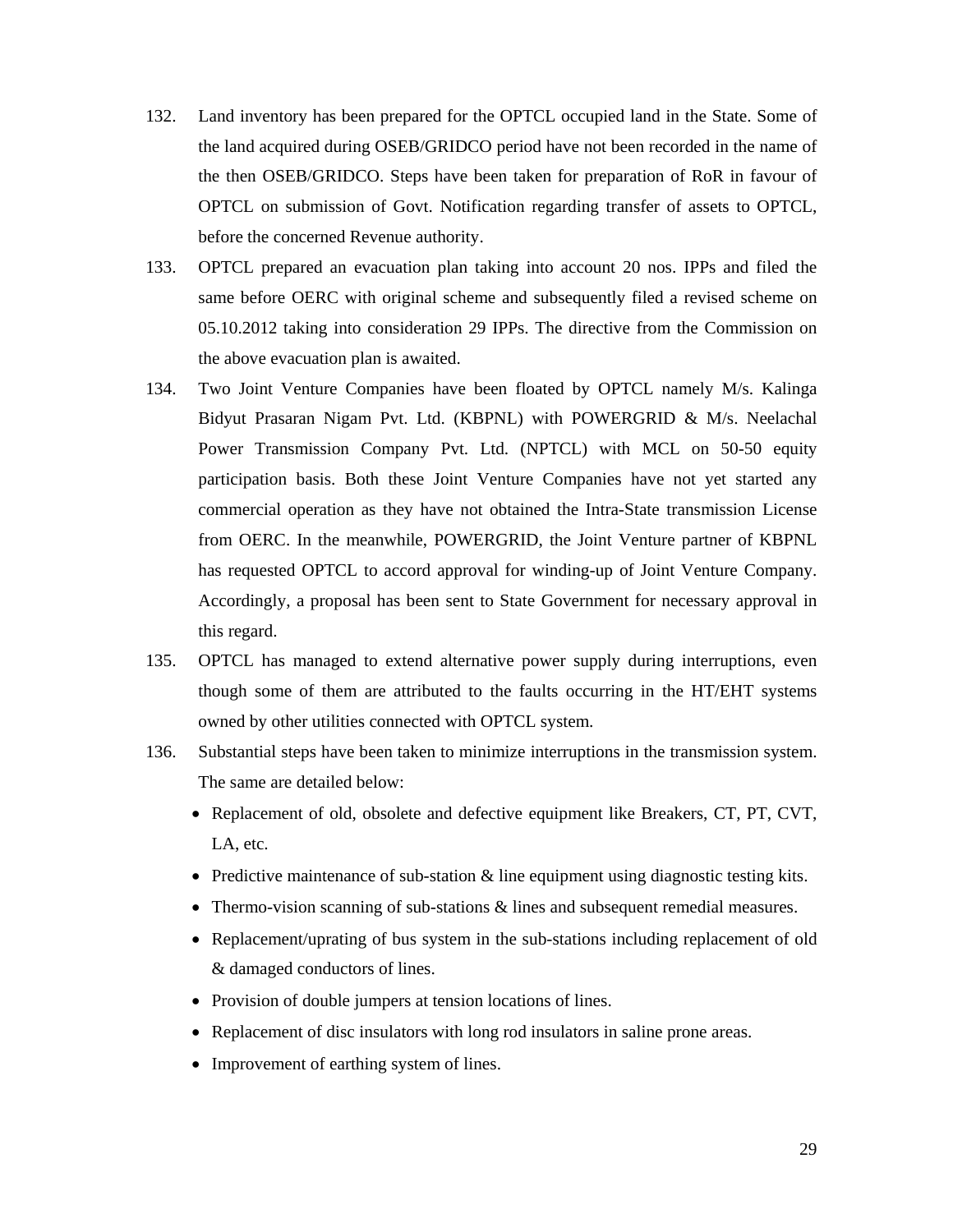132. Land inventory has been prepared for the OPTCL occupied land in the State. Some of the land acquired during OSEB/GRIDCO period have not been recorded in the name of the then OSEB/GRIDCO. Steps have been taken for preparation of RoR in favour of OPTCL on submission of Govt. Notification regarding transfer of assets to OPTCL, before the concerned Revenue authority.

133. OPTCL prepared an evacuation plan taking into account 20 nos. IPPs and filed the same before OERC with original scheme and subsequently filed a revised scheme on 05.10.2012 taking into consideration 29 IPPs. The directive from the Commission on the above evacuation plan is awaited.

134. Two Joint Venture Companies have been floated by OPTCL namely M/s. Kalinga Bidyut Prasaran Nigam Pvt. Ltd. (KBPNL) with POWERGRID & M/s. Neelachal Power Transmission Company Pvt. Ltd. (NPTCL) with MCL on 50-50 equity participation basis. Both these Joint Venture Companies have not yet started any commercial operation as they have not obtained the Intra-State transmission License from OERC. In the meanwhile, POWERGRID, the Joint Venture partner of KBPNL has requested OPTCL to accord approval for winding-up of Joint Venture Company. Accordingly, a proposal has been sent to State Government for necessary approval in this regard.

135. OPTCL has managed to extend alternative power supply during interruptions, even though some of them are attributed to the faults occurring in the HT/EHT systems owned by other utilities connected with OPTCL system.

136. Substantial steps have been taken to minimize interruptions in the transmission system. The same are detailed below:

    - Replacement of old, obsolete and defective equipment like Breakers, CT, PT, CVT, LA, etc.
    - Predictive maintenance of sub-station & line equipment using diagnostic testing kits.
    - Thermo-vision scanning of sub-stations & lines and subsequent remedial measures.
    - Replacement/uprating of bus system in the sub-stations including replacement of old & damaged conductors of lines.
    - Provision of double jumpers at tension locations of lines.
    - Replacement of disc insulators with long rod insulators in saline prone areas.
    - Improvement of earthing system of lines.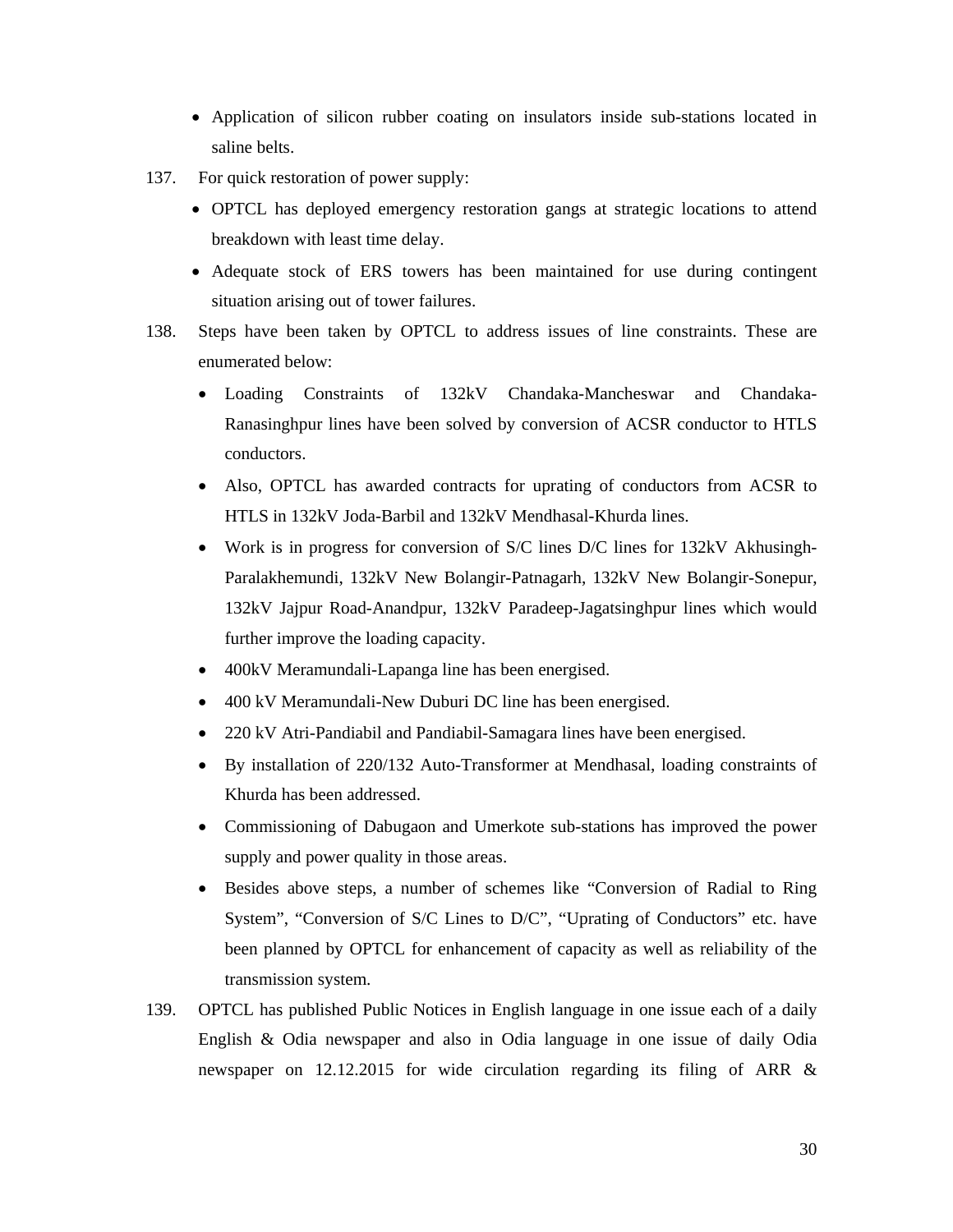- Application of silicon rubber coating on insulators inside sub-stations located in saline belts.

137. For quick restoration of power supply:

   - OPTCL has deployed emergency restoration gangs at strategic locations to attend breakdown with least time delay.
   - Adequate stock of ERS towers has been maintained for use during contingent situation arising out of tower failures.

138. Steps have been taken by OPTCL to address issues of line constraints. These are enumerated below:

   - Loading Constraints of 132kV Chandaka-Mancheswar and Chandaka-Ranasinghpur lines have been solved by conversion of ACSR conductor to HTLS conductors.
   - Also, OPTCL has awarded contracts for uprating of conductors from ACSR to HTLS in 132kV Joda-Barbil and 132kV Mendhasal-Khurda lines.
   - Work is in progress for conversion of S/C lines D/C lines for 132kV Akhusingh-Paralakhemundi, 132kV New Bolangir-Patnagarh, 132kV New Bolangir-Sonepur, 132kV Jajpur Road-Anandpur, 132kV Paradeep-Jagatsinghpur lines which would further improve the loading capacity.
   - 400kV Meramundali-Lapanga line has been energised.
   - 400 kV Meramundali-New Duburi DC line has been energised.
   - 220 kV Atri-Pandiabil and Pandiabil-Samagara lines have been energised.
   - By installation of 220/132 Auto-Transformer at Mendhasal, loading constraints of Khurda has been addressed.
   - Commissioning of Dabugaon and Umerkote sub-stations has improved the power supply and power quality in those areas.
   - Besides above steps, a number of schemes like "Conversion of Radial to Ring System", "Conversion of S/C Lines to D/C", "Uprating of Conductors" etc. have been planned by OPTCL for enhancement of capacity as well as reliability of the transmission system.

139. OPTCL has published Public Notices in English language in one issue each of a daily English & Odia newspaper and also in Odia language in one issue of daily Odia newspaper on 12.12.2015 for wide circulation regarding its filing of ARR &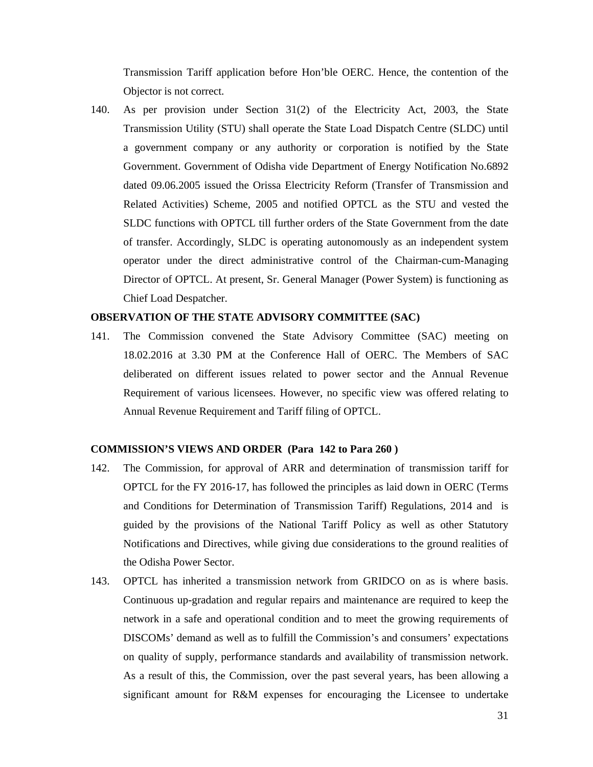Transmission Tariff application before Hon'ble OERC. Hence, the contention of the Objector is not correct.

140. As per provision under Section 31(2) of the Electricity Act, 2003, the State Transmission Utility (STU) shall operate the State Load Dispatch Centre (SLDC) until a government company or any authority or corporation is notified by the State Government. Government of Odisha vide Department of Energy Notification No.6892 dated 09.06.2005 issued the Orissa Electricity Reform (Transfer of Transmission and Related Activities) Scheme, 2005 and notified OPTCL as the STU and vested the SLDC functions with OPTCL till further orders of the State Government from the date of transfer. Accordingly, SLDC is operating autonomously as an independent system operator under the direct administrative control of the Chairman-cum-Managing Director of OPTCL. At present, Sr. General Manager (Power System) is functioning as Chief Load Despatcher.

**OBSERVATION OF THE STATE ADVISORY COMMITTEE (SAC)**

141. The Commission convened the State Advisory Committee (SAC) meeting on 18.02.2016 at 3.30 PM at the Conference Hall of OERC. The Members of SAC deliberated on different issues related to power sector and the Annual Revenue Requirement of various licensees. However, no specific view was offered relating to Annual Revenue Requirement and Tariff filing of OPTCL.

**COMMISSION'S VIEWS AND ORDER (Para 142 to Para 260 )**

142. The Commission, for approval of ARR and determination of transmission tariff for OPTCL for the FY 2016-17, has followed the principles as laid down in OERC (Terms and Conditions for Determination of Transmission Tariff) Regulations, 2014 and is guided by the provisions of the National Tariff Policy as well as other Statutory Notifications and Directives, while giving due considerations to the ground realities of the Odisha Power Sector.

143. OPTCL has inherited a transmission network from GRIDCO on as is where basis. Continuous up-gradation and regular repairs and maintenance are required to keep the network in a safe and operational condition and to meet the growing requirements of DISCOMs' demand as well as to fulfill the Commission's and consumers' expectations on quality of supply, performance standards and availability of transmission network. As a result of this, the Commission, over the past several years, has been allowing a significant amount for R&M expenses for encouraging the Licensee to undertake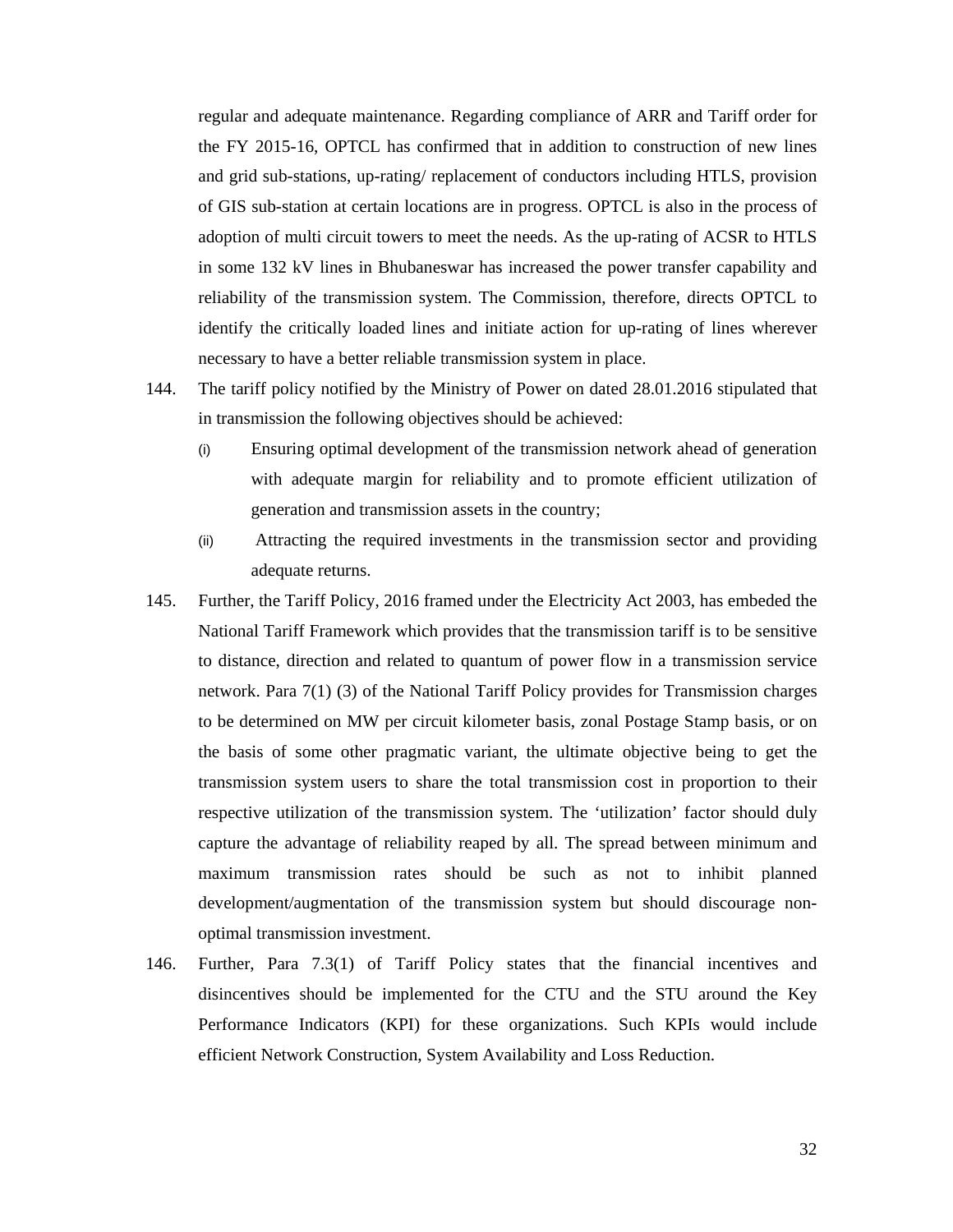regular and adequate maintenance. Regarding compliance of ARR and Tariff order for the FY 2015-16, OPTCL has confirmed that in addition to construction of new lines and grid sub-stations, up-rating/ replacement of conductors including HTLS, provision of GIS sub-station at certain locations are in progress. OPTCL is also in the process of adoption of multi circuit towers to meet the needs. As the up-rating of ACSR to HTLS in some 132 kV lines in Bhubaneswar has increased the power transfer capability and reliability of the transmission system. The Commission, therefore, directs OPTCL to identify the critically loaded lines and initiate action for up-rating of lines wherever necessary to have a better reliable transmission system in place.

144. The tariff policy notified by the Ministry of Power on dated 28.01.2016 stipulated that in transmission the following objectives should be achieved:

   (i) Ensuring optimal development of the transmission network ahead of generation with adequate margin for reliability and to promote efficient utilization of generation and transmission assets in the country;

   (ii) Attracting the required investments in the transmission sector and providing adequate returns.

145. Further, the Tariff Policy, 2016 framed under the Electricity Act 2003, has embeded the National Tariff Framework which provides that the transmission tariff is to be sensitive to distance, direction and related to quantum of power flow in a transmission service network. Para 7(1) (3) of the National Tariff Policy provides for Transmission charges to be determined on MW per circuit kilometer basis, zonal Postage Stamp basis, or on the basis of some other pragmatic variant, the ultimate objective being to get the transmission system users to share the total transmission cost in proportion to their respective utilization of the transmission system. The 'utilization' factor should duly capture the advantage of reliability reaped by all. The spread between minimum and maximum transmission rates should be such as not to inhibit planned development/augmentation of the transmission system but should discourage non-optimal transmission investment.

146. Further, Para 7.3(1) of Tariff Policy states that the financial incentives and disincentives should be implemented for the CTU and the STU around the Key Performance Indicators (KPI) for these organizations. Such KPIs would include efficient Network Construction, System Availability and Loss Reduction.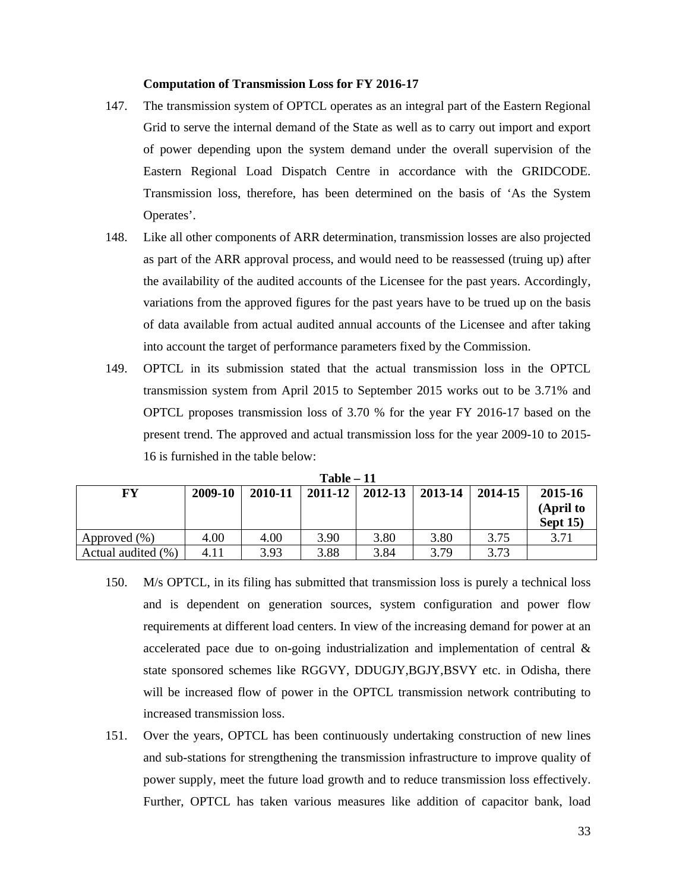**Computation of Transmission Loss for FY 2016-17**

147. The transmission system of OPTCL operates as an integral part of the Eastern Regional Grid to serve the internal demand of the State as well as to carry out import and export of power depending upon the system demand under the overall supervision of the Eastern Regional Load Dispatch Centre in accordance with the GRIDCODE. Transmission loss, therefore, has been determined on the basis of 'As the System Operates'.

148. Like all other components of ARR determination, transmission losses are also projected as part of the ARR approval process, and would need to be reassessed (truing up) after the availability of the audited accounts of the Licensee for the past years. Accordingly, variations from the approved figures for the past years have to be trued up on the basis of data available from actual audited annual accounts of the Licensee and after taking into account the target of performance parameters fixed by the Commission.

149. OPTCL in its submission stated that the actual transmission loss in the OPTCL transmission system from April 2015 to September 2015 works out to be 3.71% and OPTCL proposes transmission loss of 3.70 % for the year FY 2016-17 based on the present trend. The approved and actual transmission loss for the year 2009-10 to 2015-16 is furnished in the table below:

**Table – 11**

| FY | 2009-10 | 2010-11 | 2011-12 | 2012-13 | 2013-14 | 2014-15 | 2015-16 (April to Sept 15) |
|---|---|---|---|---|---|---|---|
| Approved (%) | 4.00 | 4.00 | 3.90 | 3.80 | 3.80 | 3.75 | 3.71 |
| Actual audited (%) | 4.11 | 3.93 | 3.88 | 3.84 | 3.79 | 3.73 | |

150. M/s OPTCL, in its filing has submitted that transmission loss is purely a technical loss and is dependent on generation sources, system configuration and power flow requirements at different load centers. In view of the increasing demand for power at an accelerated pace due to on-going industrialization and implementation of central & state sponsored schemes like RGGVY, DDUGJY,BGJY,BSVY etc. in Odisha, there will be increased flow of power in the OPTCL transmission network contributing to increased transmission loss.

151. Over the years, OPTCL has been continuously undertaking construction of new lines and sub-stations for strengthening the transmission infrastructure to improve quality of power supply, meet the future load growth and to reduce transmission loss effectively. Further, OPTCL has taken various measures like addition of capacitor bank, load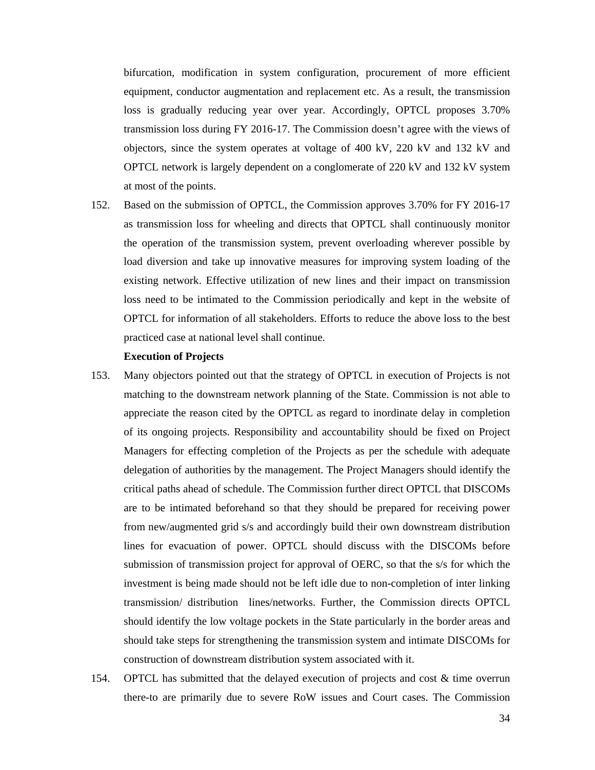bifurcation, modification in system configuration, procurement of more efficient equipment, conductor augmentation and replacement etc. As a result, the transmission loss is gradually reducing year over year. Accordingly, OPTCL proposes 3.70% transmission loss during FY 2016-17. The Commission doesn't agree with the views of objectors, since the system operates at voltage of 400 kV, 220 kV and 132 kV and OPTCL network is largely dependent on a conglomerate of 220 kV and 132 kV system at most of the points.

152. Based on the submission of OPTCL, the Commission approves 3.70% for FY 2016-17 as transmission loss for wheeling and directs that OPTCL shall continuously monitor the operation of the transmission system, prevent overloading wherever possible by load diversion and take up innovative measures for improving system loading of the existing network. Effective utilization of new lines and their impact on transmission loss need to be intimated to the Commission periodically and kept in the website of OPTCL for information of all stakeholders. Efforts to reduce the above loss to the best practiced case at national level shall continue.

**Execution of Projects**

153. Many objectors pointed out that the strategy of OPTCL in execution of Projects is not matching to the downstream network planning of the State. Commission is not able to appreciate the reason cited by the OPTCL as regard to inordinate delay in completion of its ongoing projects. Responsibility and accountability should be fixed on Project Managers for effecting completion of the Projects as per the schedule with adequate delegation of authorities by the management. The Project Managers should identify the critical paths ahead of schedule. The Commission further direct OPTCL that DISCOMs are to be intimated beforehand so that they should be prepared for receiving power from new/augmented grid s/s and accordingly build their own downstream distribution lines for evacuation of power. OPTCL should discuss with the DISCOMs before submission of transmission project for approval of OERC, so that the s/s for which the investment is being made should not be left idle due to non-completion of inter linking transmission/ distribution lines/networks. Further, the Commission directs OPTCL should identify the low voltage pockets in the State particularly in the border areas and should take steps for strengthening the transmission system and intimate DISCOMs for construction of downstream distribution system associated with it.

154. OPTCL has submitted that the delayed execution of projects and cost & time overrun there-to are primarily due to severe RoW issues and Court cases. The Commission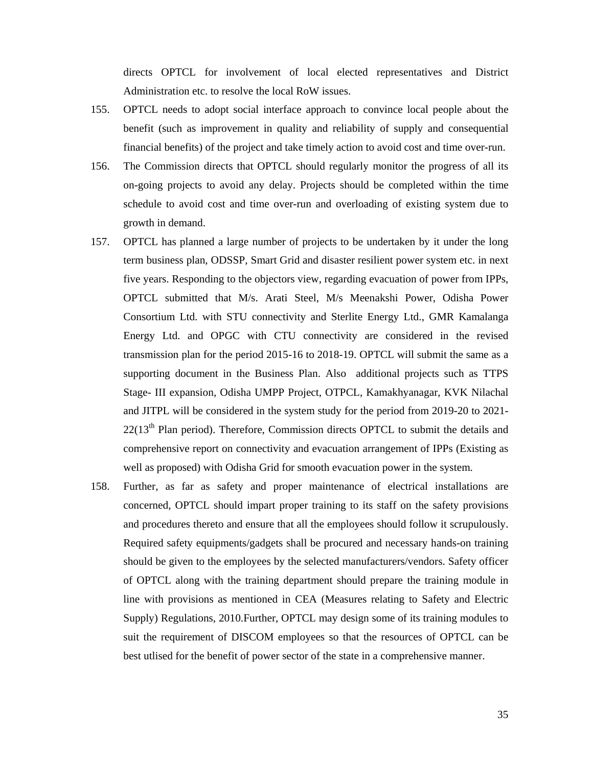directs OPTCL for involvement of local elected representatives and District Administration etc. to resolve the local RoW issues.

155. OPTCL needs to adopt social interface approach to convince local people about the benefit (such as improvement in quality and reliability of supply and consequential financial benefits) of the project and take timely action to avoid cost and time over-run.

156. The Commission directs that OPTCL should regularly monitor the progress of all its on-going projects to avoid any delay. Projects should be completed within the time schedule to avoid cost and time over-run and overloading of existing system due to growth in demand.

157. OPTCL has planned a large number of projects to be undertaken by it under the long term business plan, ODSSP, Smart Grid and disaster resilient power system etc. in next five years. Responding to the objectors view, regarding evacuation of power from IPPs, OPTCL submitted that M/s. Arati Steel, M/s Meenakshi Power, Odisha Power Consortium Ltd. with STU connectivity and Sterlite Energy Ltd., GMR Kamalanga Energy Ltd. and OPGC with CTU connectivity are considered in the revised transmission plan for the period 2015-16 to 2018-19. OPTCL will submit the same as a supporting document in the Business Plan. Also additional projects such as TTPS Stage- III expansion, Odisha UMPP Project, OTPCL, Kamakhyanagar, KVK Nilachal and JITPL will be considered in the system study for the period from 2019-20 to 2021-22(13th Plan period). Therefore, Commission directs OPTCL to submit the details and comprehensive report on connectivity and evacuation arrangement of IPPs (Existing as well as proposed) with Odisha Grid for smooth evacuation power in the system.

158. Further, as far as safety and proper maintenance of electrical installations are concerned, OPTCL should impart proper training to its staff on the safety provisions and procedures thereto and ensure that all the employees should follow it scrupulously. Required safety equipments/gadgets shall be procured and necessary hands-on training should be given to the employees by the selected manufacturers/vendors. Safety officer of OPTCL along with the training department should prepare the training module in line with provisions as mentioned in CEA (Measures relating to Safety and Electric Supply) Regulations, 2010.Further, OPTCL may design some of its training modules to suit the requirement of DISCOM employees so that the resources of OPTCL can be best utlised for the benefit of power sector of the state in a comprehensive manner.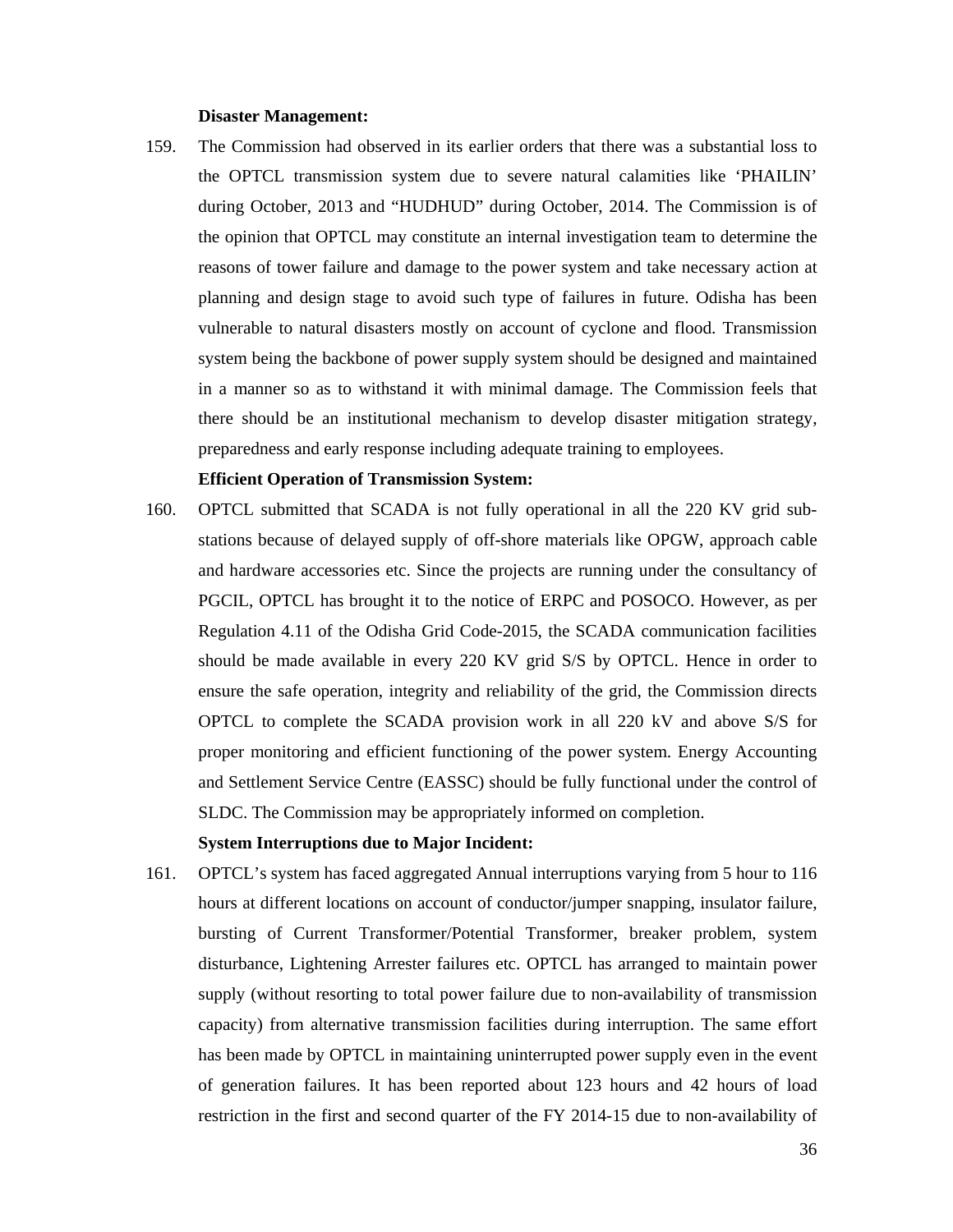**Disaster Management:**

159. The Commission had observed in its earlier orders that there was a substantial loss to the OPTCL transmission system due to severe natural calamities like 'PHAILIN' during October, 2013 and "HUDHUD" during October, 2014. The Commission is of the opinion that OPTCL may constitute an internal investigation team to determine the reasons of tower failure and damage to the power system and take necessary action at planning and design stage to avoid such type of failures in future. Odisha has been vulnerable to natural disasters mostly on account of cyclone and flood. Transmission system being the backbone of power supply system should be designed and maintained in a manner so as to withstand it with minimal damage. The Commission feels that there should be an institutional mechanism to develop disaster mitigation strategy, preparedness and early response including adequate training to employees.

**Efficient Operation of Transmission System:**

160. OPTCL submitted that SCADA is not fully operational in all the 220 KV grid sub-stations because of delayed supply of off-shore materials like OPGW, approach cable and hardware accessories etc. Since the projects are running under the consultancy of PGCIL, OPTCL has brought it to the notice of ERPC and POSOCO. However, as per Regulation 4.11 of the Odisha Grid Code-2015, the SCADA communication facilities should be made available in every 220 KV grid S/S by OPTCL. Hence in order to ensure the safe operation, integrity and reliability of the grid, the Commission directs OPTCL to complete the SCADA provision work in all 220 kV and above S/S for proper monitoring and efficient functioning of the power system. Energy Accounting and Settlement Service Centre (EASSC) should be fully functional under the control of SLDC. The Commission may be appropriately informed on completion.

**System Interruptions due to Major Incident:**

161. OPTCL's system has faced aggregated Annual interruptions varying from 5 hour to 116 hours at different locations on account of conductor/jumper snapping, insulator failure, bursting of Current Transformer/Potential Transformer, breaker problem, system disturbance, Lightening Arrester failures etc. OPTCL has arranged to maintain power supply (without resorting to total power failure due to non-availability of transmission capacity) from alternative transmission facilities during interruption. The same effort has been made by OPTCL in maintaining uninterrupted power supply even in the event of generation failures. It has been reported about 123 hours and 42 hours of load restriction in the first and second quarter of the FY 2014-15 due to non-availability of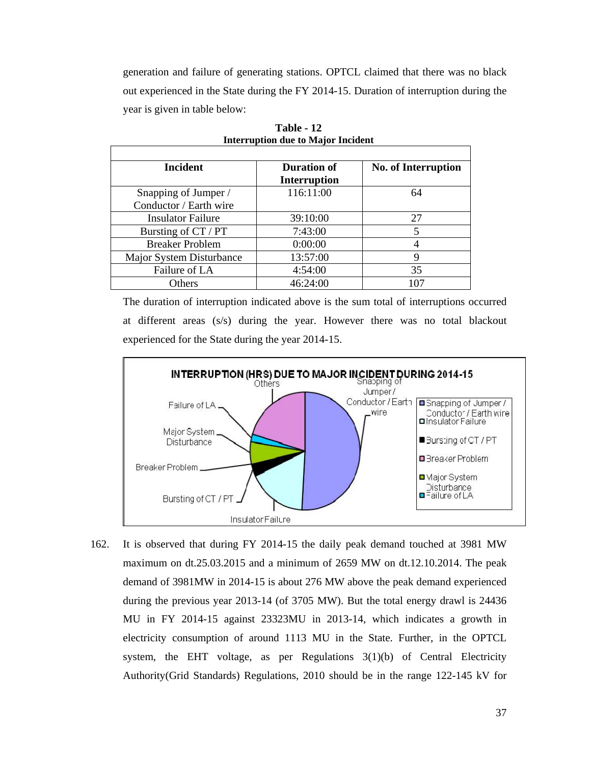generation and failure of generating stations. OPTCL claimed that there was no black out experienced in the State during the FY 2014-15. Duration of interruption during the year is given in table below:

**Table - 12**
**Interruption due to Major Incident**

| Incident | Duration of Interruption | No. of Interruption |
|---|---|---|
| Snapping of Jumper / Conductor / Earth wire | 116:11:00 | 64 |
| Insulator Failure | 39:10:00 | 27 |
| Bursting of CT / PT | 7:43:00 | 5 |
| Breaker Problem | 0:00:00 | 4 |
| Major System Disturbance | 13:57:00 | 9 |
| Failure of LA | 4:54:00 | 35 |
| Others | 46:24:00 | 107 |

The duration of interruption indicated above is the sum total of interruptions occurred at different areas (s/s) during the year. However there was no total blackout experienced for the State during the year 2014-15.

162. It is observed that during FY 2014-15 the daily peak demand touched at 3981 MW maximum on dt.25.03.2015 and a minimum of 2659 MW on dt.12.10.2014. The peak demand of 3981MW in 2014-15 is about 276 MW above the peak demand experienced during the previous year 2013-14 (of 3705 MW). But the total energy drawl is 24436 MU in FY 2014-15 against 23323MU in 2013-14, which indicates a growth in electricity consumption of around 1113 MU in the State. Further, in the OPTCL system, the EHT voltage, as per Regulations 3(1)(b) of Central Electricity Authority(Grid Standards) Regulations, 2010 should be in the range 122-145 kV for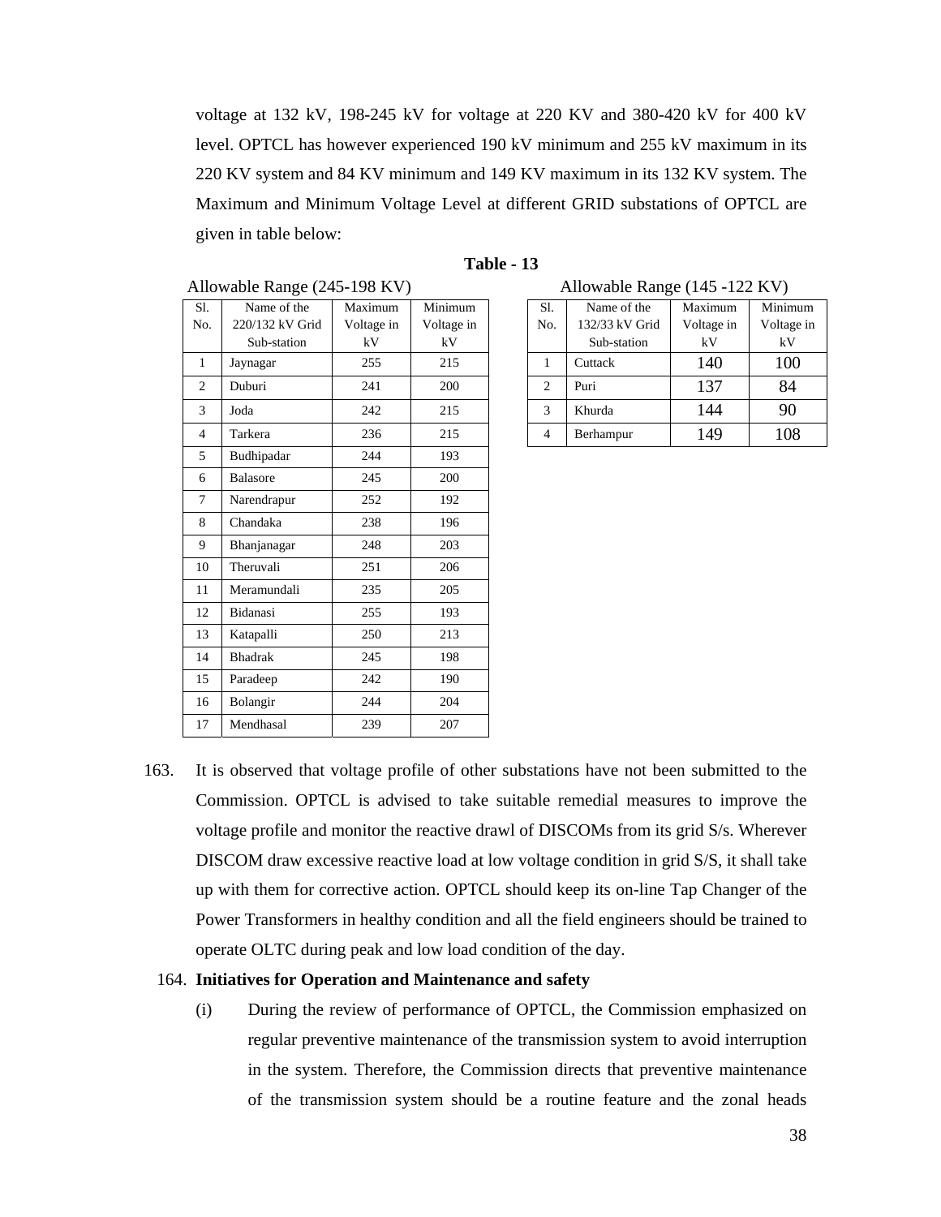voltage at 132 kV, 198-245 kV for voltage at 220 KV and 380-420 kV for 400 kV level. OPTCL has however experienced 190 kV minimum and 255 kV maximum in its 220 KV system and 84 KV minimum and 149 KV maximum in its 132 KV system. The Maximum and Minimum Voltage Level at different GRID substations of OPTCL are given in table below:

**Table - 13**

Allowable Range (245-198 KV)

| Sl. No. | Name of the 220/132 kV Grid Sub-station | Maximum Voltage in kV | Minimum Voltage in kV |
|---|---|---|---|
| 1 | Jaynagar | 255 | 215 |
| 2 | Duburi | 241 | 200 |
| 3 | Joda | 242 | 215 |
| 4 | Tarkera | 236 | 215 |
| 5 | Budhipadar | 244 | 193 |
| 6 | Balasore | 245 | 200 |
| 7 | Narendrapur | 252 | 192 |
| 8 | Chandaka | 238 | 196 |
| 9 | Bhanjanagar | 248 | 203 |
| 10 | Theruvali | 251 | 206 |
| 11 | Meramundali | 235 | 205 |
| 12 | Bidanasi | 255 | 193 |
| 13 | Katapalli | 250 | 213 |
| 14 | Bhadrak | 245 | 198 |
| 15 | Paradeep | 242 | 190 |
| 16 | Bolangir | 244 | 204 |
| 17 | Mendhasal | 239 | 207 |

Allowable Range (145 -122 KV)

| Sl. No. | Name of the 132/33 kV Grid Sub-station | Maximum Voltage in kV | Minimum Voltage in kV |
|---|---|---|---|
| 1 | Cuttack | 140 | 100 |
| 2 | Puri | 137 | 84 |
| 3 | Khurda | 144 | 90 |
| 4 | Berhampur | 149 | 108 |

163. It is observed that voltage profile of other substations have not been submitted to the Commission. OPTCL is advised to take suitable remedial measures to improve the voltage profile and monitor the reactive drawl of DISCOMs from its grid S/s. Wherever DISCOM draw excessive reactive load at low voltage condition in grid S/S, it shall take up with them for corrective action. OPTCL should keep its on-line Tap Changer of the Power Transformers in healthy condition and all the field engineers should be trained to operate OLTC during peak and low load condition of the day.

164. **Initiatives for Operation and Maintenance and safety**

(i) During the review of performance of OPTCL, the Commission emphasized on regular preventive maintenance of the transmission system to avoid interruption in the system. Therefore, the Commission directs that preventive maintenance of the transmission system should be a routine feature and the zonal heads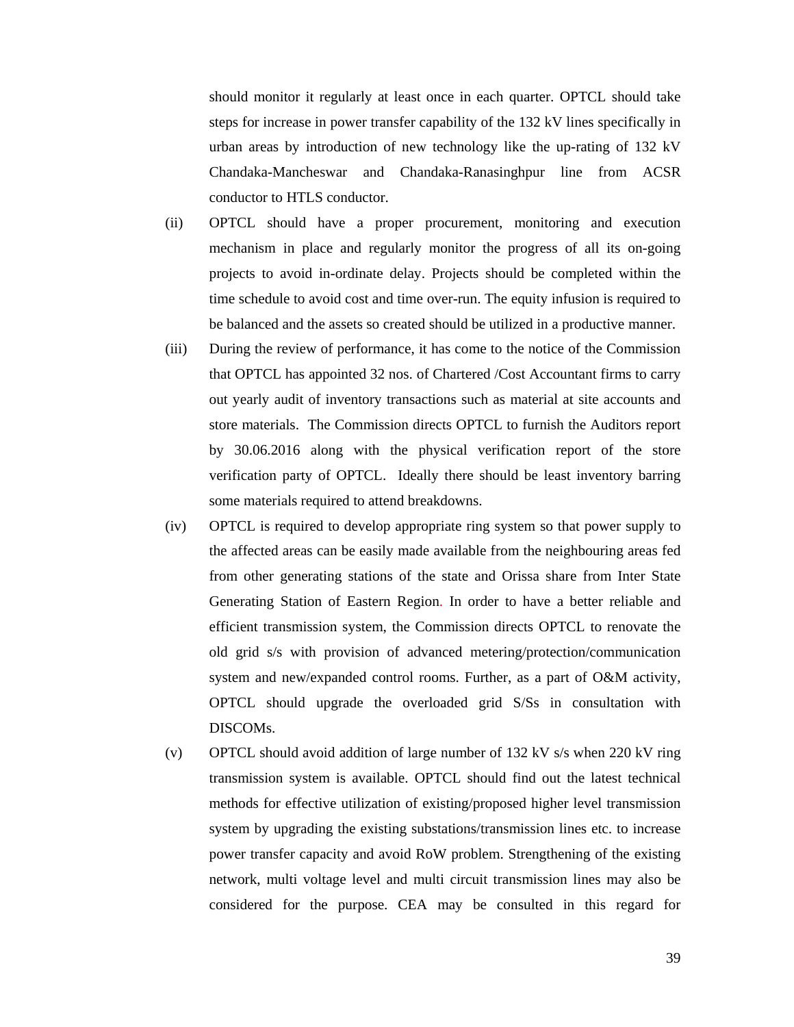should monitor it regularly at least once in each quarter. OPTCL should take steps for increase in power transfer capability of the 132 kV lines specifically in urban areas by introduction of new technology like the up-rating of 132 kV Chandaka-Mancheswar and Chandaka-Ranasinghpur line from ACSR conductor to HTLS conductor.

(ii) OPTCL should have a proper procurement, monitoring and execution mechanism in place and regularly monitor the progress of all its on-going projects to avoid in-ordinate delay. Projects should be completed within the time schedule to avoid cost and time over-run. The equity infusion is required to be balanced and the assets so created should be utilized in a productive manner.

(iii) During the review of performance, it has come to the notice of the Commission that OPTCL has appointed 32 nos. of Chartered /Cost Accountant firms to carry out yearly audit of inventory transactions such as material at site accounts and store materials. The Commission directs OPTCL to furnish the Auditors report by 30.06.2016 along with the physical verification report of the store verification party of OPTCL. Ideally there should be least inventory barring some materials required to attend breakdowns.

(iv) OPTCL is required to develop appropriate ring system so that power supply to the affected areas can be easily made available from the neighbouring areas fed from other generating stations of the state and Orissa share from Inter State Generating Station of Eastern Region. In order to have a better reliable and efficient transmission system, the Commission directs OPTCL to renovate the old grid s/s with provision of advanced metering/protection/communication system and new/expanded control rooms. Further, as a part of O&M activity, OPTCL should upgrade the overloaded grid S/Ss in consultation with DISCOMs.

(v) OPTCL should avoid addition of large number of 132 kV s/s when 220 kV ring transmission system is available. OPTCL should find out the latest technical methods for effective utilization of existing/proposed higher level transmission system by upgrading the existing substations/transmission lines etc. to increase power transfer capacity and avoid RoW problem. Strengthening of the existing network, multi voltage level and multi circuit transmission lines may also be considered for the purpose. CEA may be consulted in this regard for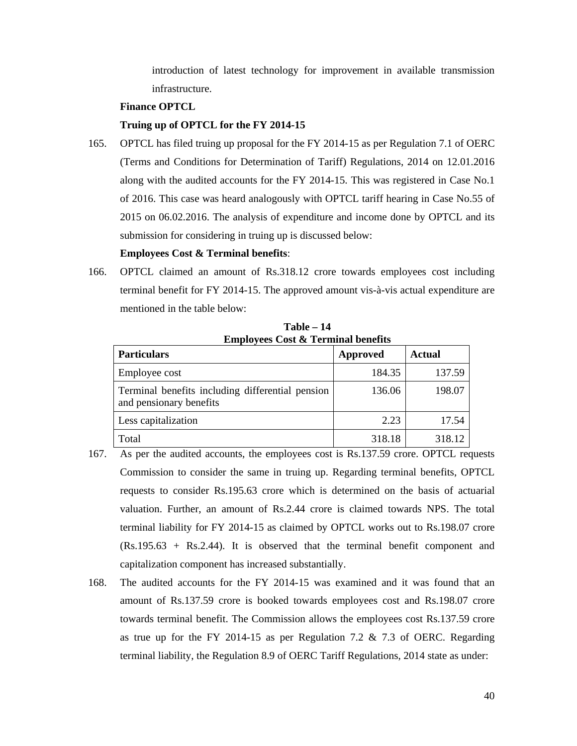introduction of latest technology for improvement in available transmission infrastructure.

**Finance OPTCL**

**Truing up of OPTCL for the FY 2014-15**

165. OPTCL has filed truing up proposal for the FY 2014-15 as per Regulation 7.1 of OERC (Terms and Conditions for Determination of Tariff) Regulations, 2014 on 12.01.2016 along with the audited accounts for the FY 2014-15. This was registered in Case No.1 of 2016. This case was heard analogously with OPTCL tariff hearing in Case No.55 of 2015 on 06.02.2016. The analysis of expenditure and income done by OPTCL and its submission for considering in truing up is discussed below:

**Employees Cost & Terminal benefits**:

166. OPTCL claimed an amount of Rs.318.12 crore towards employees cost including terminal benefit for FY 2014-15. The approved amount vis-à-vis actual expenditure are mentioned in the table below:

**Table – 14**
**Employees Cost & Terminal benefits**

| Particulars | Approved | Actual |
|---|---|---|
| Employee cost | 184.35 | 137.59 |
| Terminal benefits including differential pension and pensionary benefits | 136.06 | 198.07 |
| Less capitalization | 2.23 | 17.54 |
| Total | 318.18 | 318.12 |

167. As per the audited accounts, the employees cost is Rs.137.59 crore. OPTCL requests Commission to consider the same in truing up. Regarding terminal benefits, OPTCL requests to consider Rs.195.63 crore which is determined on the basis of actuarial valuation. Further, an amount of Rs.2.44 crore is claimed towards NPS. The total terminal liability for FY 2014-15 as claimed by OPTCL works out to Rs.198.07 crore (Rs.195.63 + Rs.2.44). It is observed that the terminal benefit component and capitalization component has increased substantially.

168. The audited accounts for the FY 2014-15 was examined and it was found that an amount of Rs.137.59 crore is booked towards employees cost and Rs.198.07 crore towards terminal benefit. The Commission allows the employees cost Rs.137.59 crore as true up for the FY 2014-15 as per Regulation 7.2 & 7.3 of OERC. Regarding terminal liability, the Regulation 8.9 of OERC Tariff Regulations, 2014 state as under: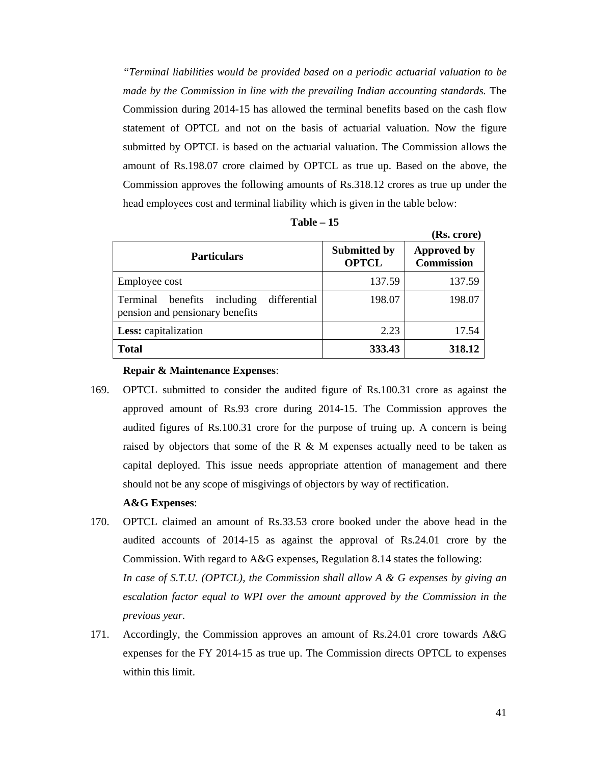*"Terminal liabilities would be provided based on a periodic actuarial valuation to be made by the Commission in line with the prevailing Indian accounting standards.* The Commission during 2014-15 has allowed the terminal benefits based on the cash flow statement of OPTCL and not on the basis of actuarial valuation. Now the figure submitted by OPTCL is based on the actuarial valuation. The Commission allows the amount of Rs.198.07 crore claimed by OPTCL as true up. Based on the above, the Commission approves the following amounts of Rs.318.12 crores as true up under the head employees cost and terminal liability which is given in the table below:

**Table – 15**

**(Rs. crore)**

| **Particulars** | **Submitted by OPTCL** | **Approved by Commission** |
|---|---|---|
| Employee cost | 137.59 | 137.59 |
| Terminal benefits including differential pension and pensionary benefits | 198.07 | 198.07 |
| **Less:** capitalization | 2.23 | 17.54 |
| **Total** | **333.43** | **318.12** |

**Repair & Maintenance Expenses**:

169. OPTCL submitted to consider the audited figure of Rs.100.31 crore as against the approved amount of Rs.93 crore during 2014-15. The Commission approves the audited figures of Rs.100.31 crore for the purpose of truing up. A concern is being raised by objectors that some of the R & M expenses actually need to be taken as capital deployed. This issue needs appropriate attention of management and there should not be any scope of misgivings of objectors by way of rectification.

**A&G Expenses**:

170. OPTCL claimed an amount of Rs.33.53 crore booked under the above head in the audited accounts of 2014-15 as against the approval of Rs.24.01 crore by the Commission. With regard to A&G expenses, Regulation 8.14 states the following:

*In case of S.T.U. (OPTCL), the Commission shall allow A & G expenses by giving an escalation factor equal to WPI over the amount approved by the Commission in the previous year.*

171. Accordingly, the Commission approves an amount of Rs.24.01 crore towards A&G expenses for the FY 2014-15 as true up. The Commission directs OPTCL to expenses within this limit.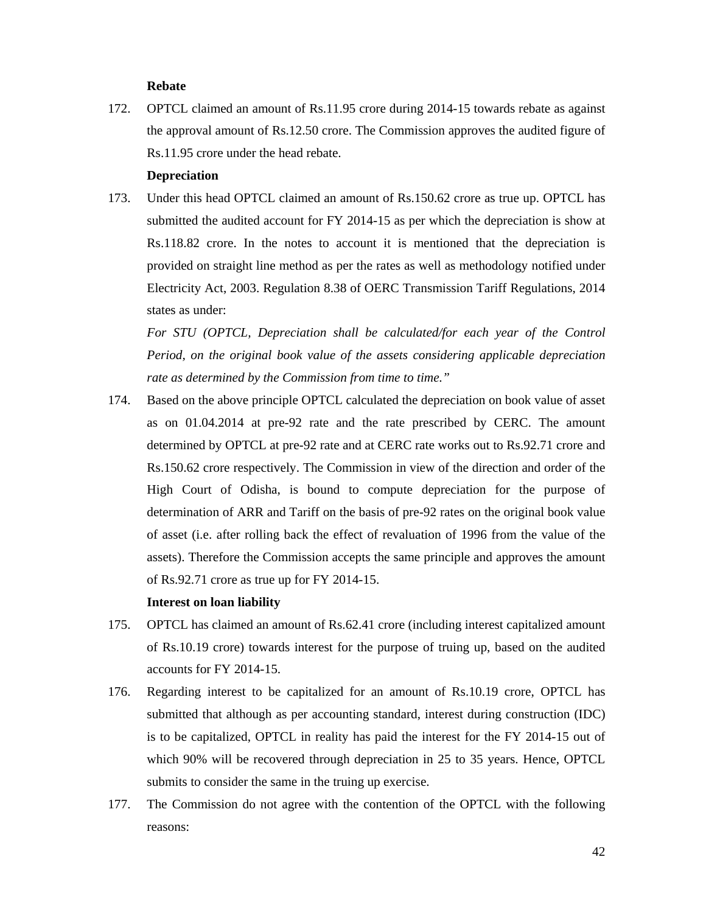**Rebate**

172. OPTCL claimed an amount of Rs.11.95 crore during 2014-15 towards rebate as against the approval amount of Rs.12.50 crore. The Commission approves the audited figure of Rs.11.95 crore under the head rebate.

**Depreciation**

173. Under this head OPTCL claimed an amount of Rs.150.62 crore as true up. OPTCL has submitted the audited account for FY 2014-15 as per which the depreciation is show at Rs.118.82 crore. In the notes to account it is mentioned that the depreciation is provided on straight line method as per the rates as well as methodology notified under Electricity Act, 2003. Regulation 8.38 of OERC Transmission Tariff Regulations, 2014 states as under:

*For STU (OPTCL, Depreciation shall be calculated/for each year of the Control Period, on the original book value of the assets considering applicable depreciation rate as determined by the Commission from time to time."*

174. Based on the above principle OPTCL calculated the depreciation on book value of asset as on 01.04.2014 at pre-92 rate and the rate prescribed by CERC. The amount determined by OPTCL at pre-92 rate and at CERC rate works out to Rs.92.71 crore and Rs.150.62 crore respectively. The Commission in view of the direction and order of the High Court of Odisha, is bound to compute depreciation for the purpose of determination of ARR and Tariff on the basis of pre-92 rates on the original book value of asset (i.e. after rolling back the effect of revaluation of 1996 from the value of the assets). Therefore the Commission accepts the same principle and approves the amount of Rs.92.71 crore as true up for FY 2014-15.

**Interest on loan liability**

175. OPTCL has claimed an amount of Rs.62.41 crore (including interest capitalized amount of Rs.10.19 crore) towards interest for the purpose of truing up, based on the audited accounts for FY 2014-15.

176. Regarding interest to be capitalized for an amount of Rs.10.19 crore, OPTCL has submitted that although as per accounting standard, interest during construction (IDC) is to be capitalized, OPTCL in reality has paid the interest for the FY 2014-15 out of which 90% will be recovered through depreciation in 25 to 35 years. Hence, OPTCL submits to consider the same in the truing up exercise.

177. The Commission do not agree with the contention of the OPTCL with the following reasons: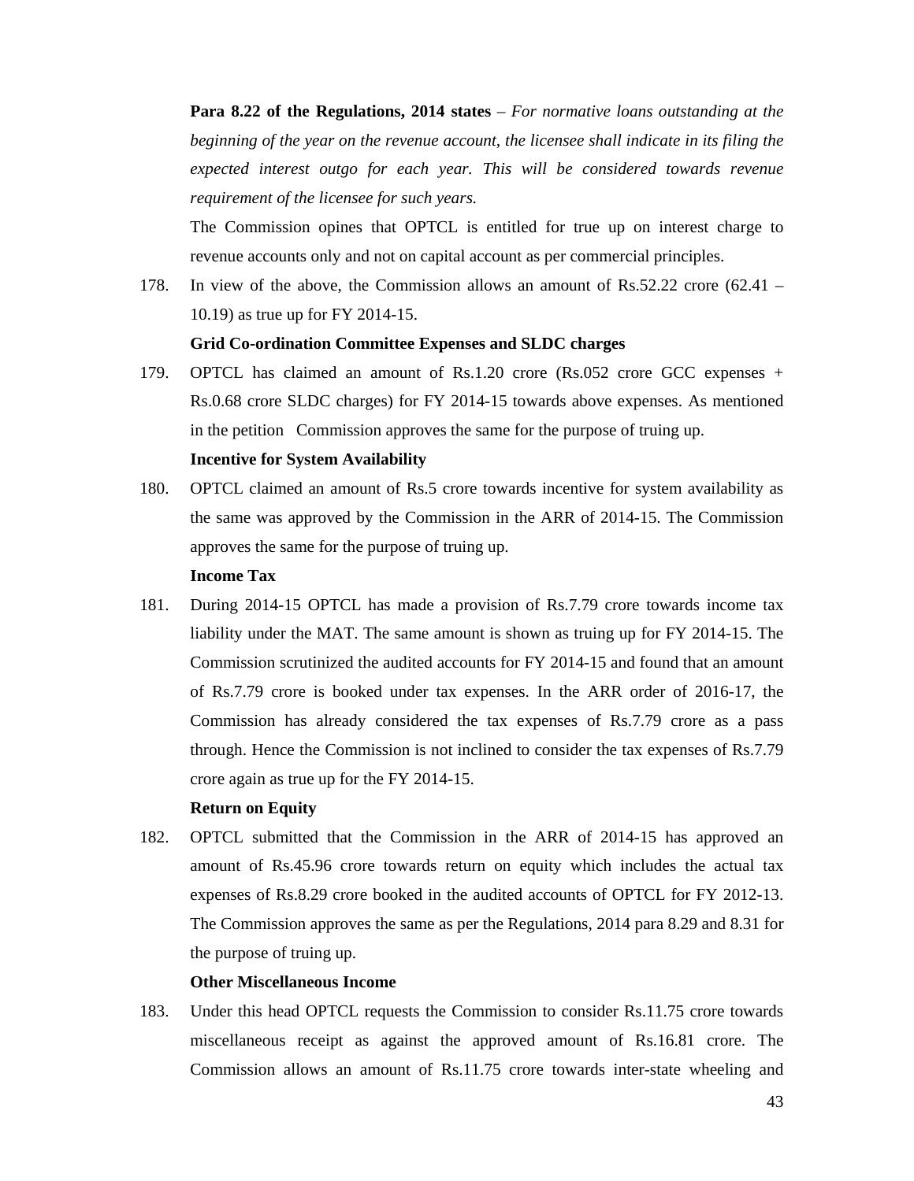**Para 8.22 of the Regulations, 2014 states** – *For normative loans outstanding at the beginning of the year on the revenue account, the licensee shall indicate in its filing the expected interest outgo for each year. This will be considered towards revenue requirement of the licensee for such years.*

The Commission opines that OPTCL is entitled for true up on interest charge to revenue accounts only and not on capital account as per commercial principles.

178. In view of the above, the Commission allows an amount of Rs.52.22 crore (62.41 – 10.19) as true up for FY 2014-15.

**Grid Co-ordination Committee Expenses and SLDC charges**

179. OPTCL has claimed an amount of Rs.1.20 crore (Rs.052 crore GCC expenses + Rs.0.68 crore SLDC charges) for FY 2014-15 towards above expenses. As mentioned in the petition Commission approves the same for the purpose of truing up.

**Incentive for System Availability**

180. OPTCL claimed an amount of Rs.5 crore towards incentive for system availability as the same was approved by the Commission in the ARR of 2014-15. The Commission approves the same for the purpose of truing up.

**Income Tax**

181. During 2014-15 OPTCL has made a provision of Rs.7.79 crore towards income tax liability under the MAT. The same amount is shown as truing up for FY 2014-15. The Commission scrutinized the audited accounts for FY 2014-15 and found that an amount of Rs.7.79 crore is booked under tax expenses. In the ARR order of 2016-17, the Commission has already considered the tax expenses of Rs.7.79 crore as a pass through. Hence the Commission is not inclined to consider the tax expenses of Rs.7.79 crore again as true up for the FY 2014-15.

**Return on Equity**

182. OPTCL submitted that the Commission in the ARR of 2014-15 has approved an amount of Rs.45.96 crore towards return on equity which includes the actual tax expenses of Rs.8.29 crore booked in the audited accounts of OPTCL for FY 2012-13. The Commission approves the same as per the Regulations, 2014 para 8.29 and 8.31 for the purpose of truing up.

**Other Miscellaneous Income**

183. Under this head OPTCL requests the Commission to consider Rs.11.75 crore towards miscellaneous receipt as against the approved amount of Rs.16.81 crore. The Commission allows an amount of Rs.11.75 crore towards inter-state wheeling and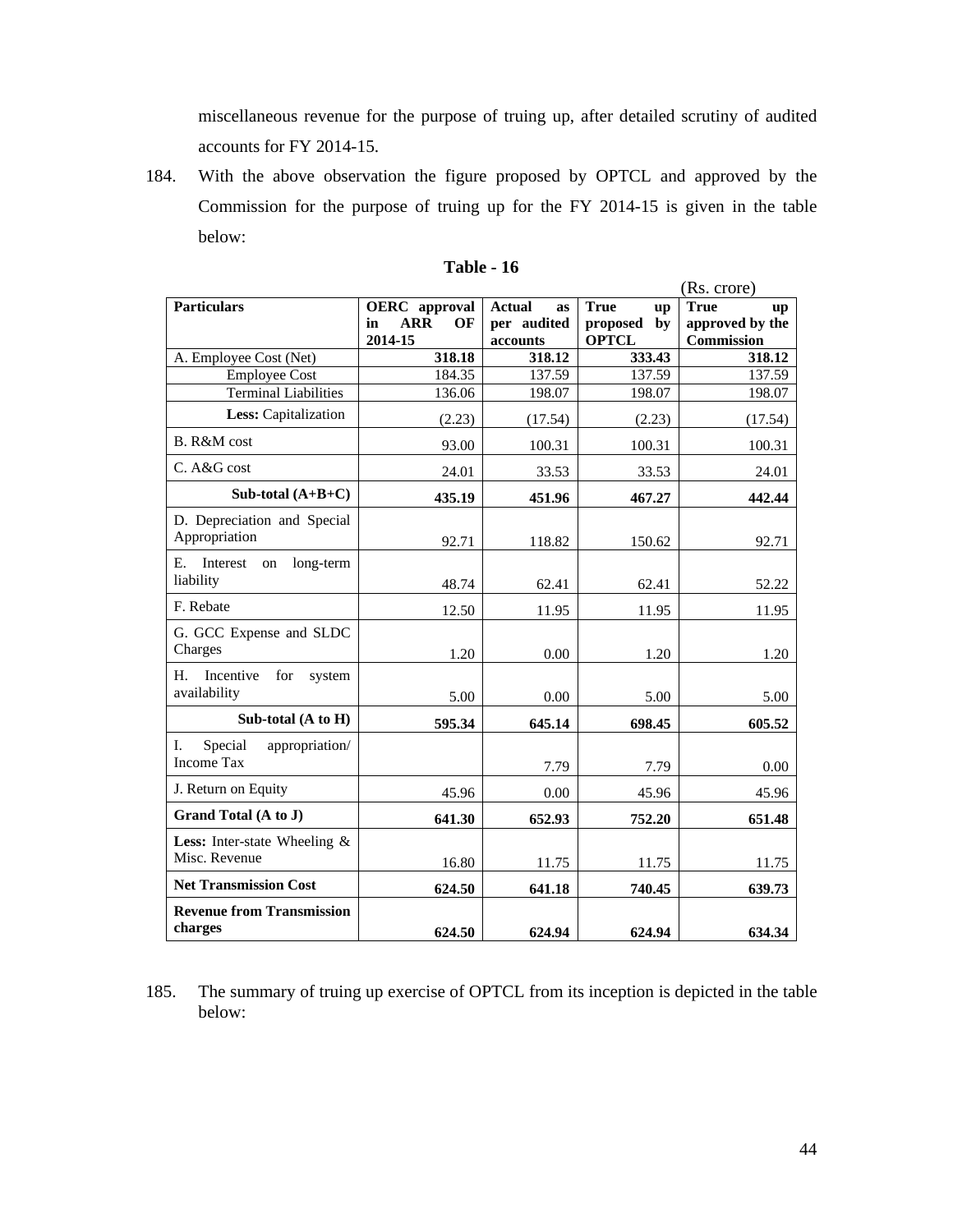miscellaneous revenue for the purpose of truing up, after detailed scrutiny of audited accounts for FY 2014-15.

184. With the above observation the figure proposed by OPTCL and approved by the Commission for the purpose of truing up for the FY 2014-15 is given in the table below:

**Table - 16**

(Rs. crore)

| Particulars | OERC approval in ARR OF 2014-15 | Actual as per audited accounts | True up proposed by OPTCL | True up approved by the Commission |
|---|---|---|---|---|
| A. Employee Cost (Net) | **318.18** | **318.12** | **333.43** | **318.12** |
| Employee Cost | 184.35 | 137.59 | 137.59 | 137.59 |
| Terminal Liabilities | 136.06 | 198.07 | 198.07 | 198.07 |
| **Less:** Capitalization | (2.23) | (17.54) | (2.23) | (17.54) |
| B. R&M cost | 93.00 | 100.31 | 100.31 | 100.31 |
| C. A&G cost | 24.01 | 33.53 | 33.53 | 24.01 |
| **Sub-total (A+B+C)** | **435.19** | **451.96** | **467.27** | **442.44** |
| D. Depreciation and Special Appropriation | 92.71 | 118.82 | 150.62 | 92.71 |
| E. Interest on long-term liability | 48.74 | 62.41 | 62.41 | 52.22 |
| F. Rebate | 12.50 | 11.95 | 11.95 | 11.95 |
| G. GCC Expense and SLDC Charges | 1.20 | 0.00 | 1.20 | 1.20 |
| H. Incentive for system availability | 5.00 | 0.00 | 5.00 | 5.00 |
| **Sub-total (A to H)** | **595.34** | **645.14** | **698.45** | **605.52** |
| I. Special appropriation/ Income Tax | | 7.79 | 7.79 | 0.00 |
| J. Return on Equity | 45.96 | 0.00 | 45.96 | 45.96 |
| **Grand Total (A to J)** | **641.30** | **652.93** | **752.20** | **651.48** |
| **Less:** Inter-state Wheeling & Misc. Revenue | 16.80 | 11.75 | 11.75 | 11.75 |
| **Net Transmission Cost** | **624.50** | **641.18** | **740.45** | **639.73** |
| **Revenue from Transmission charges** | **624.50** | **624.94** | **624.94** | **634.34** |

185. The summary of truing up exercise of OPTCL from its inception is depicted in the table below: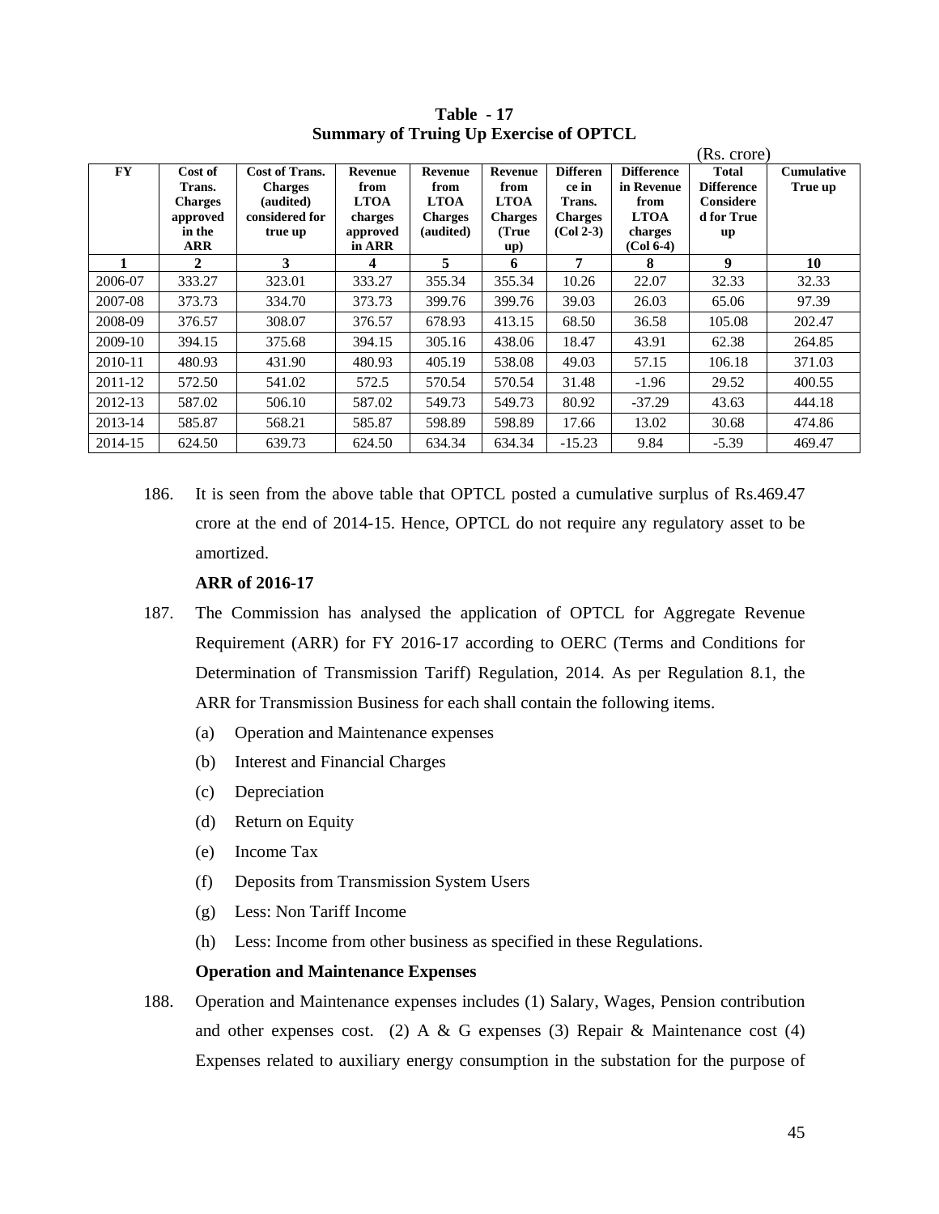**Table - 17**
**Summary of Truing Up Exercise of OPTCL**

(Rs. crore)

| FY | Cost of Trans. Charges approved in the ARR | Cost of Trans. Charges (audited) considered for true up | Revenue from LTOA charges approved in ARR | Revenue from LTOA Charges (audited) | Revenue from LTOA Charges (True up) | Difference in Trans. Charges (Col 2-3) | Difference in Revenue from LTOA charges (Col 6-4) | Total Difference Considered for True up | Cumulative True up |
|---|---|---|---|---|---|---|---|---|---|
| 1 | 2 | 3 | 4 | 5 | 6 | 7 | 8 | 9 | 10 |
| 2006-07 | 333.27 | 323.01 | 333.27 | 355.34 | 355.34 | 10.26 | 22.07 | 32.33 | 32.33 |
| 2007-08 | 373.73 | 334.70 | 373.73 | 399.76 | 399.76 | 39.03 | 26.03 | 65.06 | 97.39 |
| 2008-09 | 376.57 | 308.07 | 376.57 | 678.93 | 413.15 | 68.50 | 36.58 | 105.08 | 202.47 |
| 2009-10 | 394.15 | 375.68 | 394.15 | 305.16 | 438.06 | 18.47 | 43.91 | 62.38 | 264.85 |
| 2010-11 | 480.93 | 431.90 | 480.93 | 405.19 | 538.08 | 49.03 | 57.15 | 106.18 | 371.03 |
| 2011-12 | 572.50 | 541.02 | 572.5 | 570.54 | 570.54 | 31.48 | -1.96 | 29.52 | 400.55 |
| 2012-13 | 587.02 | 506.10 | 587.02 | 549.73 | 549.73 | 80.92 | -37.29 | 43.63 | 444.18 |
| 2013-14 | 585.87 | 568.21 | 585.87 | 598.89 | 598.89 | 17.66 | 13.02 | 30.68 | 474.86 |
| 2014-15 | 624.50 | 639.73 | 624.50 | 634.34 | 634.34 | -15.23 | 9.84 | -5.39 | 469.47 |

186. It is seen from the above table that OPTCL posted a cumulative surplus of Rs.469.47 crore at the end of 2014-15. Hence, OPTCL do not require any regulatory asset to be amortized.

**ARR of 2016-17**

187. The Commission has analysed the application of OPTCL for Aggregate Revenue Requirement (ARR) for FY 2016-17 according to OERC (Terms and Conditions for Determination of Transmission Tariff) Regulation, 2014. As per Regulation 8.1, the ARR for Transmission Business for each shall contain the following items.

(a) Operation and Maintenance expenses
(b) Interest and Financial Charges
(c) Depreciation
(d) Return on Equity
(e) Income Tax
(f) Deposits from Transmission System Users
(g) Less: Non Tariff Income
(h) Less: Income from other business as specified in these Regulations.

**Operation and Maintenance Expenses**

188. Operation and Maintenance expenses includes (1) Salary, Wages, Pension contribution and other expenses cost. (2) A & G expenses (3) Repair & Maintenance cost (4) Expenses related to auxiliary energy consumption in the substation for the purpose of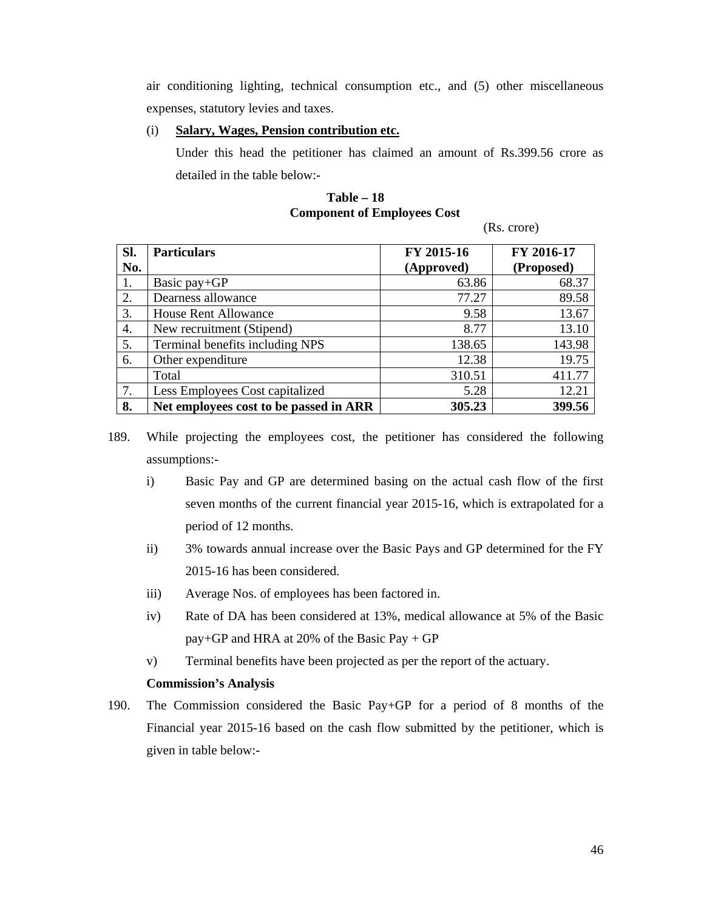air conditioning lighting, technical consumption etc., and (5) other miscellaneous expenses, statutory levies and taxes.

(i) **Salary, Wages, Pension contribution etc.**

Under this head the petitioner has claimed an amount of Rs.399.56 crore as detailed in the table below:-

**Table – 18**
**Component of Employees Cost**

(Rs. crore)

| Sl. No. | Particulars | FY 2015-16 (Approved) | FY 2016-17 (Proposed) |
|---|---|---|---|
| 1. | Basic pay+GP | 63.86 | 68.37 |
| 2. | Dearness allowance | 77.27 | 89.58 |
| 3. | House Rent Allowance | 9.58 | 13.67 |
| 4. | New recruitment (Stipend) | 8.77 | 13.10 |
| 5. | Terminal benefits including NPS | 138.65 | 143.98 |
| 6. | Other expenditure | 12.38 | 19.75 |
| | Total | 310.51 | 411.77 |
| 7. | Less Employees Cost capitalized | 5.28 | 12.21 |
| **8.** | **Net employees cost to be passed in ARR** | **305.23** | **399.56** |

189. While projecting the employees cost, the petitioner has considered the following assumptions:-

   i) Basic Pay and GP are determined basing on the actual cash flow of the first seven months of the current financial year 2015-16, which is extrapolated for a period of 12 months.

   ii) 3% towards annual increase over the Basic Pays and GP determined for the FY 2015-16 has been considered.

   iii) Average Nos. of employees has been factored in.

   iv) Rate of DA has been considered at 13%, medical allowance at 5% of the Basic pay+GP and HRA at 20% of the Basic Pay + GP

   v) Terminal benefits have been projected as per the report of the actuary.

**Commission's Analysis**

190. The Commission considered the Basic Pay+GP for a period of 8 months of the Financial year 2015-16 based on the cash flow submitted by the petitioner, which is given in table below:-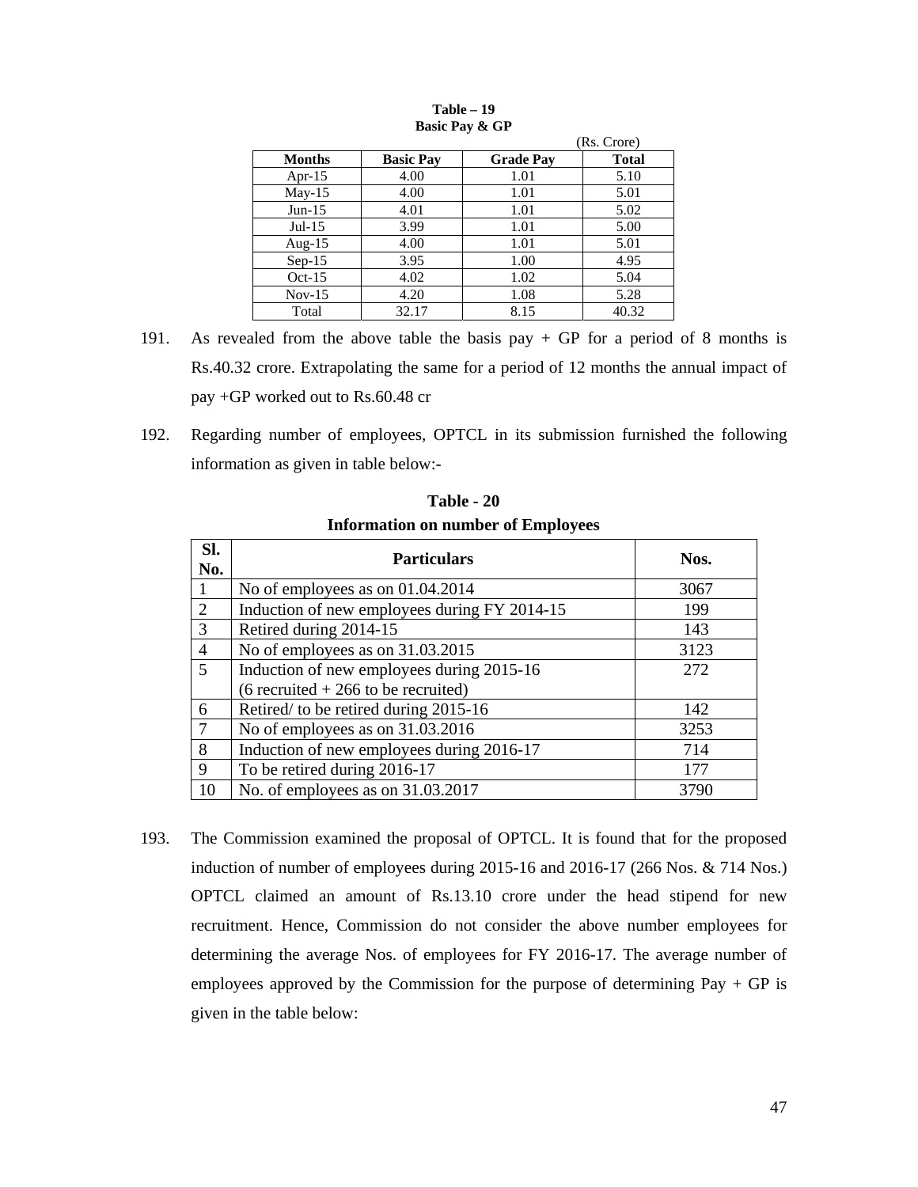**Table – 19**
**Basic Pay & GP**

(Rs. Crore)

| Months | Basic Pay | Grade Pay | Total |
|---|---|---|---|
| Apr-15 | 4.00 | 1.01 | 5.10 |
| May-15 | 4.00 | 1.01 | 5.01 |
| Jun-15 | 4.01 | 1.01 | 5.02 |
| Jul-15 | 3.99 | 1.01 | 5.00 |
| Aug-15 | 4.00 | 1.01 | 5.01 |
| Sep-15 | 3.95 | 1.00 | 4.95 |
| Oct-15 | 4.02 | 1.02 | 5.04 |
| Nov-15 | 4.20 | 1.08 | 5.28 |
| Total | 32.17 | 8.15 | 40.32 |

191. As revealed from the above table the basis pay + GP for a period of 8 months is Rs.40.32 crore. Extrapolating the same for a period of 12 months the annual impact of pay +GP worked out to Rs.60.48 cr

192. Regarding number of employees, OPTCL in its submission furnished the following information as given in table below:-

**Table - 20**
**Information on number of Employees**

| Sl. No. | Particulars | Nos. |
|---|---|---|
| 1 | No of employees as on 01.04.2014 | 3067 |
| 2 | Induction of new employees during FY 2014-15 | 199 |
| 3 | Retired during 2014-15 | 143 |
| 4 | No of employees as on 31.03.2015 | 3123 |
| 5 | Induction of new employees during 2015-16 (6 recruited + 266 to be recruited) | 272 |
| 6 | Retired/ to be retired during 2015-16 | 142 |
| 7 | No of employees as on 31.03.2016 | 3253 |
| 8 | Induction of new employees during 2016-17 | 714 |
| 9 | To be retired during 2016-17 | 177 |
| 10 | No. of employees as on 31.03.2017 | 3790 |

193. The Commission examined the proposal of OPTCL. It is found that for the proposed induction of number of employees during 2015-16 and 2016-17 (266 Nos. & 714 Nos.) OPTCL claimed an amount of Rs.13.10 crore under the head stipend for new recruitment. Hence, Commission do not consider the above number employees for determining the average Nos. of employees for FY 2016-17. The average number of employees approved by the Commission for the purpose of determining Pay + GP is given in the table below: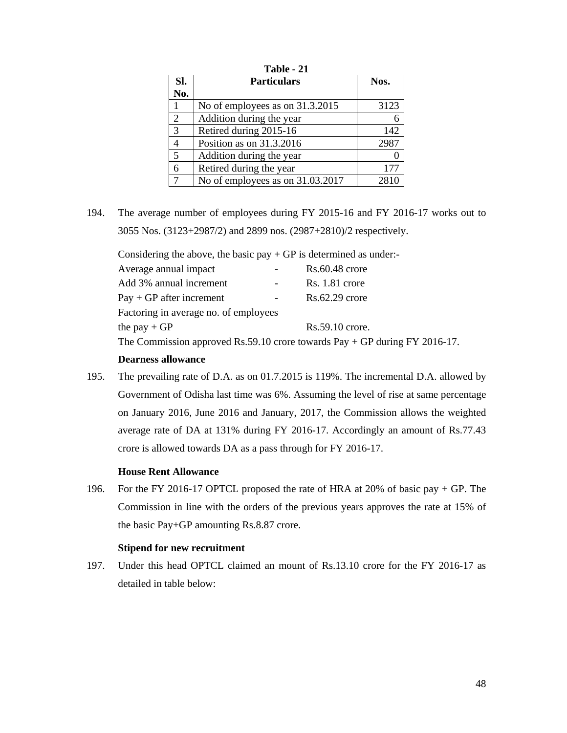**Table - 21**

| Sl. No. | Particulars | Nos. |
|---|---|---|
| 1 | No of employees as on 31.3.2015 | 3123 |
| 2 | Addition during the year | 6 |
| 3 | Retired during 2015-16 | 142 |
| 4 | Position as on 31.3.2016 | 2987 |
| 5 | Addition during the year | 0 |
| 6 | Retired during the year | 177 |
| 7 | No of employees as on 31.03.2017 | 2810 |

194. The average number of employees during FY 2015-16 and FY 2016-17 works out to 3055 Nos. (3123+2987/2) and 2899 nos. (2987+2810)/2 respectively.

Considering the above, the basic pay + GP is determined as under:-

| | | |
|---|---|---|
| Average annual impact | - | Rs.60.48 crore |
| Add 3% annual increment | - | Rs. 1.81 crore |
| Pay + GP after increment | - | Rs.62.29 crore |
| Factoring in average no. of employees the pay + GP | | Rs.59.10 crore. |

The Commission approved Rs.59.10 crore towards Pay + GP during FY 2016-17.

**Dearness allowance**

195. The prevailing rate of D.A. as on 01.7.2015 is 119%. The incremental D.A. allowed by Government of Odisha last time was 6%. Assuming the level of rise at same percentage on January 2016, June 2016 and January, 2017, the Commission allows the weighted average rate of DA at 131% during FY 2016-17. Accordingly an amount of Rs.77.43 crore is allowed towards DA as a pass through for FY 2016-17.

**House Rent Allowance**

196. For the FY 2016-17 OPTCL proposed the rate of HRA at 20% of basic pay + GP. The Commission in line with the orders of the previous years approves the rate at 15% of the basic Pay+GP amounting Rs.8.87 crore.

**Stipend for new recruitment**

197. Under this head OPTCL claimed an mount of Rs.13.10 crore for the FY 2016-17 as detailed in table below: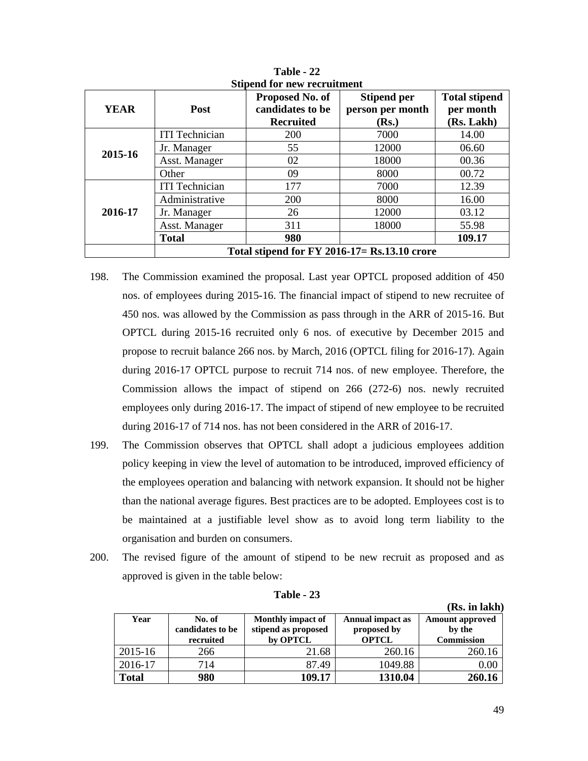**Table - 22**
**Stipend for new recruitment**

| YEAR | Post | Proposed No. of candidates to be Recruited | Stipend per person per month (Rs.) | Total stipend per month (Rs. Lakh) |
|---|---|---|---|---|
| 2015-16 | ITI Technician | 200 | 7000 | 14.00 |
| | Jr. Manager | 55 | 12000 | 06.60 |
| | Asst. Manager | 02 | 18000 | 00.36 |
| | Other | 09 | 8000 | 00.72 |
| 2016-17 | ITI Technician | 177 | 7000 | 12.39 |
| | Administrative | 200 | 8000 | 16.00 |
| | Jr. Manager | 26 | 12000 | 03.12 |
| | Asst. Manager | 311 | 18000 | 55.98 |
| | **Total** | **980** | | **109.17** |
| | **Total stipend for FY 2016-17= Rs.13.10 crore** | | | |

198. The Commission examined the proposal. Last year OPTCL proposed addition of 450 nos. of employees during 2015-16. The financial impact of stipend to new recruitee of 450 nos. was allowed by the Commission as pass through in the ARR of 2015-16. But OPTCL during 2015-16 recruited only 6 nos. of executive by December 2015 and propose to recruit balance 266 nos. by March, 2016 (OPTCL filing for 2016-17). Again during 2016-17 OPTCL purpose to recruit 714 nos. of new employee. Therefore, the Commission allows the impact of stipend on 266 (272-6) nos. newly recruited employees only during 2016-17. The impact of stipend of new employee to be recruited during 2016-17 of 714 nos. has not been considered in the ARR of 2016-17.

199. The Commission observes that OPTCL shall adopt a judicious employees addition policy keeping in view the level of automation to be introduced, improved efficiency of the employees operation and balancing with network expansion. It should not be higher than the national average figures. Best practices are to be adopted. Employees cost is to be maintained at a justifiable level show as to avoid long term liability to the organisation and burden on consumers.

200. The revised figure of the amount of stipend to be new recruit as proposed and as approved is given in the table below:

**Table - 23**

**(Rs. in lakh)**

| Year | No. of candidates to be recruited | Monthly impact of stipend as proposed by OPTCL | Annual impact as proposed by OPTCL | Amount approved by the Commission |
|---|---|---|---|---|
| 2015-16 | 266 | 21.68 | 260.16 | 260.16 |
| 2016-17 | 714 | 87.49 | 1049.88 | 0.00 |
| **Total** | **980** | **109.17** | **1310.04** | **260.16** |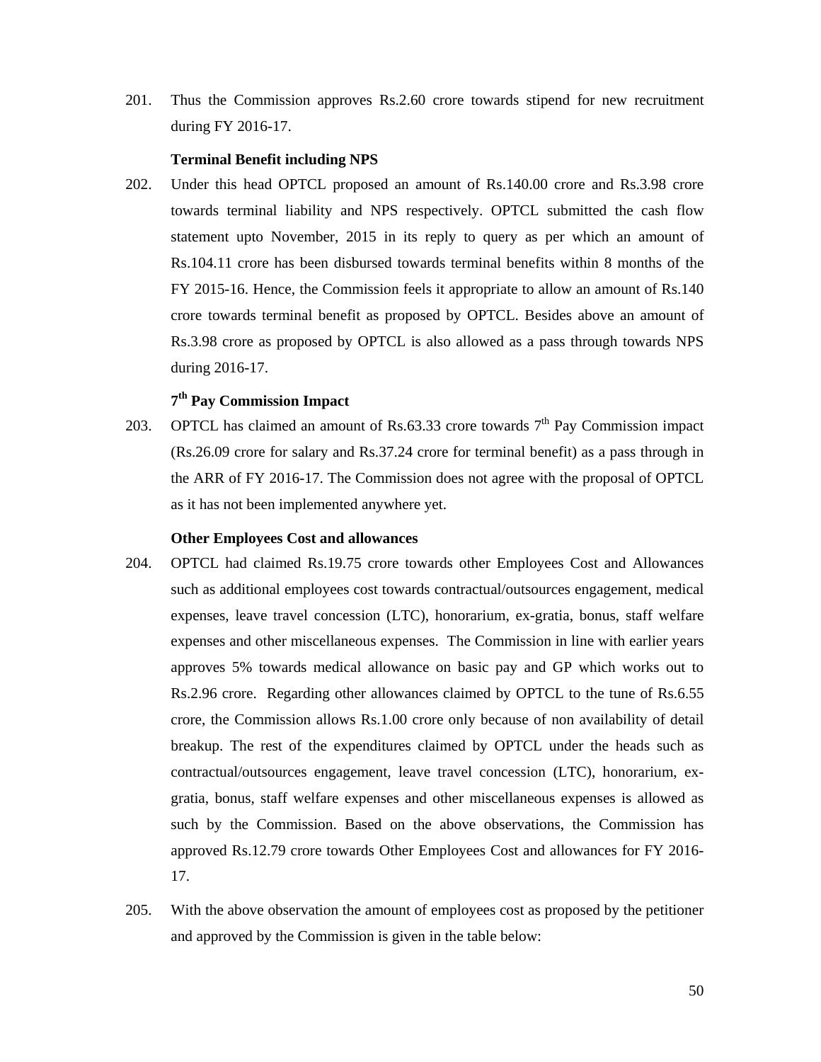201. Thus the Commission approves Rs.2.60 crore towards stipend for new recruitment during FY 2016-17.

**Terminal Benefit including NPS**

202. Under this head OPTCL proposed an amount of Rs.140.00 crore and Rs.3.98 crore towards terminal liability and NPS respectively. OPTCL submitted the cash flow statement upto November, 2015 in its reply to query as per which an amount of Rs.104.11 crore has been disbursed towards terminal benefits within 8 months of the FY 2015-16. Hence, the Commission feels it appropriate to allow an amount of Rs.140 crore towards terminal benefit as proposed by OPTCL. Besides above an amount of Rs.3.98 crore as proposed by OPTCL is also allowed as a pass through towards NPS during 2016-17.

**7th Pay Commission Impact**

203. OPTCL has claimed an amount of Rs.63.33 crore towards 7th Pay Commission impact (Rs.26.09 crore for salary and Rs.37.24 crore for terminal benefit) as a pass through in the ARR of FY 2016-17. The Commission does not agree with the proposal of OPTCL as it has not been implemented anywhere yet.

**Other Employees Cost and allowances**

204. OPTCL had claimed Rs.19.75 crore towards other Employees Cost and Allowances such as additional employees cost towards contractual/outsources engagement, medical expenses, leave travel concession (LTC), honorarium, ex-gratia, bonus, staff welfare expenses and other miscellaneous expenses. The Commission in line with earlier years approves 5% towards medical allowance on basic pay and GP which works out to Rs.2.96 crore. Regarding other allowances claimed by OPTCL to the tune of Rs.6.55 crore, the Commission allows Rs.1.00 crore only because of non availability of detail breakup. The rest of the expenditures claimed by OPTCL under the heads such as contractual/outsources engagement, leave travel concession (LTC), honorarium, ex-gratia, bonus, staff welfare expenses and other miscellaneous expenses is allowed as such by the Commission. Based on the above observations, the Commission has approved Rs.12.79 crore towards Other Employees Cost and allowances for FY 2016-17.

205. With the above observation the amount of employees cost as proposed by the petitioner and approved by the Commission is given in the table below: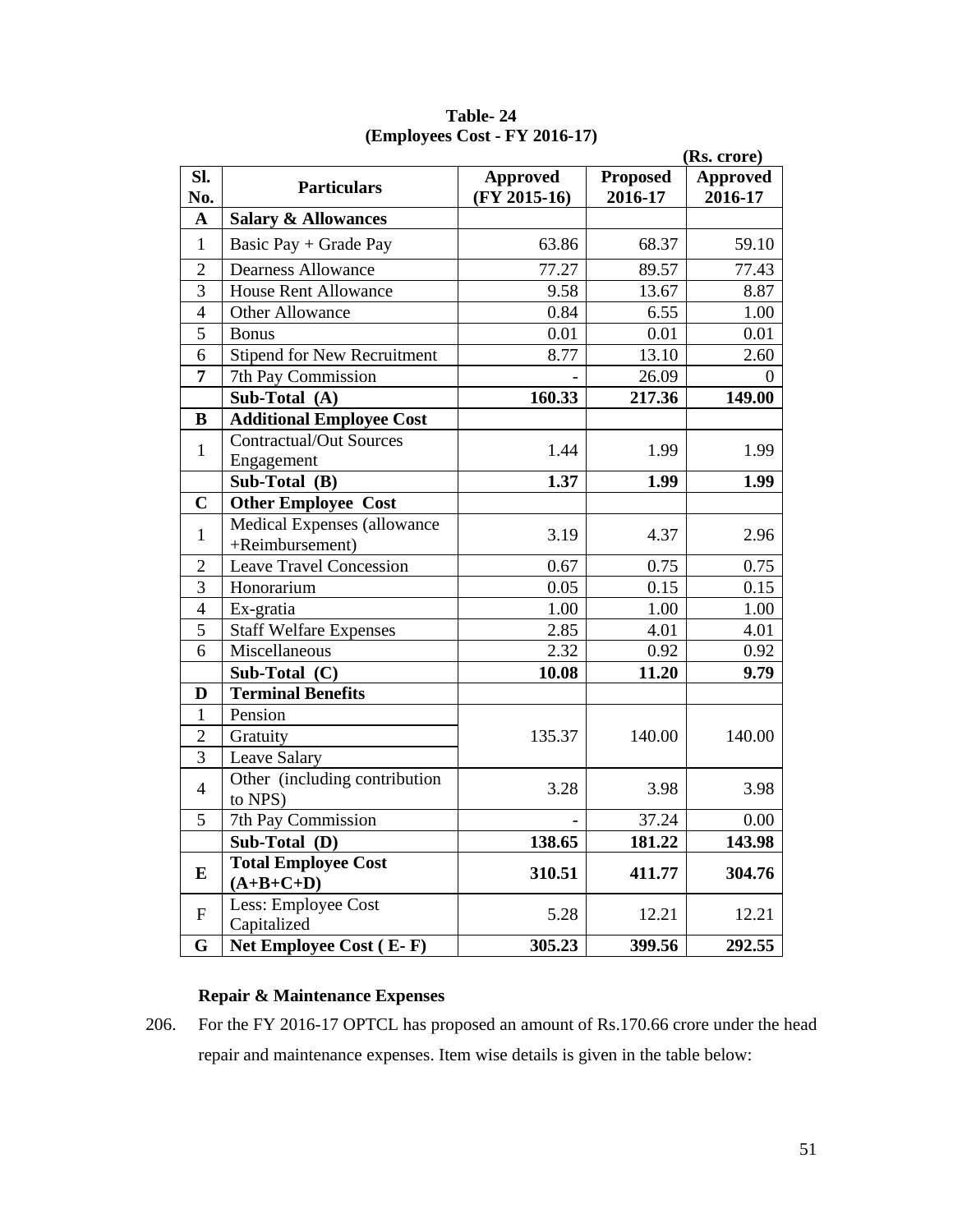**Table- 24**
**(Employees Cost - FY 2016-17)**

(Rs. crore)

| Sl. No. | Particulars | Approved (FY 2015-16) | Proposed 2016-17 | Approved 2016-17 |
|---|---|---|---|---|
| **A** | **Salary & Allowances** | | | |
| 1 | Basic Pay + Grade Pay | 63.86 | 68.37 | 59.10 |
| 2 | Dearness Allowance | 77.27 | 89.57 | 77.43 |
| 3 | House Rent Allowance | 9.58 | 13.67 | 8.87 |
| 4 | Other Allowance | 0.84 | 6.55 | 1.00 |
| 5 | Bonus | 0.01 | 0.01 | 0.01 |
| 6 | Stipend for New Recruitment | 8.77 | 13.10 | 2.60 |
| **7** | 7th Pay Commission | - | 26.09 | 0 |
| | **Sub-Total (A)** | **160.33** | **217.36** | **149.00** |
| **B** | **Additional Employee Cost** | | | |
| 1 | Contractual/Out Sources Engagement | 1.44 | 1.99 | 1.99 |
| | **Sub-Total (B)** | **1.37** | **1.99** | **1.99** |
| **C** | **Other Employee Cost** | | | |
| 1 | Medical Expenses (allowance +Reimbursement) | 3.19 | 4.37 | 2.96 |
| 2 | Leave Travel Concession | 0.67 | 0.75 | 0.75 |
| 3 | Honorarium | 0.05 | 0.15 | 0.15 |
| 4 | Ex-gratia | 1.00 | 1.00 | 1.00 |
| 5 | Staff Welfare Expenses | 2.85 | 4.01 | 4.01 |
| 6 | Miscellaneous | 2.32 | 0.92 | 0.92 |
| | **Sub-Total (C)** | **10.08** | **11.20** | **9.79** |
| **D** | **Terminal Benefits** | | | |
| 1 | Pension | 135.37 | 140.00 | 140.00 |
| 2 | Gratuity | | | |
| 3 | Leave Salary | | | |
| 4 | Other (including contribution to NPS) | 3.28 | 3.98 | 3.98 |
| 5 | 7th Pay Commission | - | 37.24 | 0.00 |
| | **Sub-Total (D)** | **138.65** | **181.22** | **143.98** |
| **E** | **Total Employee Cost (A+B+C+D)** | **310.51** | **411.77** | **304.76** |
| F | Less: Employee Cost Capitalized | 5.28 | 12.21 | 12.21 |
| **G** | **Net Employee Cost ( E- F)** | **305.23** | **399.56** | **292.55** |

**Repair & Maintenance Expenses**

206. For the FY 2016-17 OPTCL has proposed an amount of Rs.170.66 crore under the head repair and maintenance expenses. Item wise details is given in the table below: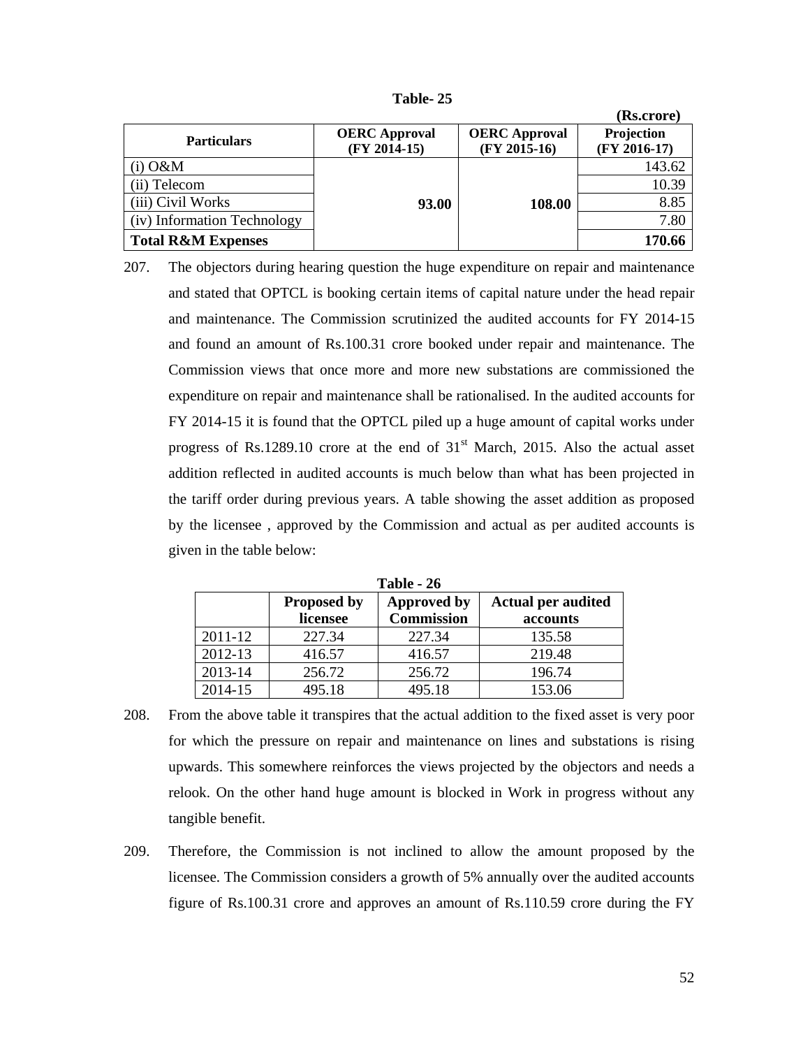**Table- 25**

**(Rs.crore)**

| Particulars | OERC Approval (FY 2014-15) | OERC Approval (FY 2015-16) | Projection (FY 2016-17) |
|---|---|---|---|
| (i) O&M | **93.00** | **108.00** | 143.62 |
| (ii) Telecom | | | 10.39 |
| (iii) Civil Works | | | 8.85 |
| (iv) Information Technology | | | 7.80 |
| **Total R&M Expenses** | | | **170.66** |

207. The objectors during hearing question the huge expenditure on repair and maintenance and stated that OPTCL is booking certain items of capital nature under the head repair and maintenance. The Commission scrutinized the audited accounts for FY 2014-15 and found an amount of Rs.100.31 crore booked under repair and maintenance. The Commission views that once more and more new substations are commissioned the expenditure on repair and maintenance shall be rationalised. In the audited accounts for FY 2014-15 it is found that the OPTCL piled up a huge amount of capital works under progress of Rs.1289.10 crore at the end of 31st March, 2015. Also the actual asset addition reflected in audited accounts is much below than what has been projected in the tariff order during previous years. A table showing the asset addition as proposed by the licensee , approved by the Commission and actual as per audited accounts is given in the table below:

**Table - 26**

| | Proposed by licensee | Approved by Commission | Actual per audited accounts |
|---|---|---|---|
| 2011-12 | 227.34 | 227.34 | 135.58 |
| 2012-13 | 416.57 | 416.57 | 219.48 |
| 2013-14 | 256.72 | 256.72 | 196.74 |
| 2014-15 | 495.18 | 495.18 | 153.06 |

208. From the above table it transpires that the actual addition to the fixed asset is very poor for which the pressure on repair and maintenance on lines and substations is rising upwards. This somewhere reinforces the views projected by the objectors and needs a relook. On the other hand huge amount is blocked in Work in progress without any tangible benefit.

209. Therefore, the Commission is not inclined to allow the amount proposed by the licensee. The Commission considers a growth of 5% annually over the audited accounts figure of Rs.100.31 crore and approves an amount of Rs.110.59 crore during the FY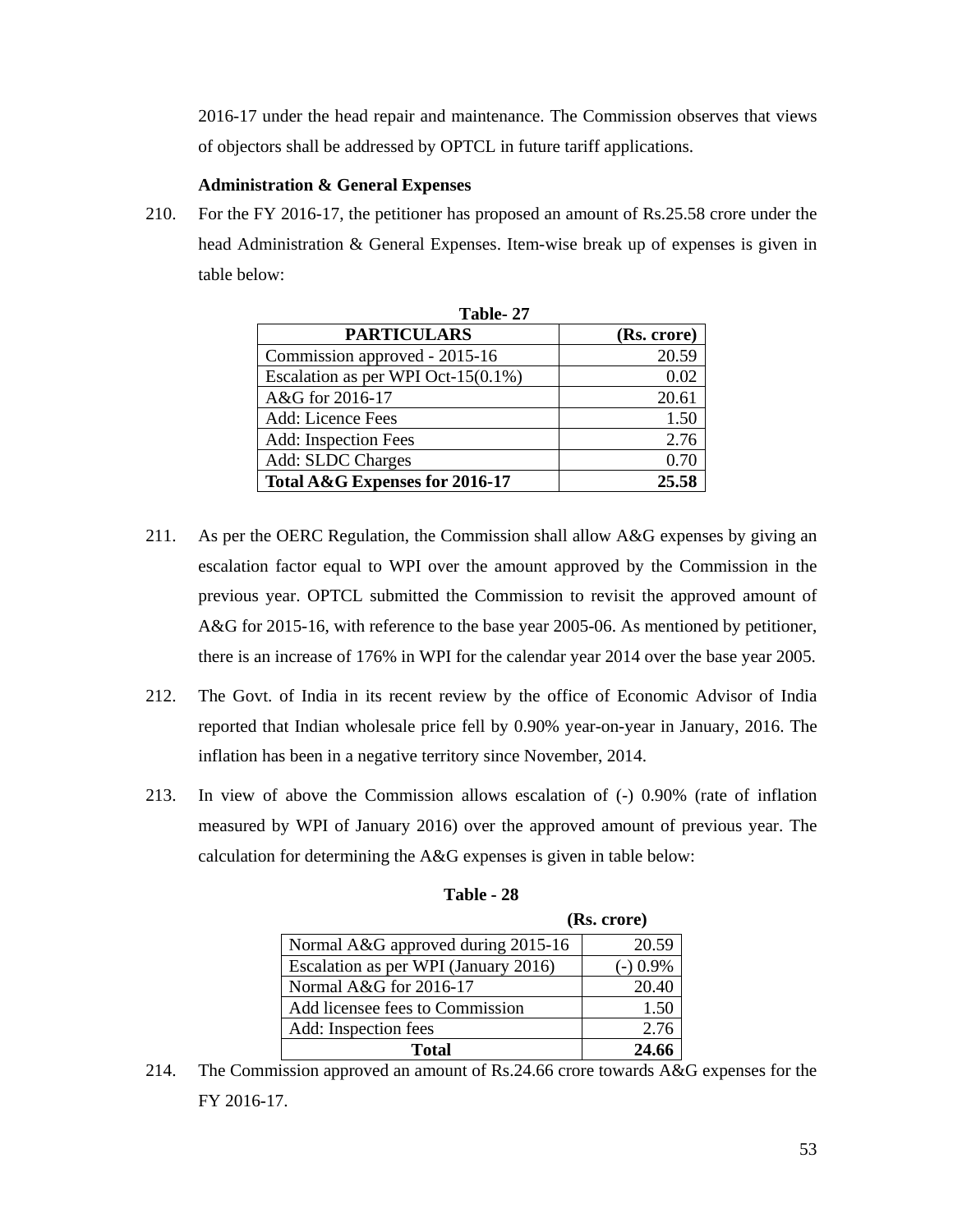2016-17 under the head repair and maintenance. The Commission observes that views of objectors shall be addressed by OPTCL in future tariff applications.

**Administration & General Expenses**

210. For the FY 2016-17, the petitioner has proposed an amount of Rs.25.58 crore under the head Administration & General Expenses. Item-wise break up of expenses is given in table below:

**Table- 27**

| PARTICULARS | (Rs. crore) |
|---|---|
| Commission approved - 2015-16 | 20.59 |
| Escalation as per WPI Oct-15(0.1%) | 0.02 |
| A&G for 2016-17 | 20.61 |
| Add: Licence Fees | 1.50 |
| Add: Inspection Fees | 2.76 |
| Add: SLDC Charges | 0.70 |
| **Total A&G Expenses for 2016-17** | **25.58** |

211. As per the OERC Regulation, the Commission shall allow A&G expenses by giving an escalation factor equal to WPI over the amount approved by the Commission in the previous year. OPTCL submitted the Commission to revisit the approved amount of A&G for 2015-16, with reference to the base year 2005-06. As mentioned by petitioner, there is an increase of 176% in WPI for the calendar year 2014 over the base year 2005.

212. The Govt. of India in its recent review by the office of Economic Advisor of India reported that Indian wholesale price fell by 0.90% year-on-year in January, 2016. The inflation has been in a negative territory since November, 2014.

213. In view of above the Commission allows escalation of (-) 0.90% (rate of inflation measured by WPI of January 2016) over the approved amount of previous year. The calculation for determining the A&G expenses is given in table below:

**Table - 28**

| | (Rs. crore) |
|---|---|
| Normal A&G approved during 2015-16 | 20.59 |
| Escalation as per WPI (January 2016) | (-) 0.9% |
| Normal A&G for 2016-17 | 20.40 |
| Add licensee fees to Commission | 1.50 |
| Add: Inspection fees | 2.76 |
| **Total** | **24.66** |

214. The Commission approved an amount of Rs.24.66 crore towards A&G expenses for the FY 2016-17.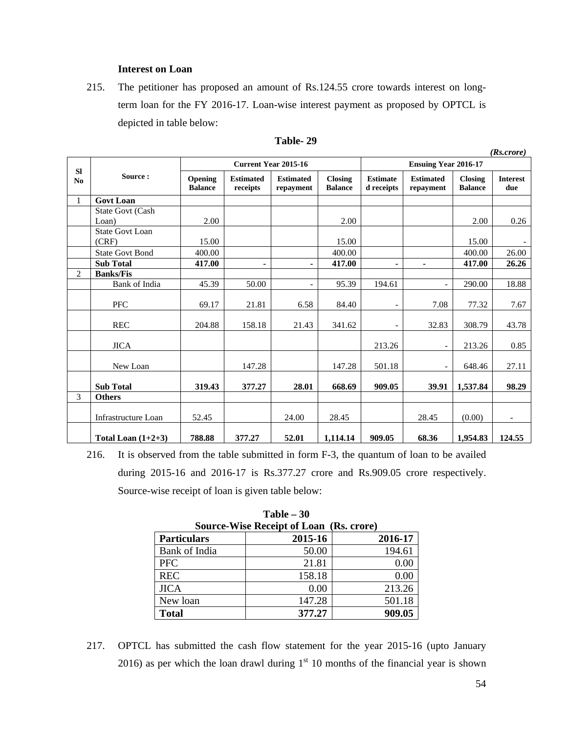**Interest on Loan**

215. The petitioner has proposed an amount of Rs.124.55 crore towards interest on long-term loan for the FY 2016-17. Loan-wise interest payment as proposed by OPTCL is depicted in table below:

**Table- 29**

*(Rs.crore)*

| Sl No | Source : | Current Year 2015-16 | | | | Ensuing Year 2016-17 | | | |
|---|---|---|---|---|---|---|---|---|---|
| | | Opening Balance | Estimated receipts | Estimated repayment | Closing Balance | Estimated receipts | Estimated repayment | Closing Balance | Interest due |
| 1 | **Govt Loan** | | | | | | | | |
| | State Govt (Cash Loan) | 2.00 | | | 2.00 | | | 2.00 | 0.26 |
| | State Govt Loan (CRF) | 15.00 | | | 15.00 | | | 15.00 | - |
| | State Govt Bond | 400.00 | | | 400.00 | | | 400.00 | 26.00 |
| | **Sub Total** | **417.00** | **-** | **-** | **417.00** | **-** | **-** | **417.00** | **26.26** |
| 2 | **Banks/Fis** | | | | | | | | |
| | Bank of India | 45.39 | 50.00 | - | 95.39 | 194.61 | - | 290.00 | 18.88 |
| | PFC | 69.17 | 21.81 | 6.58 | 84.40 | - | 7.08 | 77.32 | 7.67 |
| | REC | 204.88 | 158.18 | 21.43 | 341.62 | - | 32.83 | 308.79 | 43.78 |
| | JICA | | | | | 213.26 | - | 213.26 | 0.85 |
| | New Loan | | 147.28 | | 147.28 | 501.18 | - | 648.46 | 27.11 |
| | **Sub Total** | **319.43** | **377.27** | **28.01** | **668.69** | **909.05** | **39.91** | **1,537.84** | **98.29** |
| 3 | **Others** | | | | | | | | |
| | Infrastructure Loan | 52.45 | | 24.00 | 28.45 | | 28.45 | (0.00) | - |
| | **Total Loan (1+2+3)** | **788.88** | **377.27** | **52.01** | **1,114.14** | **909.05** | **68.36** | **1,954.83** | **124.55** |

216. It is observed from the table submitted in form F-3, the quantum of loan to be availed during 2015-16 and 2016-17 is Rs.377.27 crore and Rs.909.05 crore respectively. Source-wise receipt of loan is given table below:

**Table – 30**
**Source-Wise Receipt of Loan (Rs. crore)**

| Particulars | 2015-16 | 2016-17 |
|---|---|---|
| Bank of India | 50.00 | 194.61 |
| PFC | 21.81 | 0.00 |
| REC | 158.18 | 0.00 |
| JICA | 0.00 | 213.26 |
| New loan | 147.28 | 501.18 |
| **Total** | **377.27** | **909.05** |

217. OPTCL has submitted the cash flow statement for the year 2015-16 (upto January 2016) as per which the loan drawl during 1st 10 months of the financial year is shown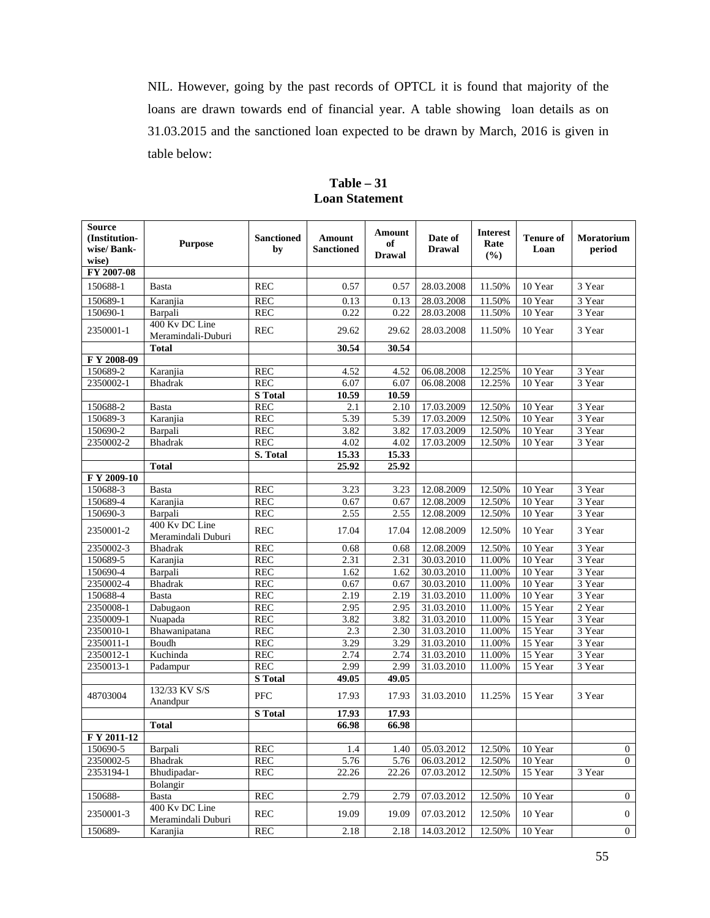NIL. However, going by the past records of OPTCL it is found that majority of the loans are drawn towards end of financial year. A table showing loan details as on 31.03.2015 and the sanctioned loan expected to be drawn by March, 2016 is given in table below:

**Table – 31**
**Loan Statement**

| Source (Institution-wise/ Bank-wise) | Purpose | Sanctioned by | Amount Sanctioned | Amount of Drawal | Date of Drawal | Interest Rate (%) | Tenure of Loan | Moratorium period |
|---|---|---|---|---|---|---|---|---|
| **FY 2007-08** | | | | | | | | |
| 150688-1 | Basta | REC | 0.57 | 0.57 | 28.03.2008 | 11.50% | 10 Year | 3 Year |
| 150689-1 | Karanjia | REC | 0.13 | 0.13 | 28.03.2008 | 11.50% | 10 Year | 3 Year |
| 150690-1 | Barpali | REC | 0.22 | 0.22 | 28.03.2008 | 11.50% | 10 Year | 3 Year |
| 2350001-1 | 400 Kv DC Line Meramindali-Duburi | REC | 29.62 | 29.62 | 28.03.2008 | 11.50% | 10 Year | 3 Year |
| | **Total** | | **30.54** | **30.54** | | | | |
| **F Y 2008-09** | | | | | | | | |
| 150689-2 | Karanjia | REC | 4.52 | 4.52 | 06.08.2008 | 12.25% | 10 Year | 3 Year |
| 2350002-1 | Bhadrak | REC | 6.07 | 6.07 | 06.08.2008 | 12.25% | 10 Year | 3 Year |
| | | **S Total** | **10.59** | **10.59** | | | | |
| 150688-2 | Basta | REC | 2.1 | 2.10 | 17.03.2009 | 12.50% | 10 Year | 3 Year |
| 150689-3 | Karanjia | REC | 5.39 | 5.39 | 17.03.2009 | 12.50% | 10 Year | 3 Year |
| 150690-2 | Barpali | REC | 3.82 | 3.82 | 17.03.2009 | 12.50% | 10 Year | 3 Year |
| 2350002-2 | Bhadrak | REC | 4.02 | 4.02 | 17.03.2009 | 12.50% | 10 Year | 3 Year |
| | | **S. Total** | **15.33** | **15.33** | | | | |
| | **Total** | | **25.92** | **25.92** | | | | |
| **F Y 2009-10** | | | | | | | | |
| 150688-3 | Basta | REC | 3.23 | 3.23 | 12.08.2009 | 12.50% | 10 Year | 3 Year |
| 150689-4 | Karanjia | REC | 0.67 | 0.67 | 12.08.2009 | 12.50% | 10 Year | 3 Year |
| 150690-3 | Barpali | REC | 2.55 | 2.55 | 12.08.2009 | 12.50% | 10 Year | 3 Year |
| 2350001-2 | 400 Kv DC Line Meramindali Duburi | REC | 17.04 | 17.04 | 12.08.2009 | 12.50% | 10 Year | 3 Year |
| 2350002-3 | Bhadrak | REC | 0.68 | 0.68 | 12.08.2009 | 12.50% | 10 Year | 3 Year |
| 150689-5 | Karanjia | REC | 2.31 | 2.31 | 30.03.2010 | 11.00% | 10 Year | 3 Year |
| 150690-4 | Barpali | REC | 1.62 | 1.62 | 30.03.2010 | 11.00% | 10 Year | 3 Year |
| 2350002-4 | Bhadrak | REC | 0.67 | 0.67 | 30.03.2010 | 11.00% | 10 Year | 3 Year |
| 150688-4 | Basta | REC | 2.19 | 2.19 | 31.03.2010 | 11.00% | 10 Year | 3 Year |
| 2350008-1 | Dabugaon | REC | 2.95 | 2.95 | 31.03.2010 | 11.00% | 15 Year | 2 Year |
| 2350009-1 | Nuapada | REC | 3.82 | 3.82 | 31.03.2010 | 11.00% | 15 Year | 3 Year |
| 2350010-1 | Bhawanipatana | REC | 2.3 | 2.30 | 31.03.2010 | 11.00% | 15 Year | 3 Year |
| 2350011-1 | Boudh | REC | 3.29 | 3.29 | 31.03.2010 | 11.00% | 15 Year | 3 Year |
| 2350012-1 | Kuchinda | REC | 2.74 | 2.74 | 31.03.2010 | 11.00% | 15 Year | 3 Year |
| 2350013-1 | Padampur | REC | 2.99 | 2.99 | 31.03.2010 | 11.00% | 15 Year | 3 Year |
| | | **S Total** | **49.05** | **49.05** | | | | |
| 48703004 | 132/33 KV S/S Anandpur | PFC | 17.93 | 17.93 | 31.03.2010 | 11.25% | 15 Year | 3 Year |
| | | **S Total** | **17.93** | **17.93** | | | | |
| | **Total** | | **66.98** | **66.98** | | | | |
| **F Y 2011-12** | | | | | | | | |
| 150690-5 | Barpali | REC | 1.4 | 1.40 | 05.03.2012 | 12.50% | 10 Year | 0 |
| 2350002-5 | Bhadrak | REC | 5.76 | 5.76 | 06.03.2012 | 12.50% | 10 Year | 0 |
| 2353194-1 | Bhudipadar- | REC | 22.26 | 22.26 | 07.03.2012 | 12.50% | 15 Year | 3 Year |
| | Bolangir | | | | | | | |
| 150688- | Basta | REC | 2.79 | 2.79 | 07.03.2012 | 12.50% | 10 Year | 0 |
| 2350001-3 | 400 Kv DC Line Meramindali Duburi | REC | 19.09 | 19.09 | 07.03.2012 | 12.50% | 10 Year | 0 |
| 150689- | Karanjia | REC | 2.18 | 2.18 | 14.03.2012 | 12.50% | 10 Year | 0 |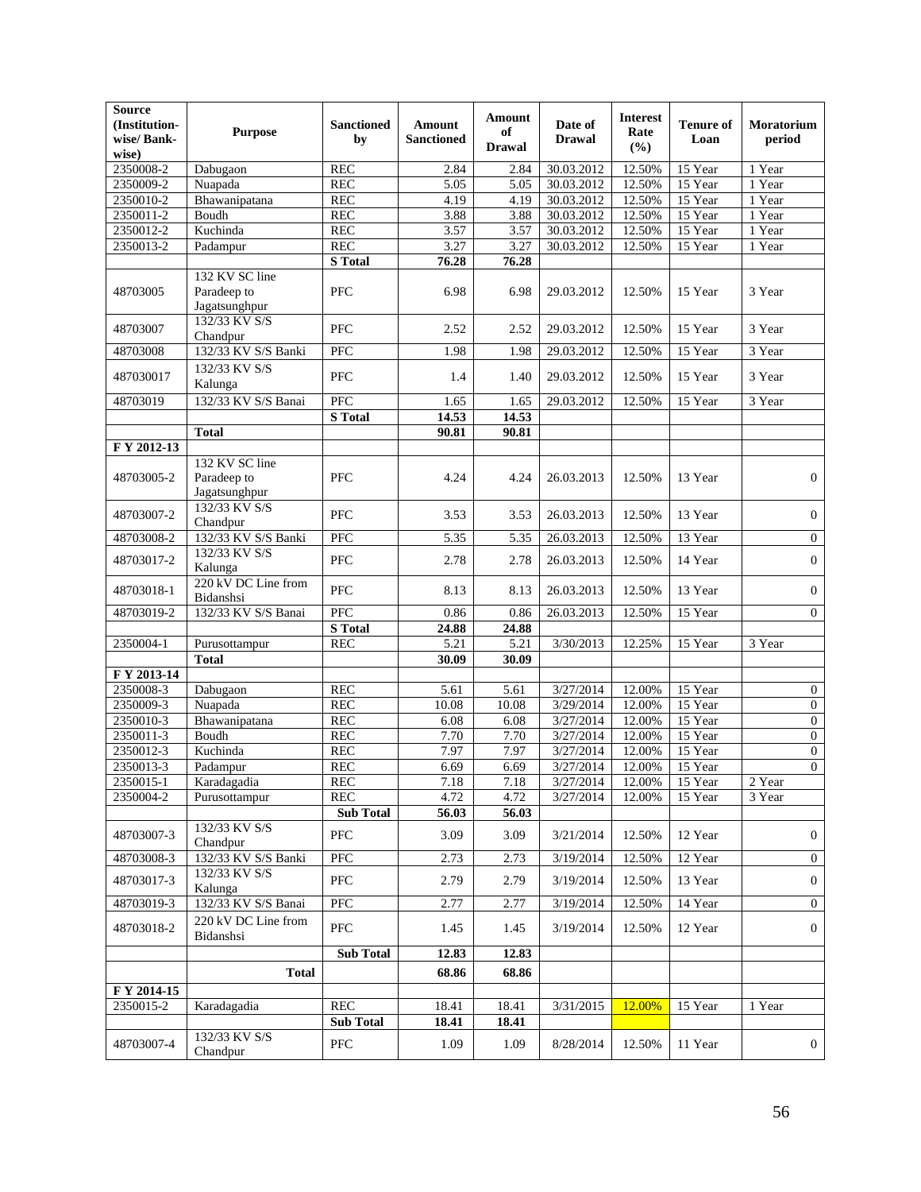| Source (Institution-wise/ Bank-wise) | Purpose | Sanctioned by | Amount Sanctioned | Amount of Drawal | Date of Drawal | Interest Rate (%) | Tenure of Loan | Moratorium period |
|---|---|---|---|---|---|---|---|---|
| 2350008-2 | Dabugaon | REC | 2.84 | 2.84 | 30.03.2012 | 12.50% | 15 Year | 1 Year |
| 2350009-2 | Nuapada | REC | 5.05 | 5.05 | 30.03.2012 | 12.50% | 15 Year | 1 Year |
| 2350010-2 | Bhawanipatana | REC | 4.19 | 4.19 | 30.03.2012 | 12.50% | 15 Year | 1 Year |
| 2350011-2 | Boudh | REC | 3.88 | 3.88 | 30.03.2012 | 12.50% | 15 Year | 1 Year |
| 2350012-2 | Kuchinda | REC | 3.57 | 3.57 | 30.03.2012 | 12.50% | 15 Year | 1 Year |
| 2350013-2 | Padampur | REC | 3.27 | 3.27 | 30.03.2012 | 12.50% | 15 Year | 1 Year |
| | | **S Total** | **76.28** | **76.28** | | | | |
| 48703005 | 132 KV SC line Paradeep to Jagatsunghpur | PFC | 6.98 | 6.98 | 29.03.2012 | 12.50% | 15 Year | 3 Year |
| 48703007 | 132/33 KV S/S Chandpur | PFC | 2.52 | 2.52 | 29.03.2012 | 12.50% | 15 Year | 3 Year |
| 48703008 | 132/33 KV S/S Banki | PFC | 1.98 | 1.98 | 29.03.2012 | 12.50% | 15 Year | 3 Year |
| 487030017 | 132/33 KV S/S Kalunga | PFC | 1.4 | 1.40 | 29.03.2012 | 12.50% | 15 Year | 3 Year |
| 48703019 | 132/33 KV S/S Banai | PFC | 1.65 | 1.65 | 29.03.2012 | 12.50% | 15 Year | 3 Year |
| | | **S Total** | **14.53** | **14.53** | | | | |
| | **Total** | | **90.81** | **90.81** | | | | |
| **F Y 2012-13** | | | | | | | | |
| 48703005-2 | 132 KV SC line Paradeep to Jagatsunghpur | PFC | 4.24 | 4.24 | 26.03.2013 | 12.50% | 13 Year | 0 |
| 48703007-2 | 132/33 KV S/S Chandpur | PFC | 3.53 | 3.53 | 26.03.2013 | 12.50% | 13 Year | 0 |
| 48703008-2 | 132/33 KV S/S Banki | PFC | 5.35 | 5.35 | 26.03.2013 | 12.50% | 13 Year | 0 |
| 48703017-2 | 132/33 KV S/S Kalunga | PFC | 2.78 | 2.78 | 26.03.2013 | 12.50% | 14 Year | 0 |
| 48703018-1 | 220 kV DC Line from Bidanshsi | PFC | 8.13 | 8.13 | 26.03.2013 | 12.50% | 13 Year | 0 |
| 48703019-2 | 132/33 KV S/S Banai | PFC | 0.86 | 0.86 | 26.03.2013 | 12.50% | 15 Year | 0 |
| | | **S Total** | **24.88** | **24.88** | | | | |
| 2350004-1 | Purusottampur | REC | 5.21 | 5.21 | 3/30/2013 | 12.25% | 15 Year | 3 Year |
| | **Total** | | **30.09** | **30.09** | | | | |
| **F Y 2013-14** | | | | | | | | |
| 2350008-3 | Dabugaon | REC | 5.61 | 5.61 | 3/27/2014 | 12.00% | 15 Year | 0 |
| 2350009-3 | Nuapada | REC | 10.08 | 10.08 | 3/29/2014 | 12.00% | 15 Year | 0 |
| 2350010-3 | Bhawanipatana | REC | 6.08 | 6.08 | 3/27/2014 | 12.00% | 15 Year | 0 |
| 2350011-3 | Boudh | REC | 7.70 | 7.70 | 3/27/2014 | 12.00% | 15 Year | 0 |
| 2350012-3 | Kuchinda | REC | 7.97 | 7.97 | 3/27/2014 | 12.00% | 15 Year | 0 |
| 2350013-3 | Padampur | REC | 6.69 | 6.69 | 3/27/2014 | 12.00% | 15 Year | 0 |
| 2350015-1 | Karadagadia | REC | 7.18 | 7.18 | 3/27/2014 | 12.00% | 15 Year | 2 Year |
| 2350004-2 | Purusottampur | REC | 4.72 | 4.72 | 3/27/2014 | 12.00% | 15 Year | 3 Year |
| | | **Sub Total** | **56.03** | **56.03** | | | | |
| 48703007-3 | 132/33 KV S/S Chandpur | PFC | 3.09 | 3.09 | 3/21/2014 | 12.50% | 12 Year | 0 |
| 48703008-3 | 132/33 KV S/S Banki | PFC | 2.73 | 2.73 | 3/19/2014 | 12.50% | 12 Year | 0 |
| 48703017-3 | 132/33 KV S/S Kalunga | PFC | 2.79 | 2.79 | 3/19/2014 | 12.50% | 13 Year | 0 |
| 48703019-3 | 132/33 KV S/S Banai | PFC | 2.77 | 2.77 | 3/19/2014 | 12.50% | 14 Year | 0 |
| 48703018-2 | 220 kV DC Line from Bidanshsi | PFC | 1.45 | 1.45 | 3/19/2014 | 12.50% | 12 Year | 0 |
| | | **Sub Total** | **12.83** | **12.83** | | | | |
| | **Total** | | **68.86** | **68.86** | | | | |
| **F Y 2014-15** | | | | | | | | |
| 2350015-2 | Karadagadia | REC | 18.41 | 18.41 | 3/31/2015 | 12.00% | 15 Year | 1 Year |
| | | **Sub Total** | **18.41** | **18.41** | | | | |
| 48703007-4 | 132/33 KV S/S Chandpur | PFC | 1.09 | 1.09 | 8/28/2014 | 12.50% | 11 Year | 0 |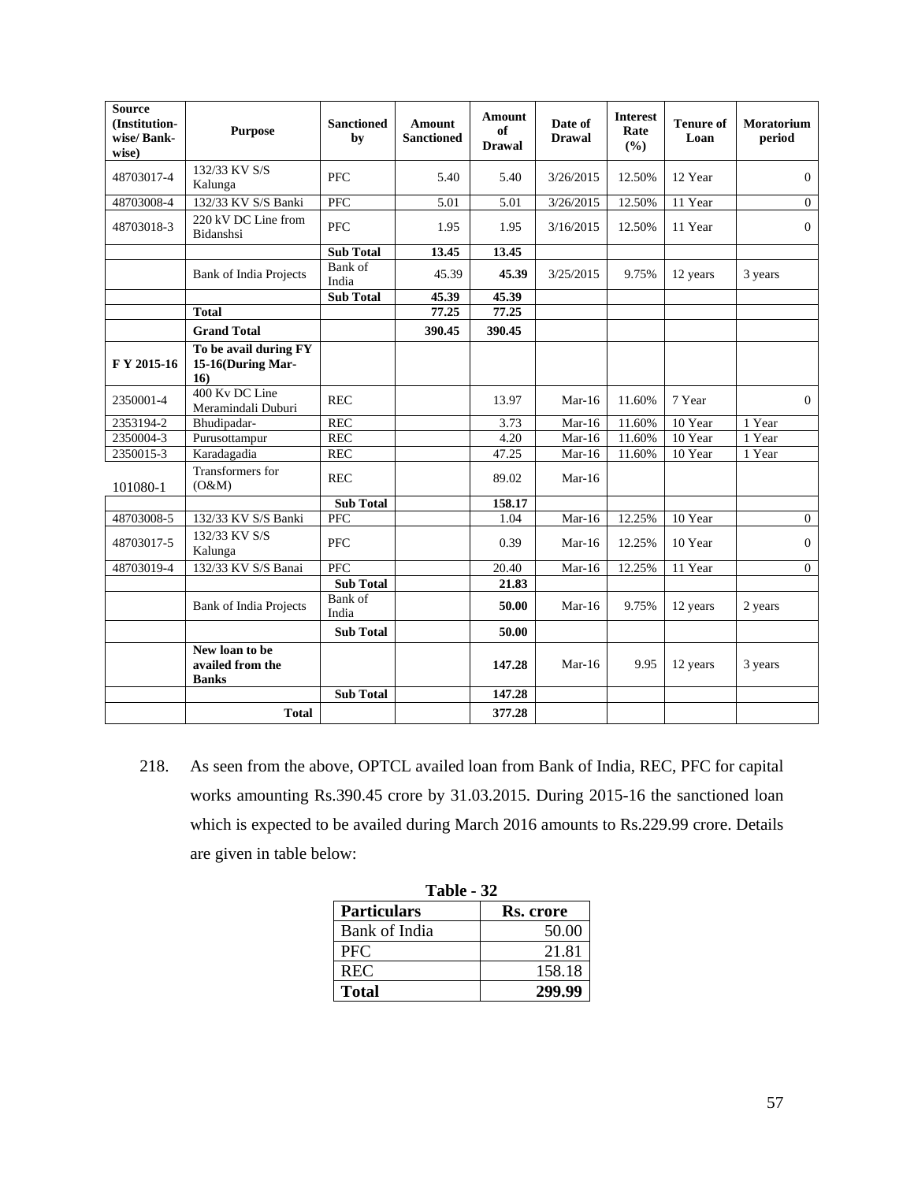| Source (Institution-wise/ Bank-wise) | Purpose | Sanctioned by | Amount Sanctioned | Amount of Drawal | Date of Drawal | Interest Rate (%) | Tenure of Loan | Moratorium period |
|---|---|---|---|---|---|---|---|---|
| 48703017-4 | 132/33 KV S/S Kalunga | PFC | 5.40 | 5.40 | 3/26/2015 | 12.50% | 12 Year | 0 |
| 48703008-4 | 132/33 KV S/S Banki | PFC | 5.01 | 5.01 | 3/26/2015 | 12.50% | 11 Year | 0 |
| 48703018-3 | 220 kV DC Line from Bidanshsi | PFC | 1.95 | 1.95 | 3/16/2015 | 12.50% | 11 Year | 0 |
| | | **Sub Total** | **13.45** | **13.45** | | | | |
| | Bank of India Projects | Bank of India | 45.39 | **45.39** | 3/25/2015 | 9.75% | 12 years | 3 years |
| | | **Sub Total** | **45.39** | **45.39** | | | | |
| | **Total** | | **77.25** | **77.25** | | | | |
| | **Grand Total** | | **390.45** | **390.45** | | | | |
| **F Y 2015-16** | **To be avail during FY 15-16(During Mar-16)** | | | | | | | |
| 2350001-4 | 400 Kv DC Line Meramindali Duburi | REC | | 13.97 | Mar-16 | 11.60% | 7 Year | 0 |
| 2353194-2 | Bhudipadar- | REC | | 3.73 | Mar-16 | 11.60% | 10 Year | 1 Year |
| 2350004-3 | Purusottampur | REC | | 4.20 | Mar-16 | 11.60% | 10 Year | 1 Year |
| 2350015-3 | Karadagadia | REC | | 47.25 | Mar-16 | 11.60% | 10 Year | 1 Year |
| 101080-1 | Transformers for (O&M) | REC | | 89.02 | Mar-16 | | | |
| | | **Sub Total** | | **158.17** | | | | |
| 48703008-5 | 132/33 KV S/S Banki | PFC | | 1.04 | Mar-16 | 12.25% | 10 Year | 0 |
| 48703017-5 | 132/33 KV S/S Kalunga | PFC | | 0.39 | Mar-16 | 12.25% | 10 Year | 0 |
| 48703019-4 | 132/33 KV S/S Banai | PFC | | 20.40 | Mar-16 | 12.25% | 11 Year | 0 |
| | | **Sub Total** | | **21.83** | | | | |
| | Bank of India Projects | Bank of India | | **50.00** | Mar-16 | 9.75% | 12 years | 2 years |
| | | **Sub Total** | | **50.00** | | | | |
| | **New loan to be availed from the Banks** | | | **147.28** | Mar-16 | 9.95 | 12 years | 3 years |
| | | **Sub Total** | | **147.28** | | | | |
| | **Total** | | | **377.28** | | | | |

218. As seen from the above, OPTCL availed loan from Bank of India, REC, PFC for capital works amounting Rs.390.45 crore by 31.03.2015. During 2015-16 the sanctioned loan which is expected to be availed during March 2016 amounts to Rs.229.99 crore. Details are given in table below:

**Table - 32**

| Particulars | Rs. crore |
|---|---|
| Bank of India | 50.00 |
| PFC | 21.81 |
| REC | 158.18 |
| **Total** | **299.99** |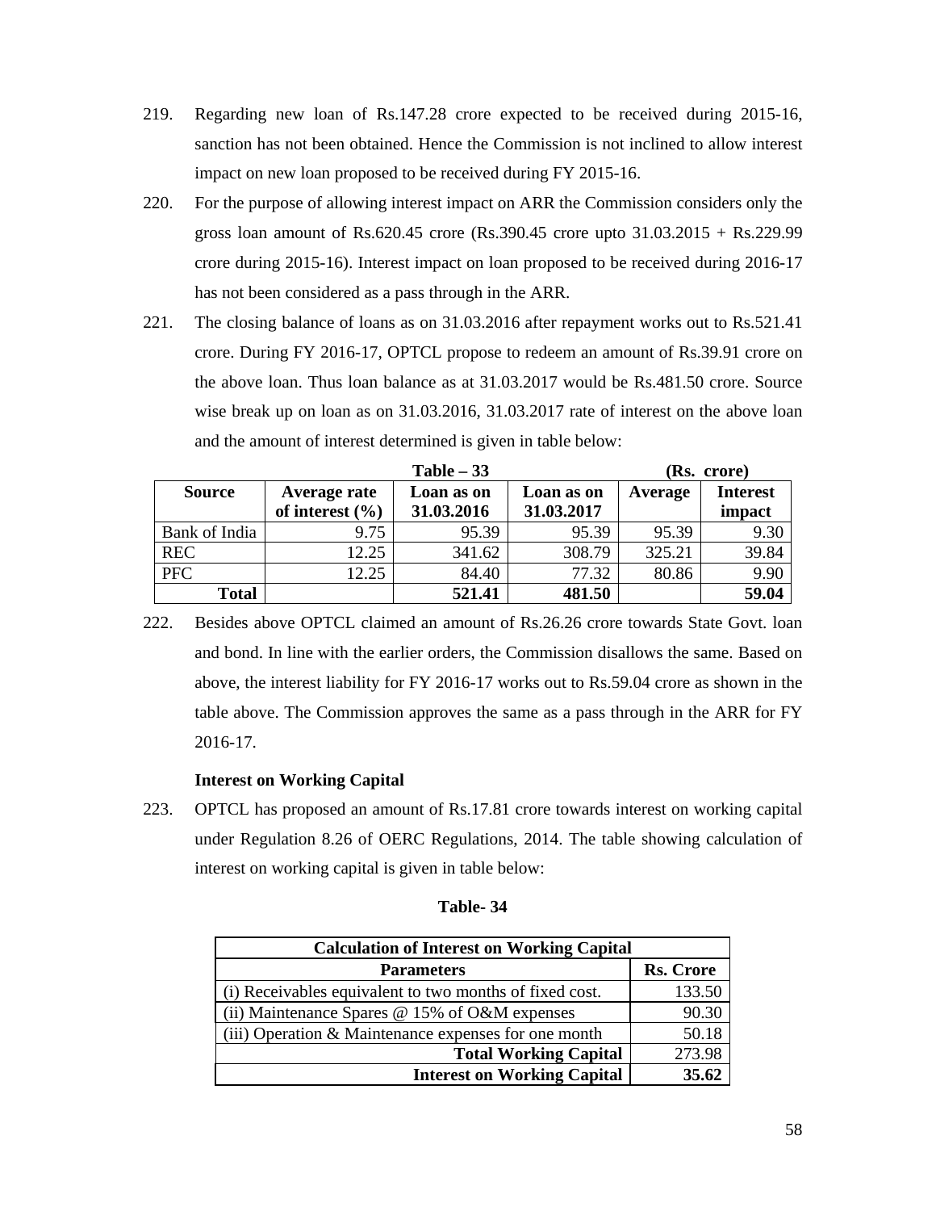219. Regarding new loan of Rs.147.28 crore expected to be received during 2015-16, sanction has not been obtained. Hence the Commission is not inclined to allow interest impact on new loan proposed to be received during FY 2015-16.

220. For the purpose of allowing interest impact on ARR the Commission considers only the gross loan amount of Rs.620.45 crore (Rs.390.45 crore upto 31.03.2015 + Rs.229.99 crore during 2015-16). Interest impact on loan proposed to be received during 2016-17 has not been considered as a pass through in the ARR.

221. The closing balance of loans as on 31.03.2016 after repayment works out to Rs.521.41 crore. During FY 2016-17, OPTCL propose to redeem an amount of Rs.39.91 crore on the above loan. Thus loan balance as at 31.03.2017 would be Rs.481.50 crore. Source wise break up on loan as on 31.03.2016, 31.03.2017 rate of interest on the above loan and the amount of interest determined is given in table below:

**Table – 33** (Rs. crore)

| Source | Average rate of interest (%) | Loan as on 31.03.2016 | Loan as on 31.03.2017 | Average | Interest impact |
|---|---|---|---|---|---|
| Bank of India | 9.75 | 95.39 | 95.39 | 95.39 | 9.30 |
| REC | 12.25 | 341.62 | 308.79 | 325.21 | 39.84 |
| PFC | 12.25 | 84.40 | 77.32 | 80.86 | 9.90 |
| **Total** | | **521.41** | **481.50** | | **59.04** |

222. Besides above OPTCL claimed an amount of Rs.26.26 crore towards State Govt. loan and bond. In line with the earlier orders, the Commission disallows the same. Based on above, the interest liability for FY 2016-17 works out to Rs.59.04 crore as shown in the table above. The Commission approves the same as a pass through in the ARR for FY 2016-17.

**Interest on Working Capital**

223. OPTCL has proposed an amount of Rs.17.81 crore towards interest on working capital under Regulation 8.26 of OERC Regulations, 2014. The table showing calculation of interest on working capital is given in table below:

**Table- 34**

| Calculation of Interest on Working Capital | |
|---|---|
| **Parameters** | **Rs. Crore** |
| (i) Receivables equivalent to two months of fixed cost. | 133.50 |
| (ii) Maintenance Spares @ 15% of O&M expenses | 90.30 |
| (iii) Operation & Maintenance expenses for one month | 50.18 |
| **Total Working Capital** | 273.98 |
| **Interest on Working Capital** | **35.62** |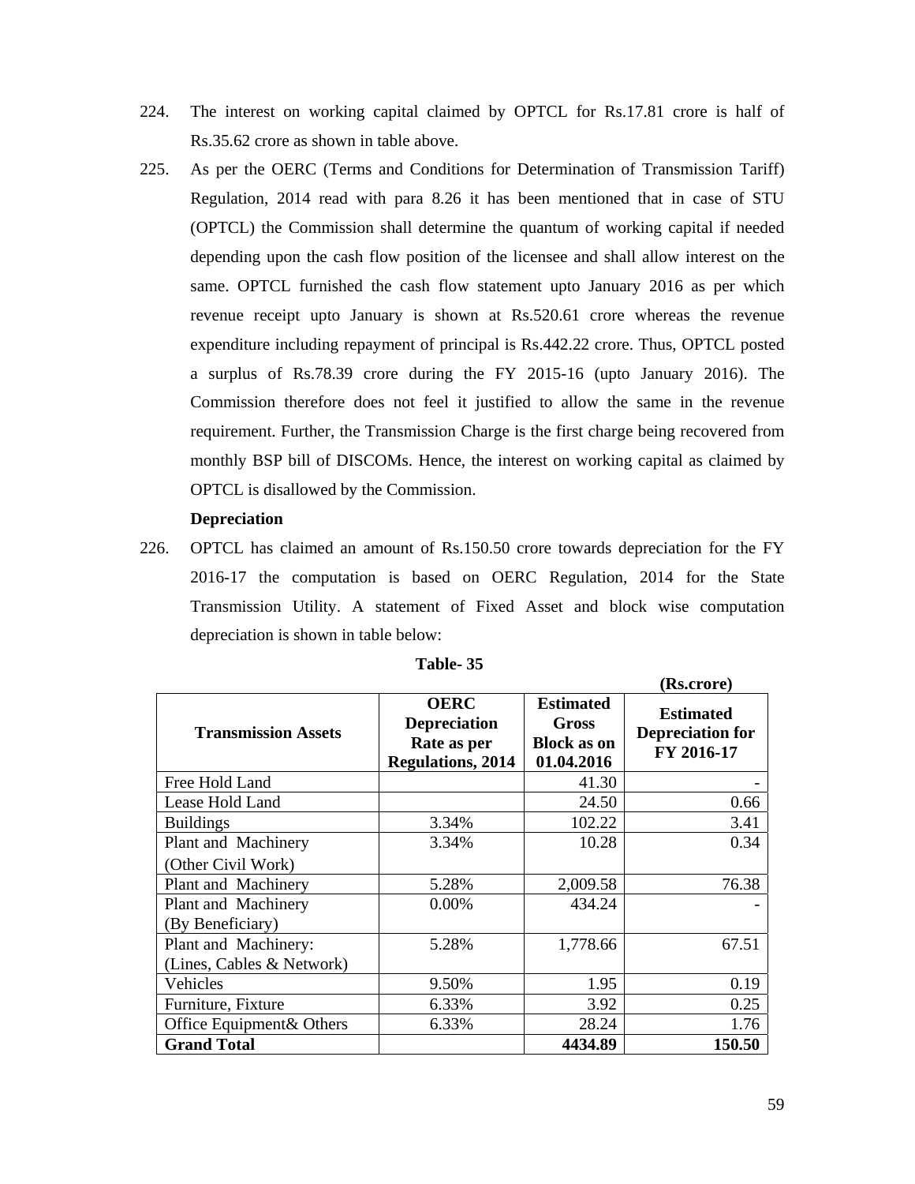224. The interest on working capital claimed by OPTCL for Rs.17.81 crore is half of Rs.35.62 crore as shown in table above.

225. As per the OERC (Terms and Conditions for Determination of Transmission Tariff) Regulation, 2014 read with para 8.26 it has been mentioned that in case of STU (OPTCL) the Commission shall determine the quantum of working capital if needed depending upon the cash flow position of the licensee and shall allow interest on the same. OPTCL furnished the cash flow statement upto January 2016 as per which revenue receipt upto January is shown at Rs.520.61 crore whereas the revenue expenditure including repayment of principal is Rs.442.22 crore. Thus, OPTCL posted a surplus of Rs.78.39 crore during the FY 2015-16 (upto January 2016). The Commission therefore does not feel it justified to allow the same in the revenue requirement. Further, the Transmission Charge is the first charge being recovered from monthly BSP bill of DISCOMs. Hence, the interest on working capital as claimed by OPTCL is disallowed by the Commission.

**Depreciation**

226. OPTCL has claimed an amount of Rs.150.50 crore towards depreciation for the FY 2016-17 the computation is based on OERC Regulation, 2014 for the State Transmission Utility. A statement of Fixed Asset and block wise computation depreciation is shown in table below:

**Table- 35**

**(Rs.crore)**

| Transmission Assets | OERC Depreciation Rate as per Regulations, 2014 | Estimated Gross Block as on 01.04.2016 | Estimated Depreciation for FY 2016-17 |
|---|---|---|---|
| Free Hold Land | | 41.30 | - |
| Lease Hold Land | | 24.50 | 0.66 |
| Buildings | 3.34% | 102.22 | 3.41 |
| Plant and Machinery (Other Civil Work) | 3.34% | 10.28 | 0.34 |
| Plant and Machinery | 5.28% | 2,009.58 | 76.38 |
| Plant and Machinery (By Beneficiary) | 0.00% | 434.24 | - |
| Plant and Machinery: (Lines, Cables & Network) | 5.28% | 1,778.66 | 67.51 |
| Vehicles | 9.50% | 1.95 | 0.19 |
| Furniture, Fixture | 6.33% | 3.92 | 0.25 |
| Office Equipment& Others | 6.33% | 28.24 | 1.76 |
| **Grand Total** | | **4434.89** | **150.50** |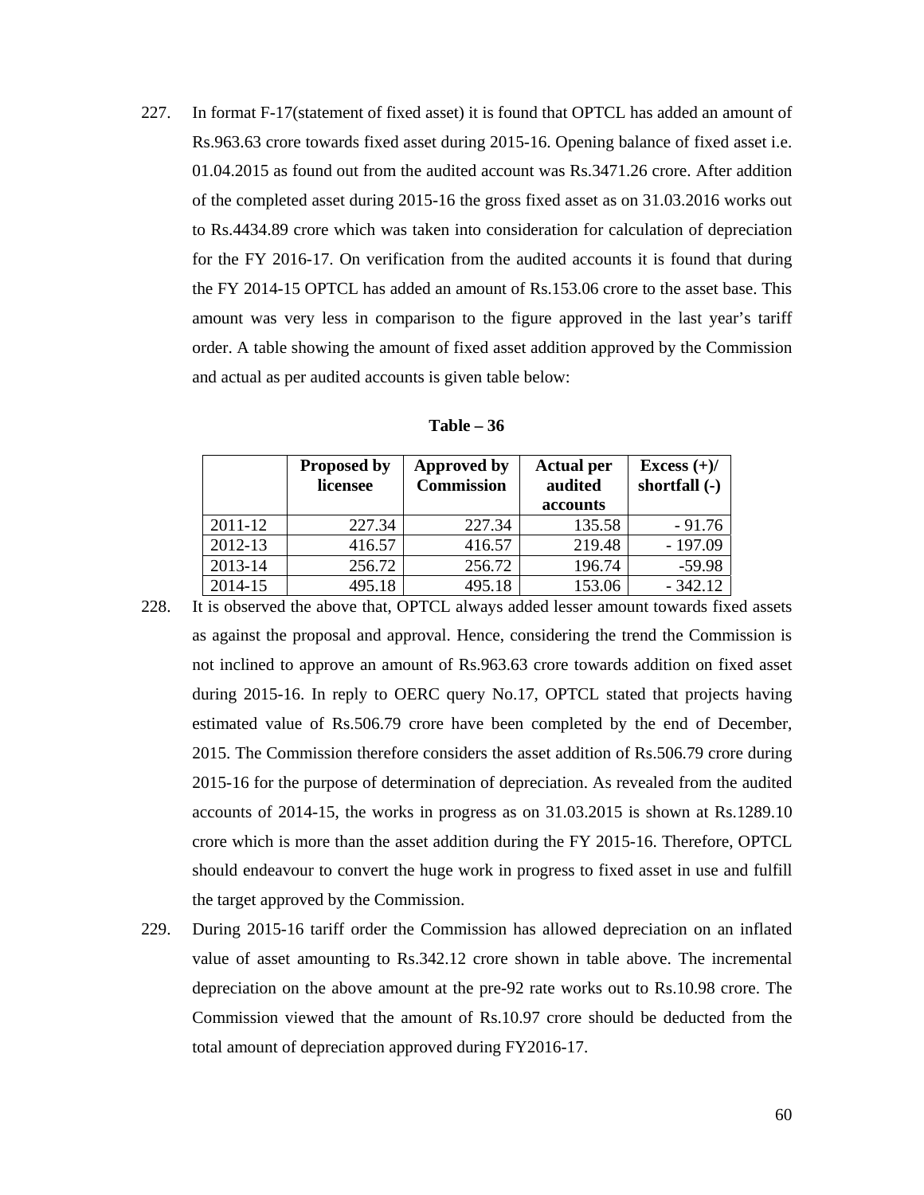227. In format F-17(statement of fixed asset) it is found that OPTCL has added an amount of Rs.963.63 crore towards fixed asset during 2015-16. Opening balance of fixed asset i.e. 01.04.2015 as found out from the audited account was Rs.3471.26 crore. After addition of the completed asset during 2015-16 the gross fixed asset as on 31.03.2016 works out to Rs.4434.89 crore which was taken into consideration for calculation of depreciation for the FY 2016-17. On verification from the audited accounts it is found that during the FY 2014-15 OPTCL has added an amount of Rs.153.06 crore to the asset base. This amount was very less in comparison to the figure approved in the last year's tariff order. A table showing the amount of fixed asset addition approved by the Commission and actual as per audited accounts is given table below:

**Table – 36**

| | Proposed by licensee | Approved by Commission | Actual per audited accounts | Excess (+)/ shortfall (-) |
|---|---|---|---|---|
| 2011-12 | 227.34 | 227.34 | 135.58 | - 91.76 |
| 2012-13 | 416.57 | 416.57 | 219.48 | - 197.09 |
| 2013-14 | 256.72 | 256.72 | 196.74 | -59.98 |
| 2014-15 | 495.18 | 495.18 | 153.06 | - 342.12 |

228. It is observed the above that, OPTCL always added lesser amount towards fixed assets as against the proposal and approval. Hence, considering the trend the Commission is not inclined to approve an amount of Rs.963.63 crore towards addition on fixed asset during 2015-16. In reply to OERC query No.17, OPTCL stated that projects having estimated value of Rs.506.79 crore have been completed by the end of December, 2015. The Commission therefore considers the asset addition of Rs.506.79 crore during 2015-16 for the purpose of determination of depreciation. As revealed from the audited accounts of 2014-15, the works in progress as on 31.03.2015 is shown at Rs.1289.10 crore which is more than the asset addition during the FY 2015-16. Therefore, OPTCL should endeavour to convert the huge work in progress to fixed asset in use and fulfill the target approved by the Commission.

229. During 2015-16 tariff order the Commission has allowed depreciation on an inflated value of asset amounting to Rs.342.12 crore shown in table above. The incremental depreciation on the above amount at the pre-92 rate works out to Rs.10.98 crore. The Commission viewed that the amount of Rs.10.97 crore should be deducted from the total amount of depreciation approved during FY2016-17.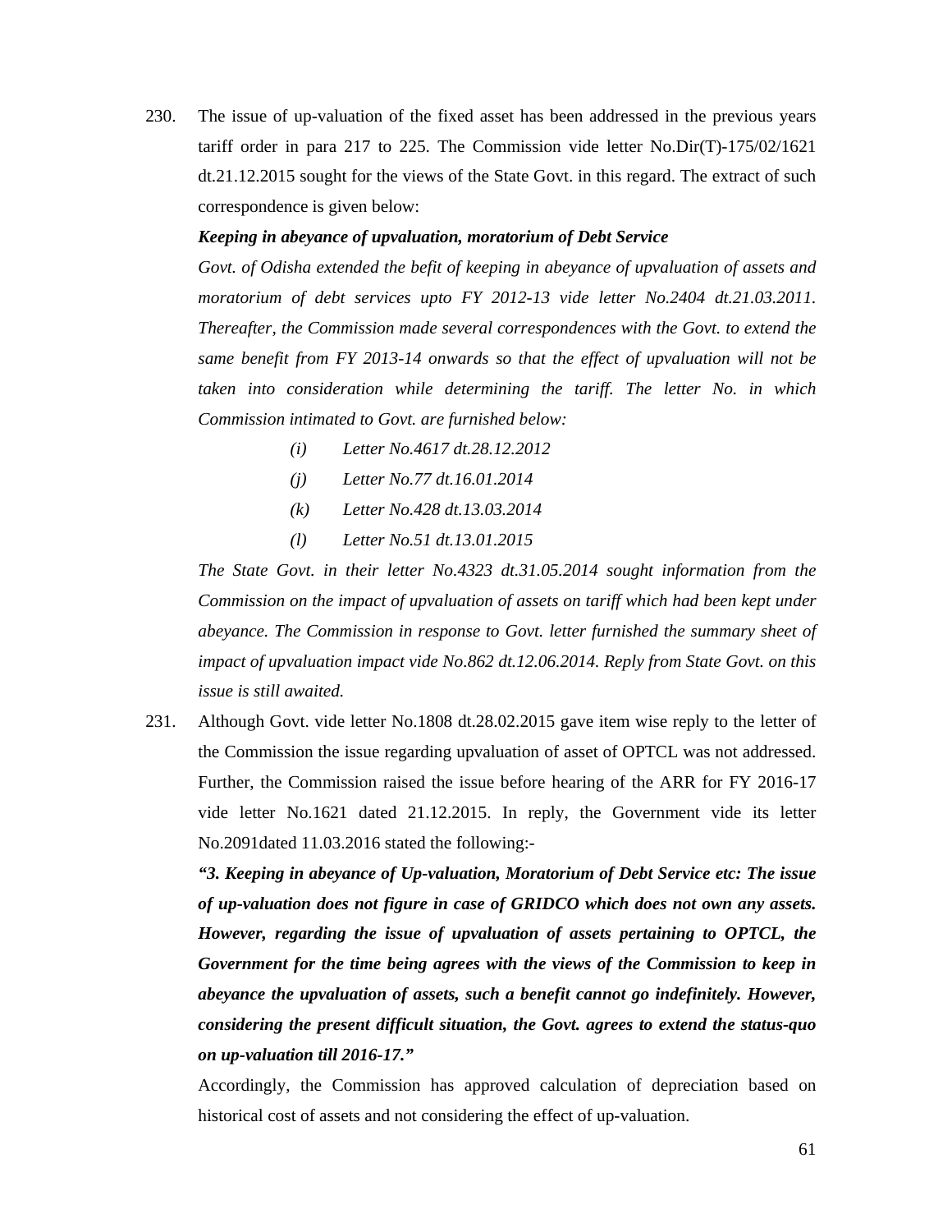230. The issue of up-valuation of the fixed asset has been addressed in the previous years tariff order in para 217 to 225. The Commission vide letter No.Dir(T)-175/02/1621 dt.21.12.2015 sought for the views of the State Govt. in this regard. The extract of such correspondence is given below:

***Keeping in abeyance of upvaluation, moratorium of Debt Service***

*Govt. of Odisha extended the befit of keeping in abeyance of upvaluation of assets and moratorium of debt services upto FY 2012-13 vide letter No.2404 dt.21.03.2011. Thereafter, the Commission made several correspondences with the Govt. to extend the same benefit from FY 2013-14 onwards so that the effect of upvaluation will not be taken into consideration while determining the tariff. The letter No. in which Commission intimated to Govt. are furnished below:*

- *(i) Letter No.4617 dt.28.12.2012*
- *(j) Letter No.77 dt.16.01.2014*
- *(k) Letter No.428 dt.13.03.2014*
- *(l) Letter No.51 dt.13.01.2015*

*The State Govt. in their letter No.4323 dt.31.05.2014 sought information from the Commission on the impact of upvaluation of assets on tariff which had been kept under abeyance. The Commission in response to Govt. letter furnished the summary sheet of impact of upvaluation impact vide No.862 dt.12.06.2014. Reply from State Govt. on this issue is still awaited.*

231. Although Govt. vide letter No.1808 dt.28.02.2015 gave item wise reply to the letter of the Commission the issue regarding upvaluation of asset of OPTCL was not addressed. Further, the Commission raised the issue before hearing of the ARR for FY 2016-17 vide letter No.1621 dated 21.12.2015. In reply, the Government vide its letter No.2091dated 11.03.2016 stated the following:-

***"3. Keeping in abeyance of Up-valuation, Moratorium of Debt Service etc: The issue of up-valuation does not figure in case of GRIDCO which does not own any assets. However, regarding the issue of upvaluation of assets pertaining to OPTCL, the Government for the time being agrees with the views of the Commission to keep in abeyance the upvaluation of assets, such a benefit cannot go indefinitely. However, considering the present difficult situation, the Govt. agrees to extend the status-quo on up-valuation till 2016-17."***

Accordingly, the Commission has approved calculation of depreciation based on historical cost of assets and not considering the effect of up-valuation.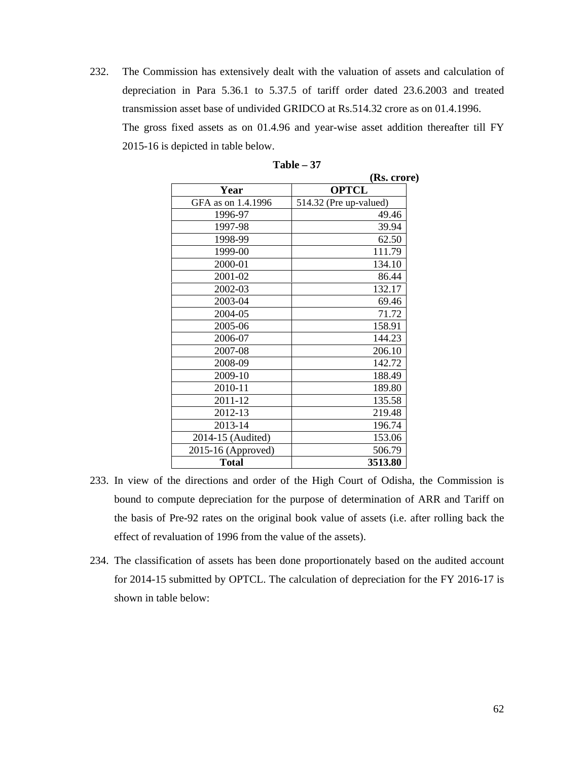232. The Commission has extensively dealt with the valuation of assets and calculation of depreciation in Para 5.36.1 to 5.37.5 of tariff order dated 23.6.2003 and treated transmission asset base of undivided GRIDCO at Rs.514.32 crore as on 01.4.1996.

The gross fixed assets as on 01.4.96 and year-wise asset addition thereafter till FY 2015-16 is depicted in table below.

**Table – 37**

**(Rs. crore)**

| Year | OPTCL |
|---|---|
| GFA as on 1.4.1996 | 514.32 (Pre up-valued) |
| 1996-97 | 49.46 |
| 1997-98 | 39.94 |
| 1998-99 | 62.50 |
| 1999-00 | 111.79 |
| 2000-01 | 134.10 |
| 2001-02 | 86.44 |
| 2002-03 | 132.17 |
| 2003-04 | 69.46 |
| 2004-05 | 71.72 |
| 2005-06 | 158.91 |
| 2006-07 | 144.23 |
| 2007-08 | 206.10 |
| 2008-09 | 142.72 |
| 2009-10 | 188.49 |
| 2010-11 | 189.80 |
| 2011-12 | 135.58 |
| 2012-13 | 219.48 |
| 2013-14 | 196.74 |
| 2014-15 (Audited) | 153.06 |
| 2015-16 (Approved) | 506.79 |
| **Total** | **3513.80** |

233. In view of the directions and order of the High Court of Odisha, the Commission is bound to compute depreciation for the purpose of determination of ARR and Tariff on the basis of Pre-92 rates on the original book value of assets (i.e. after rolling back the effect of revaluation of 1996 from the value of the assets).

234. The classification of assets has been done proportionately based on the audited account for 2014-15 submitted by OPTCL. The calculation of depreciation for the FY 2016-17 is shown in table below: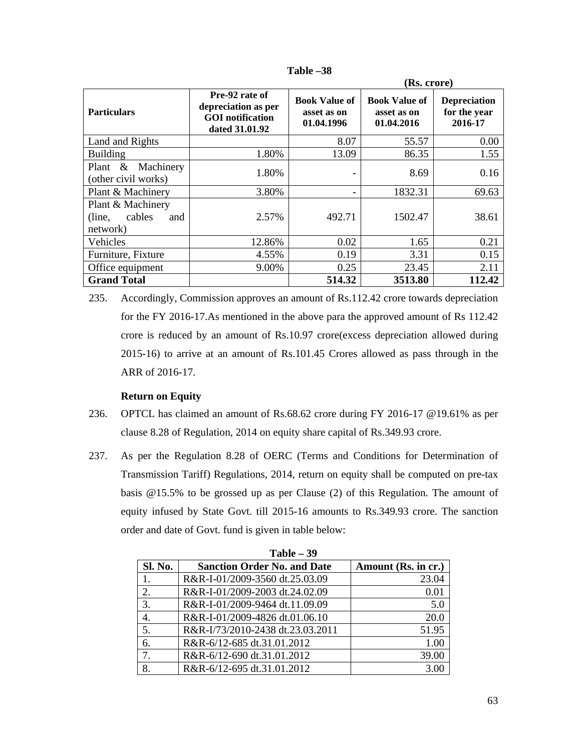**Table –38**

**(Rs. crore)**

| Particulars | Pre-92 rate of depreciation as per GOI notification dated 31.01.92 | Book Value of asset as on 01.04.1996 | Book Value of asset as on 01.04.2016 | Depreciation for the year 2016-17 |
|---|---|---|---|---|
| Land and Rights | | 8.07 | 55.57 | 0.00 |
| Building | 1.80% | 13.09 | 86.35 | 1.55 |
| Plant & Machinery (other civil works) | 1.80% | - | 8.69 | 0.16 |
| Plant & Machinery | 3.80% | - | 1832.31 | 69.63 |
| Plant & Machinery (line, cables and network) | 2.57% | 492.71 | 1502.47 | 38.61 |
| Vehicles | 12.86% | 0.02 | 1.65 | 0.21 |
| Furniture, Fixture | 4.55% | 0.19 | 3.31 | 0.15 |
| Office equipment | 9.00% | 0.25 | 23.45 | 2.11 |
| **Grand Total** | | **514.32** | **3513.80** | **112.42** |

235. Accordingly, Commission approves an amount of Rs.112.42 crore towards depreciation for the FY 2016-17.As mentioned in the above para the approved amount of Rs 112.42 crore is reduced by an amount of Rs.10.97 crore(excess depreciation allowed during 2015-16) to arrive at an amount of Rs.101.45 Crores allowed as pass through in the ARR of 2016-17.

**Return on Equity**

236. OPTCL has claimed an amount of Rs.68.62 crore during FY 2016-17 @19.61% as per clause 8.28 of Regulation, 2014 on equity share capital of Rs.349.93 crore.

237. As per the Regulation 8.28 of OERC (Terms and Conditions for Determination of Transmission Tariff) Regulations, 2014, return on equity shall be computed on pre-tax basis @15.5% to be grossed up as per Clause (2) of this Regulation. The amount of equity infused by State Govt. till 2015-16 amounts to Rs.349.93 crore. The sanction order and date of Govt. fund is given in table below:

**Table – 39**

| Sl. No. | Sanction Order No. and Date | Amount (Rs. in cr.) |
|---|---|---|
| 1. | R&R-I-01/2009-3560 dt.25.03.09 | 23.04 |
| 2. | R&R-I-01/2009-2003 dt.24.02.09 | 0.01 |
| 3. | R&R-I-01/2009-9464 dt.11.09.09 | 5.0 |
| 4. | R&R-I-01/2009-4826 dt.01.06.10 | 20.0 |
| 5. | R&R-I/73/2010-2438 dt.23.03.2011 | 51.95 |
| 6. | R&R-6/12-685 dt.31.01.2012 | 1.00 |
| 7. | R&R-6/12-690 dt.31.01.2012 | 39.00 |
| 8. | R&R-6/12-695 dt.31.01.2012 | 3.00 |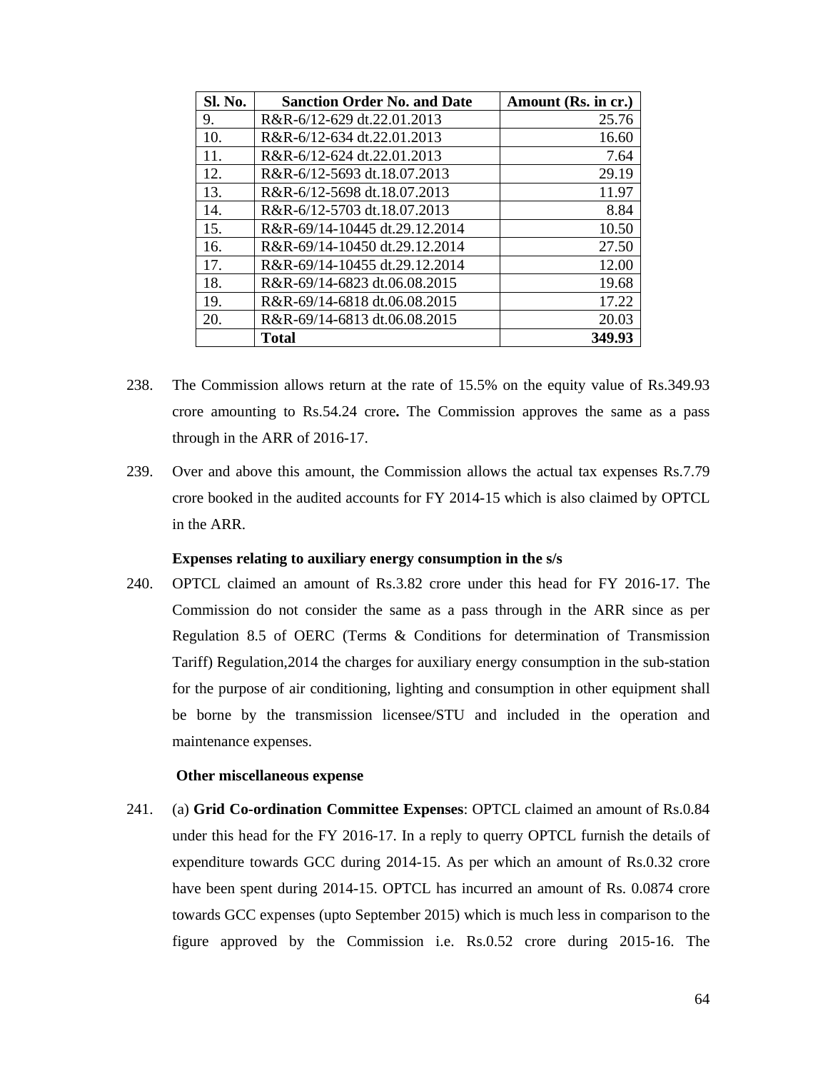| Sl. No. | Sanction Order No. and Date | Amount (Rs. in cr.) |
|---|---|---|
| 9. | R&R-6/12-629 dt.22.01.2013 | 25.76 |
| 10. | R&R-6/12-634 dt.22.01.2013 | 16.60 |
| 11. | R&R-6/12-624 dt.22.01.2013 | 7.64 |
| 12. | R&R-6/12-5693 dt.18.07.2013 | 29.19 |
| 13. | R&R-6/12-5698 dt.18.07.2013 | 11.97 |
| 14. | R&R-6/12-5703 dt.18.07.2013 | 8.84 |
| 15. | R&R-69/14-10445 dt.29.12.2014 | 10.50 |
| 16. | R&R-69/14-10450 dt.29.12.2014 | 27.50 |
| 17. | R&R-69/14-10455 dt.29.12.2014 | 12.00 |
| 18. | R&R-69/14-6823 dt.06.08.2015 | 19.68 |
| 19. | R&R-69/14-6818 dt.06.08.2015 | 17.22 |
| 20. | R&R-69/14-6813 dt.06.08.2015 | 20.03 |
| | **Total** | **349.93** |

238. The Commission allows return at the rate of 15.5% on the equity value of Rs.349.93 crore amounting to Rs.54.24 crore**.** The Commission approves the same as a pass through in the ARR of 2016-17.

239. Over and above this amount, the Commission allows the actual tax expenses Rs.7.79 crore booked in the audited accounts for FY 2014-15 which is also claimed by OPTCL in the ARR.

**Expenses relating to auxiliary energy consumption in the s/s**

240. OPTCL claimed an amount of Rs.3.82 crore under this head for FY 2016-17. The Commission do not consider the same as a pass through in the ARR since as per Regulation 8.5 of OERC (Terms & Conditions for determination of Transmission Tariff) Regulation,2014 the charges for auxiliary energy consumption in the sub-station for the purpose of air conditioning, lighting and consumption in other equipment shall be borne by the transmission licensee/STU and included in the operation and maintenance expenses.

**Other miscellaneous expense**

241. (a) **Grid Co-ordination Committee Expenses**: OPTCL claimed an amount of Rs.0.84 under this head for the FY 2016-17. In a reply to querry OPTCL furnish the details of expenditure towards GCC during 2014-15. As per which an amount of Rs.0.32 crore have been spent during 2014-15. OPTCL has incurred an amount of Rs. 0.0874 crore towards GCC expenses (upto September 2015) which is much less in comparison to the figure approved by the Commission i.e. Rs.0.52 crore during 2015-16. The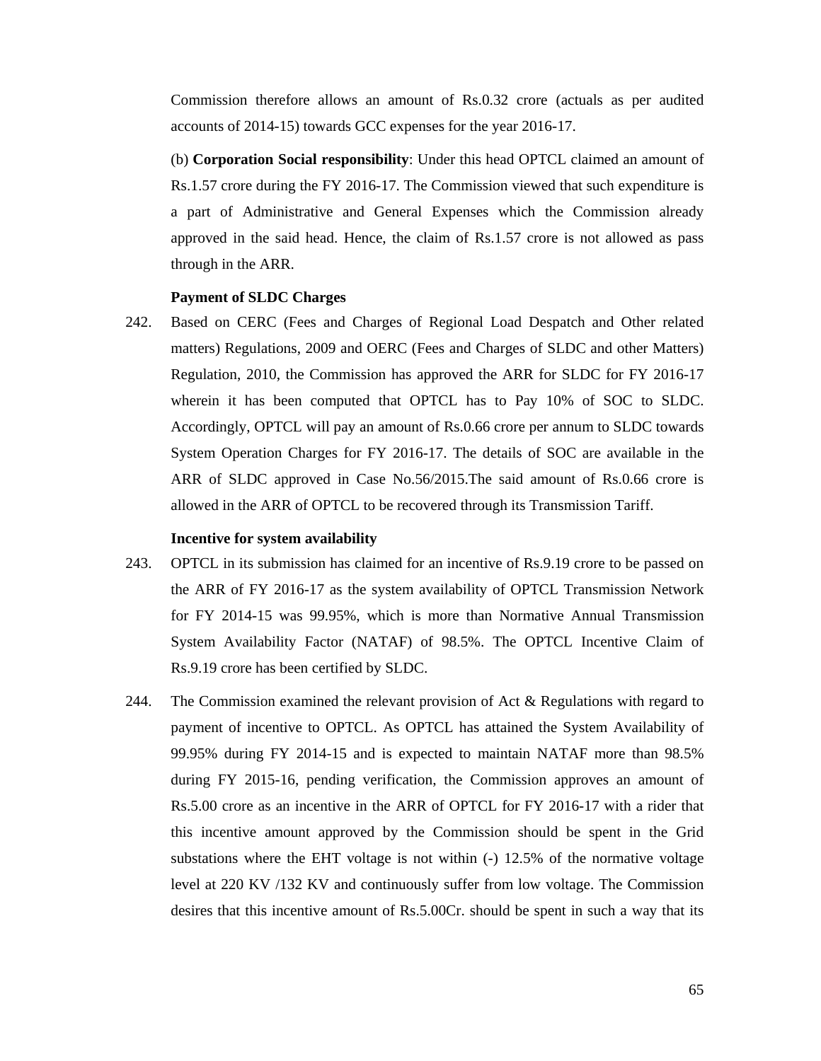Commission therefore allows an amount of Rs.0.32 crore (actuals as per audited accounts of 2014-15) towards GCC expenses for the year 2016-17.

(b) **Corporation Social responsibility**: Under this head OPTCL claimed an amount of Rs.1.57 crore during the FY 2016-17. The Commission viewed that such expenditure is a part of Administrative and General Expenses which the Commission already approved in the said head. Hence, the claim of Rs.1.57 crore is not allowed as pass through in the ARR.

**Payment of SLDC Charges**

242. Based on CERC (Fees and Charges of Regional Load Despatch and Other related matters) Regulations, 2009 and OERC (Fees and Charges of SLDC and other Matters) Regulation, 2010, the Commission has approved the ARR for SLDC for FY 2016-17 wherein it has been computed that OPTCL has to Pay 10% of SOC to SLDC. Accordingly, OPTCL will pay an amount of Rs.0.66 crore per annum to SLDC towards System Operation Charges for FY 2016-17. The details of SOC are available in the ARR of SLDC approved in Case No.56/2015.The said amount of Rs.0.66 crore is allowed in the ARR of OPTCL to be recovered through its Transmission Tariff.

**Incentive for system availability**

243. OPTCL in its submission has claimed for an incentive of Rs.9.19 crore to be passed on the ARR of FY 2016-17 as the system availability of OPTCL Transmission Network for FY 2014-15 was 99.95%, which is more than Normative Annual Transmission System Availability Factor (NATAF) of 98.5%. The OPTCL Incentive Claim of Rs.9.19 crore has been certified by SLDC.

244. The Commission examined the relevant provision of Act & Regulations with regard to payment of incentive to OPTCL. As OPTCL has attained the System Availability of 99.95% during FY 2014-15 and is expected to maintain NATAF more than 98.5% during FY 2015-16, pending verification, the Commission approves an amount of Rs.5.00 crore as an incentive in the ARR of OPTCL for FY 2016-17 with a rider that this incentive amount approved by the Commission should be spent in the Grid substations where the EHT voltage is not within (-) 12.5% of the normative voltage level at 220 KV /132 KV and continuously suffer from low voltage. The Commission desires that this incentive amount of Rs.5.00Cr. should be spent in such a way that its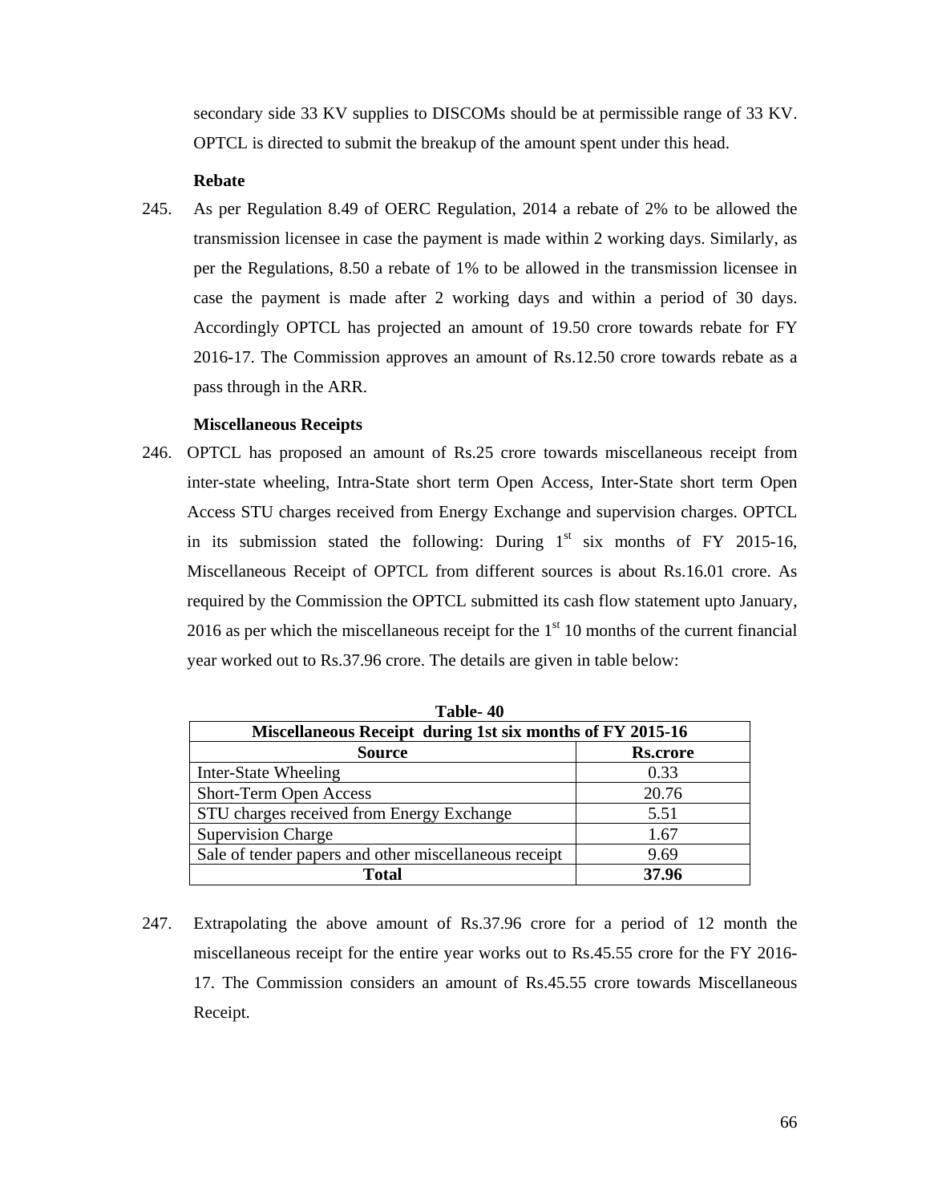secondary side 33 KV supplies to DISCOMs should be at permissible range of 33 KV. OPTCL is directed to submit the breakup of the amount spent under this head.

**Rebate**

245. As per Regulation 8.49 of OERC Regulation, 2014 a rebate of 2% to be allowed the transmission licensee in case the payment is made within 2 working days. Similarly, as per the Regulations, 8.50 a rebate of 1% to be allowed in the transmission licensee in case the payment is made after 2 working days and within a period of 30 days. Accordingly OPTCL has projected an amount of 19.50 crore towards rebate for FY 2016-17. The Commission approves an amount of Rs.12.50 crore towards rebate as a pass through in the ARR.

**Miscellaneous Receipts**

246. OPTCL has proposed an amount of Rs.25 crore towards miscellaneous receipt from inter-state wheeling, Intra-State short term Open Access, Inter-State short term Open Access STU charges received from Energy Exchange and supervision charges. OPTCL in its submission stated the following: During 1st six months of FY 2015-16, Miscellaneous Receipt of OPTCL from different sources is about Rs.16.01 crore. As required by the Commission the OPTCL submitted its cash flow statement upto January, 2016 as per which the miscellaneous receipt for the 1st 10 months of the current financial year worked out to Rs.37.96 crore. The details are given in table below:

**Table- 40**

| Miscellaneous Receipt during 1st six months of FY 2015-16 | |
|---|---|
| **Source** | **Rs.crore** |
| Inter-State Wheeling | 0.33 |
| Short-Term Open Access | 20.76 |
| STU charges received from Energy Exchange | 5.51 |
| Supervision Charge | 1.67 |
| Sale of tender papers and other miscellaneous receipt | 9.69 |
| **Total** | **37.96** |

247. Extrapolating the above amount of Rs.37.96 crore for a period of 12 month the miscellaneous receipt for the entire year works out to Rs.45.55 crore for the FY 2016-17. The Commission considers an amount of Rs.45.55 crore towards Miscellaneous Receipt.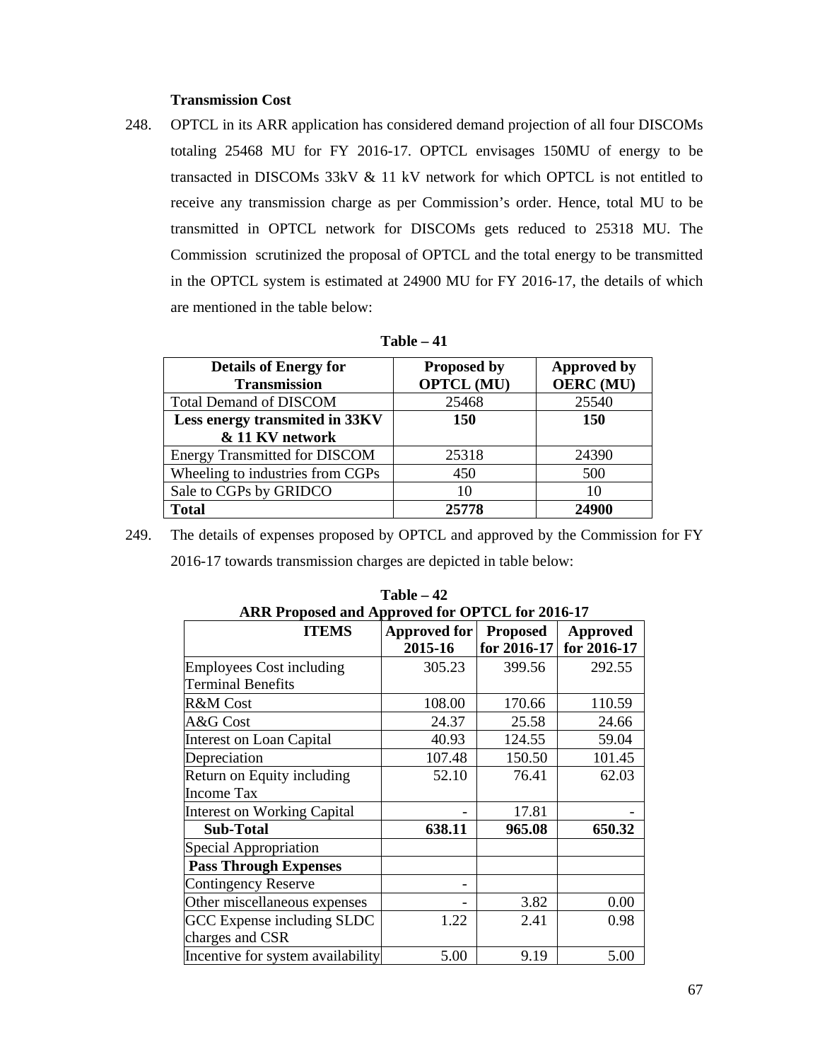**Transmission Cost**

248. OPTCL in its ARR application has considered demand projection of all four DISCOMs totaling 25468 MU for FY 2016-17. OPTCL envisages 150MU of energy to be transacted in DISCOMs 33kV & 11 kV network for which OPTCL is not entitled to receive any transmission charge as per Commission's order. Hence, total MU to be transmitted in OPTCL network for DISCOMs gets reduced to 25318 MU. The Commission scrutinized the proposal of OPTCL and the total energy to be transmitted in the OPTCL system is estimated at 24900 MU for FY 2016-17, the details of which are mentioned in the table below:

**Table – 41**

| Details of Energy for Transmission | Proposed by OPTCL (MU) | Approved by OERC (MU) |
|---|---|---|
| Total Demand of DISCOM | 25468 | 25540 |
| **Less energy transmited in 33KV & 11 KV network** | **150** | **150** |
| Energy Transmitted for DISCOM | 25318 | 24390 |
| Wheeling to industries from CGPs | 450 | 500 |
| Sale to CGPs by GRIDCO | 10 | 10 |
| **Total** | **25778** | **24900** |

249. The details of expenses proposed by OPTCL and approved by the Commission for FY 2016-17 towards transmission charges are depicted in table below:

**Table – 42**
**ARR Proposed and Approved for OPTCL for 2016-17**

| ITEMS | Approved for 2015-16 | Proposed for 2016-17 | Approved for 2016-17 |
|---|---|---|---|
| Employees Cost including Terminal Benefits | 305.23 | 399.56 | 292.55 |
| R&M Cost | 108.00 | 170.66 | 110.59 |
| A&G Cost | 24.37 | 25.58 | 24.66 |
| Interest on Loan Capital | 40.93 | 124.55 | 59.04 |
| Depreciation | 107.48 | 150.50 | 101.45 |
| Return on Equity including Income Tax | 52.10 | 76.41 | 62.03 |
| Interest on Working Capital | - | 17.81 | - |
| **Sub-Total** | **638.11** | **965.08** | **650.32** |
| Special Appropriation | | | |
| **Pass Through Expenses** | | | |
| Contingency Reserve | - | | |
| Other miscellaneous expenses | - | 3.82 | 0.00 |
| GCC Expense including SLDC charges and CSR | 1.22 | 2.41 | 0.98 |
| Incentive for system availability | 5.00 | 9.19 | 5.00 |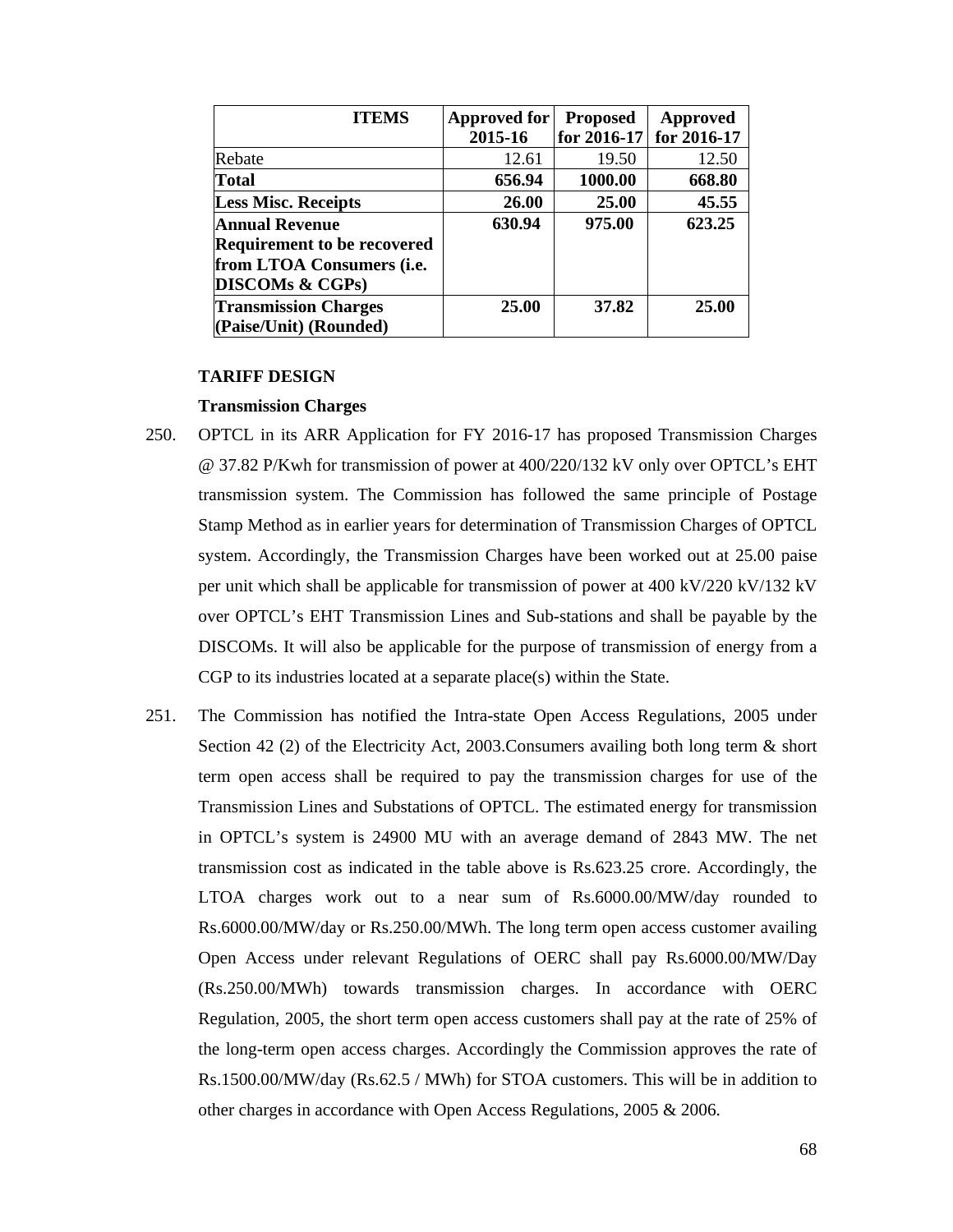| ITEMS | Approved for 2015-16 | Proposed for 2016-17 | Approved for 2016-17 |
|---|---|---|---|
| Rebate | 12.61 | 19.50 | 12.50 |
| **Total** | **656.94** | **1000.00** | **668.80** |
| **Less Misc. Receipts** | **26.00** | **25.00** | **45.55** |
| **Annual Revenue Requirement to be recovered from LTOA Consumers (i.e. DISCOMs & CGPs)** | **630.94** | **975.00** | **623.25** |
| **Transmission Charges (Paise/Unit) (Rounded)** | **25.00** | **37.82** | **25.00** |

**TARIFF DESIGN**

**Transmission Charges**

250. OPTCL in its ARR Application for FY 2016-17 has proposed Transmission Charges @ 37.82 P/Kwh for transmission of power at 400/220/132 kV only over OPTCL's EHT transmission system. The Commission has followed the same principle of Postage Stamp Method as in earlier years for determination of Transmission Charges of OPTCL system. Accordingly, the Transmission Charges have been worked out at 25.00 paise per unit which shall be applicable for transmission of power at 400 kV/220 kV/132 kV over OPTCL's EHT Transmission Lines and Sub-stations and shall be payable by the DISCOMs. It will also be applicable for the purpose of transmission of energy from a CGP to its industries located at a separate place(s) within the State.

251. The Commission has notified the Intra-state Open Access Regulations, 2005 under Section 42 (2) of the Electricity Act, 2003.Consumers availing both long term & short term open access shall be required to pay the transmission charges for use of the Transmission Lines and Substations of OPTCL. The estimated energy for transmission in OPTCL's system is 24900 MU with an average demand of 2843 MW. The net transmission cost as indicated in the table above is Rs.623.25 crore. Accordingly, the LTOA charges work out to a near sum of Rs.6000.00/MW/day rounded to Rs.6000.00/MW/day or Rs.250.00/MWh. The long term open access customer availing Open Access under relevant Regulations of OERC shall pay Rs.6000.00/MW/Day (Rs.250.00/MWh) towards transmission charges. In accordance with OERC Regulation, 2005, the short term open access customers shall pay at the rate of 25% of the long-term open access charges. Accordingly the Commission approves the rate of Rs.1500.00/MW/day (Rs.62.5 / MWh) for STOA customers. This will be in addition to other charges in accordance with Open Access Regulations, 2005 & 2006.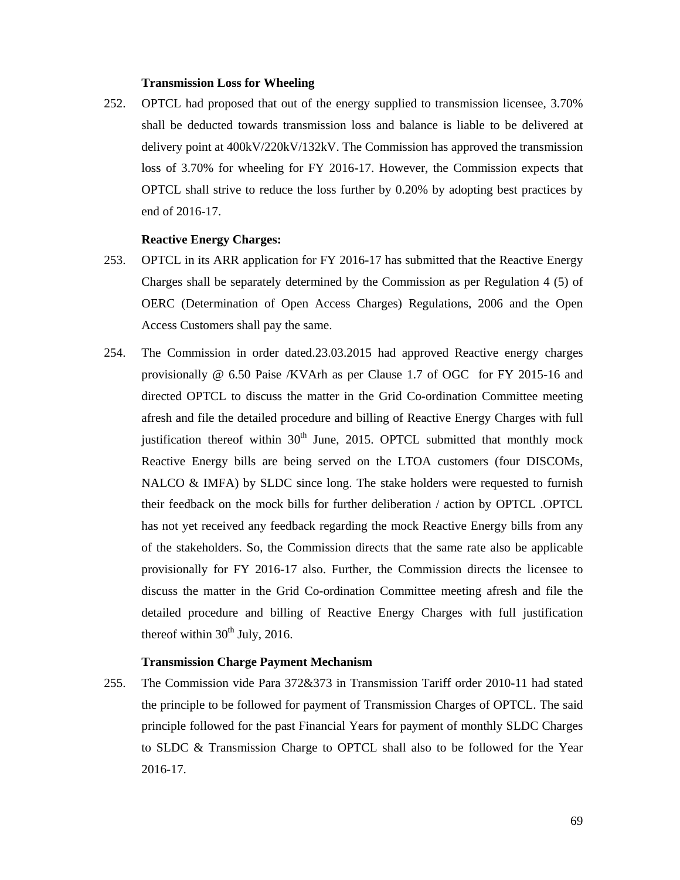**Transmission Loss for Wheeling**

252. OPTCL had proposed that out of the energy supplied to transmission licensee, 3.70% shall be deducted towards transmission loss and balance is liable to be delivered at delivery point at 400kV/220kV/132kV. The Commission has approved the transmission loss of 3.70% for wheeling for FY 2016-17. However, the Commission expects that OPTCL shall strive to reduce the loss further by 0.20% by adopting best practices by end of 2016-17.

**Reactive Energy Charges:**

253. OPTCL in its ARR application for FY 2016-17 has submitted that the Reactive Energy Charges shall be separately determined by the Commission as per Regulation 4 (5) of OERC (Determination of Open Access Charges) Regulations, 2006 and the Open Access Customers shall pay the same.

254. The Commission in order dated.23.03.2015 had approved Reactive energy charges provisionally @ 6.50 Paise /KVArh as per Clause 1.7 of OGC for FY 2015-16 and directed OPTCL to discuss the matter in the Grid Co-ordination Committee meeting afresh and file the detailed procedure and billing of Reactive Energy Charges with full justification thereof within 30th June, 2015. OPTCL submitted that monthly mock Reactive Energy bills are being served on the LTOA customers (four DISCOMs, NALCO & IMFA) by SLDC since long. The stake holders were requested to furnish their feedback on the mock bills for further deliberation / action by OPTCL .OPTCL has not yet received any feedback regarding the mock Reactive Energy bills from any of the stakeholders. So, the Commission directs that the same rate also be applicable provisionally for FY 2016-17 also. Further, the Commission directs the licensee to discuss the matter in the Grid Co-ordination Committee meeting afresh and file the detailed procedure and billing of Reactive Energy Charges with full justification thereof within 30th July, 2016.

**Transmission Charge Payment Mechanism**

255. The Commission vide Para 372&373 in Transmission Tariff order 2010-11 had stated the principle to be followed for payment of Transmission Charges of OPTCL. The said principle followed for the past Financial Years for payment of monthly SLDC Charges to SLDC & Transmission Charge to OPTCL shall also to be followed for the Year 2016-17.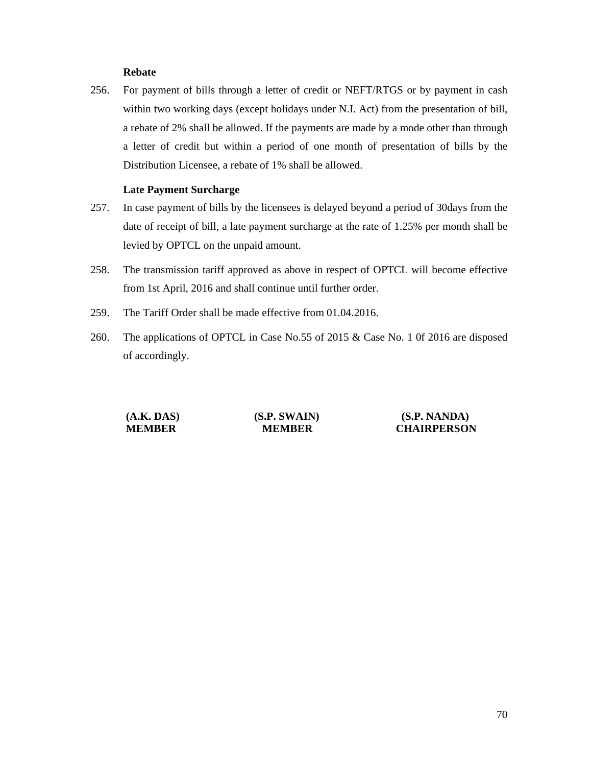**Rebate**

256. For payment of bills through a letter of credit or NEFT/RTGS or by payment in cash within two working days (except holidays under N.I. Act) from the presentation of bill, a rebate of 2% shall be allowed. If the payments are made by a mode other than through a letter of credit but within a period of one month of presentation of bills by the Distribution Licensee, a rebate of 1% shall be allowed.

**Late Payment Surcharge**

257. In case payment of bills by the licensees is delayed beyond a period of 30days from the date of receipt of bill, a late payment surcharge at the rate of 1.25% per month shall be levied by OPTCL on the unpaid amount.

258. The transmission tariff approved as above in respect of OPTCL will become effective from 1st April, 2016 and shall continue until further order.

259. The Tariff Order shall be made effective from 01.04.2016.

260. The applications of OPTCL in Case No.55 of 2015 & Case No. 1 0f 2016 are disposed of accordingly.

| **(A.K. DAS)** | **(S.P. SWAIN)** | **(S.P. NANDA)** |
|---|---|---|
| **MEMBER** | **MEMBER** | **CHAIRPERSON** |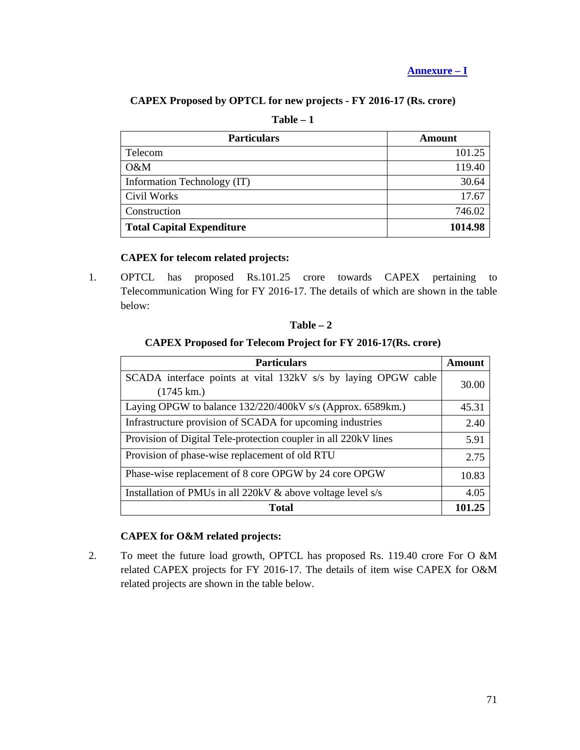**Annexure – I**

**CAPEX Proposed by OPTCL for new projects - FY 2016-17 (Rs. crore)**

**Table – 1**

| Particulars | Amount |
|---|---|
| Telecom | 101.25 |
| O&M | 119.40 |
| Information Technology (IT) | 30.64 |
| Civil Works | 17.67 |
| Construction | 746.02 |
| **Total Capital Expenditure** | **1014.98** |

**CAPEX for telecom related projects:**

1. OPTCL has proposed Rs.101.25 crore towards CAPEX pertaining to Telecommunication Wing for FY 2016-17. The details of which are shown in the table below:

**Table – 2**

**CAPEX Proposed for Telecom Project for FY 2016-17(Rs. crore)**

| Particulars | Amount |
|---|---|
| SCADA interface points at vital 132kV s/s by laying OPGW cable (1745 km.) | 30.00 |
| Laying OPGW to balance 132/220/400kV s/s (Approx. 6589km.) | 45.31 |
| Infrastructure provision of SCADA for upcoming industries | 2.40 |
| Provision of Digital Tele-protection coupler in all 220kV lines | 5.91 |
| Provision of phase-wise replacement of old RTU | 2.75 |
| Phase-wise replacement of 8 core OPGW by 24 core OPGW | 10.83 |
| Installation of PMUs in all 220kV & above voltage level s/s | 4.05 |
| **Total** | **101.25** |

**CAPEX for O&M related projects:**

2. To meet the future load growth, OPTCL has proposed Rs. 119.40 crore For O &M related CAPEX projects for FY 2016-17. The details of item wise CAPEX for O&M related projects are shown in the table below.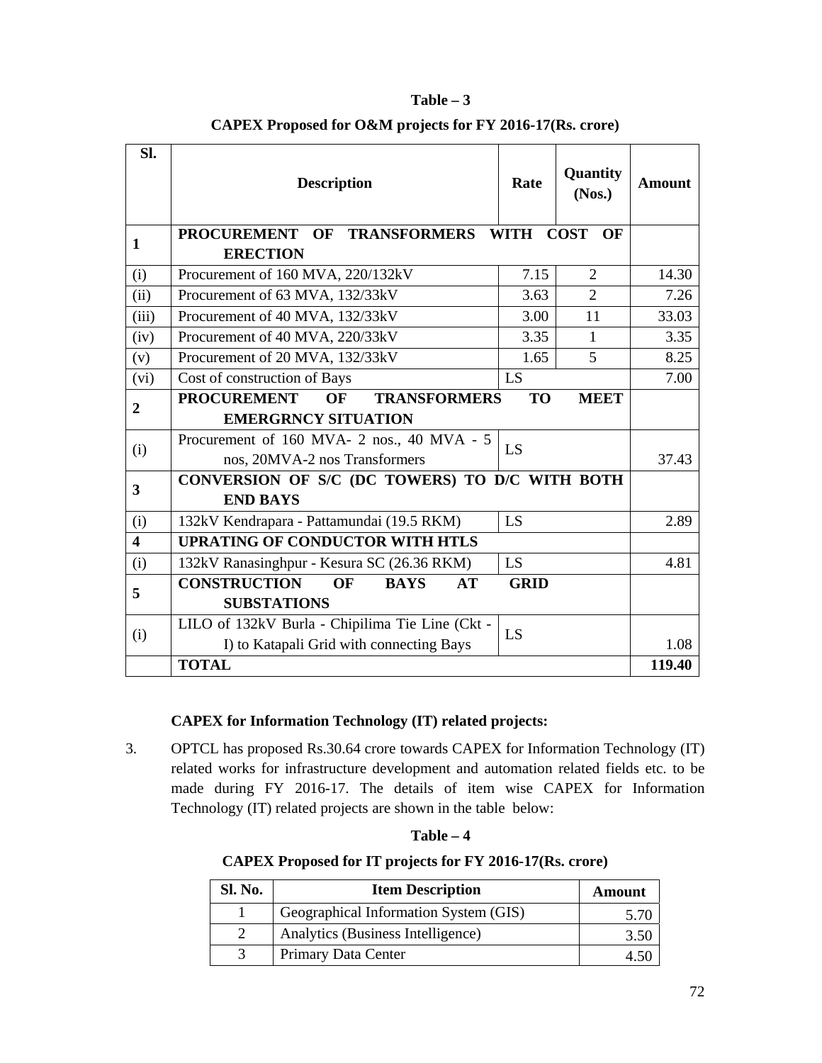**Table – 3**

**CAPEX Proposed for O&M projects for FY 2016-17(Rs. crore)**

| Sl. | Description | Rate | Quantity (Nos.) | Amount |
|---|---|---|---|---|
| **1** | **PROCUREMENT OF TRANSFORMERS WITH COST OF ERECTION** | | | |
| (i) | Procurement of 160 MVA, 220/132kV | 7.15 | 2 | 14.30 |
| (ii) | Procurement of 63 MVA, 132/33kV | 3.63 | 2 | 7.26 |
| (iii) | Procurement of 40 MVA, 132/33kV | 3.00 | 11 | 33.03 |
| (iv) | Procurement of 40 MVA, 220/33kV | 3.35 | 1 | 3.35 |
| (v) | Procurement of 20 MVA, 132/33kV | 1.65 | 5 | 8.25 |
| (vi) | Cost of construction of Bays | LS | | 7.00 |
| **2** | **PROCUREMENT OF TRANSFORMERS TO MEET EMERGRNCY SITUATION** | | | |
| (i) | Procurement of 160 MVA- 2 nos., 40 MVA - 5 nos, 20MVA-2 nos Transformers | LS | | 37.43 |
| **3** | **CONVERSION OF S/C (DC TOWERS) TO D/C WITH BOTH END BAYS** | | | |
| (i) | 132kV Kendrapara - Pattamundai (19.5 RKM) | LS | | 2.89 |
| **4** | **UPRATING OF CONDUCTOR WITH HTLS** | | | |
| (i) | 132kV Ranasinghpur - Kesura SC (26.36 RKM) | LS | | 4.81 |
| **5** | **CONSTRUCTION OF BAYS AT GRID SUBSTATIONS** | | | |
| (i) | LILO of 132kV Burla - Chipilima Tie Line (Ckt - I) to Katapali Grid with connecting Bays | LS | | 1.08 |
| | **TOTAL** | | | **119.40** |

**CAPEX for Information Technology (IT) related projects:**

3. OPTCL has proposed Rs.30.64 crore towards CAPEX for Information Technology (IT) related works for infrastructure development and automation related fields etc. to be made during FY 2016-17. The details of item wise CAPEX for Information Technology (IT) related projects are shown in the table below:

**Table – 4**

**CAPEX Proposed for IT projects for FY 2016-17(Rs. crore)**

| Sl. No. | Item Description | Amount |
|---|---|---|
| 1 | Geographical Information System (GIS) | 5.70 |
| 2 | Analytics (Business Intelligence) | 3.50 |
| 3 | Primary Data Center | 4.50 |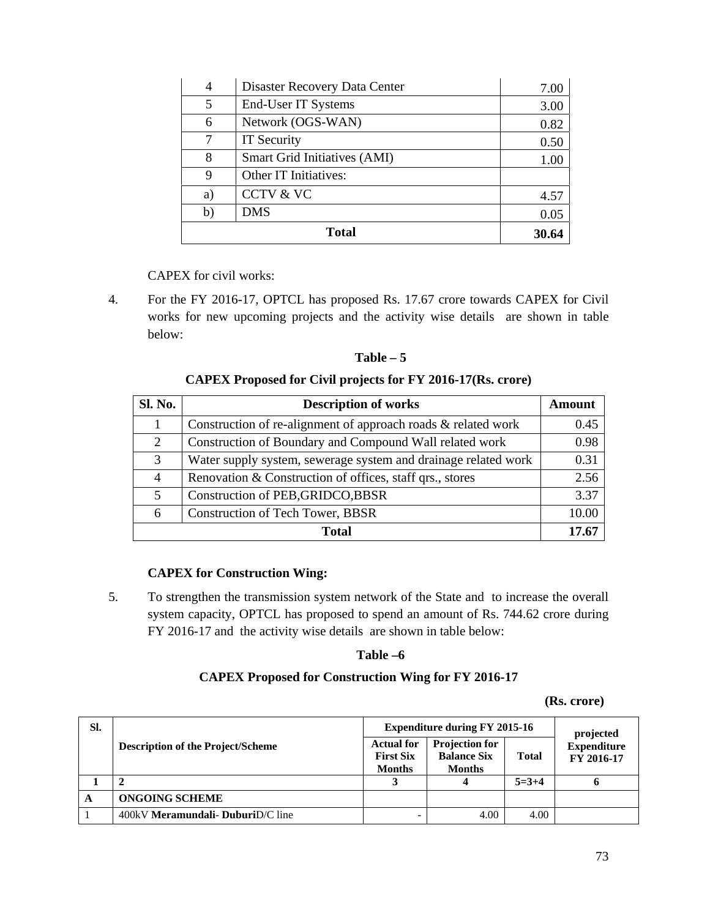| 4 | Disaster Recovery Data Center | 7.00 |
|---|---|---|
| 5 | End-User IT Systems | 3.00 |
| 6 | Network (OGS-WAN) | 0.82 |
| 7 | IT Security | 0.50 |
| 8 | Smart Grid Initiatives (AMI) | 1.00 |
| 9 | Other IT Initiatives: | |
| a) | CCTV & VC | 4.57 |
| b) | DMS | 0.05 |
| **Total** | | **30.64** |

CAPEX for civil works:

4. For the FY 2016-17, OPTCL has proposed Rs. 17.67 crore towards CAPEX for Civil works for new upcoming projects and the activity wise details are shown in table below:

**Table – 5**

**CAPEX Proposed for Civil projects for FY 2016-17(Rs. crore)**

| Sl. No. | Description of works | Amount |
|---|---|---|
| 1 | Construction of re-alignment of approach roads & related work | 0.45 |
| 2 | Construction of Boundary and Compound Wall related work | 0.98 |
| 3 | Water supply system, sewerage system and drainage related work | 0.31 |
| 4 | Renovation & Construction of offices, staff qrs., stores | 2.56 |
| 5 | Construction of PEB,GRIDCO,BBSR | 3.37 |
| 6 | Construction of Tech Tower, BBSR | 10.00 |
| **Total** | | **17.67** |

**CAPEX for Construction Wing:**

5. To strengthen the transmission system network of the State and to increase the overall system capacity, OPTCL has proposed to spend an amount of Rs. 744.62 crore during FY 2016-17 and the activity wise details are shown in table below:

**Table –6**

**CAPEX Proposed for Construction Wing for FY 2016-17**

**(Rs. crore)**

| Sl. | Description of the Project/Scheme | Expenditure during FY 2015-16 | | | projected Expenditure FY 2016-17 |
|---|---|---|---|---|---|
| | | Actual for First Six Months | Projection for Balance Six Months | Total | |
| 1 | 2 | 3 | 4 | 5=3+4 | 6 |
| A | ONGOING SCHEME | | | | |
| 1 | 400kV **Meramundali- Duburi**D/C line | - | 4.00 | 4.00 | |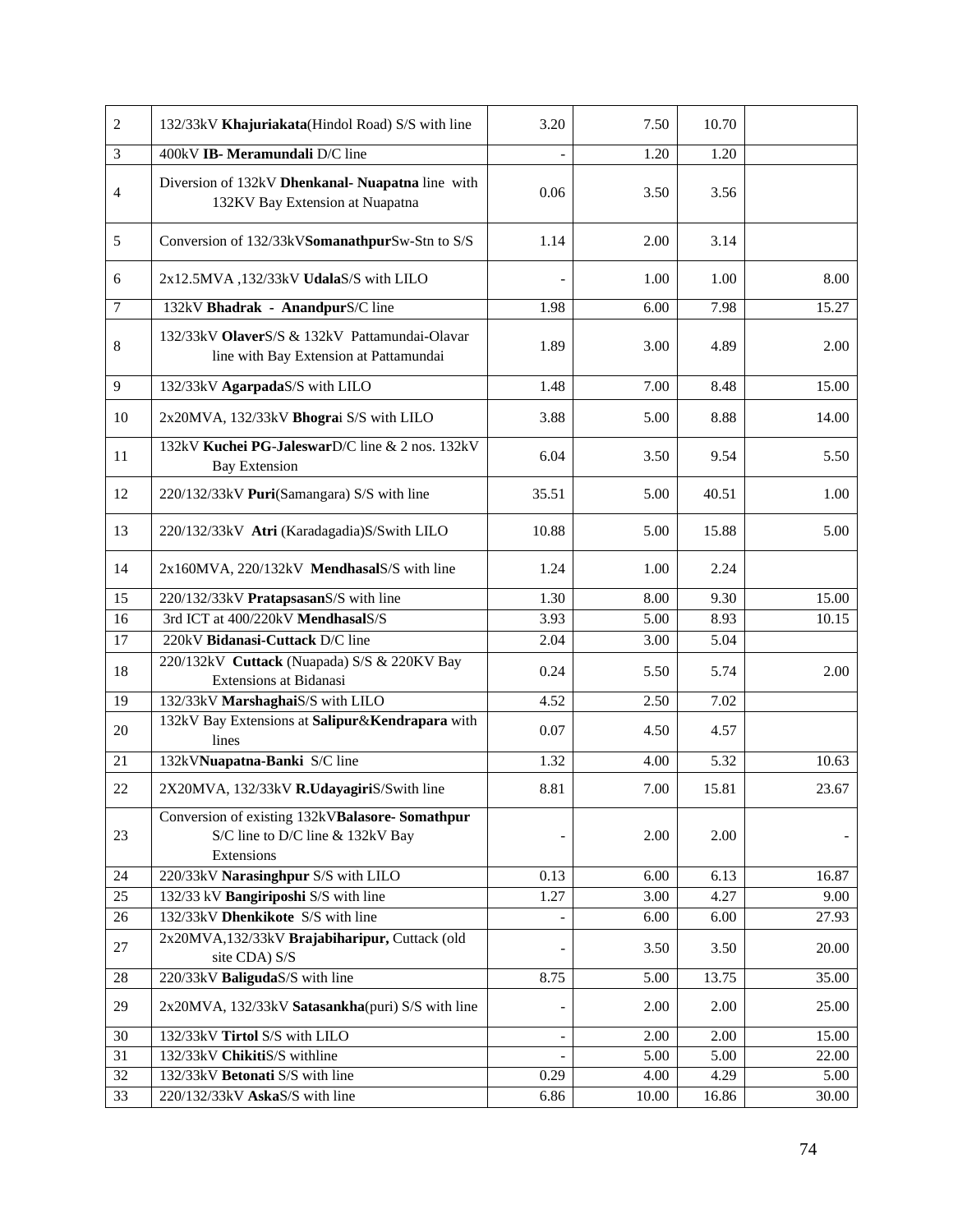| | | | | | |
|---|---|---|---|---|---|
| 2 | 132/33kV **Khajuriakata**(Hindol Road) S/S with line | 3.20 | 7.50 | 10.70 | |
| 3 | 400kV **IB- Meramundali** D/C line | - | 1.20 | 1.20 | |
| 4 | Diversion of 132kV **Dhenkanal- Nuapatna** line with 132KV Bay Extension at Nuapatna | 0.06 | 3.50 | 3.56 | |
| 5 | Conversion of 132/33kV**Somanathpur**Sw-Stn to S/S | 1.14 | 2.00 | 3.14 | |
| 6 | 2x12.5MVA ,132/33kV **Udala**S/S with LILO | - | 1.00 | 1.00 | 8.00 |
| 7 | 132kV **Bhadrak - Anandpur**S/C line | 1.98 | 6.00 | 7.98 | 15.27 |
| 8 | 132/33kV **Olaver**S/S & 132kV Pattamundai-Olavar line with Bay Extension at Pattamundai | 1.89 | 3.00 | 4.89 | 2.00 |
| 9 | 132/33kV **Agarpada**S/S with LILO | 1.48 | 7.00 | 8.48 | 15.00 |
| 10 | 2x20MVA, 132/33kV **Bhogra**i S/S with LILO | 3.88 | 5.00 | 8.88 | 14.00 |
| 11 | 132kV **Kuchei PG-Jaleswar**D/C line & 2 nos. 132kV Bay Extension | 6.04 | 3.50 | 9.54 | 5.50 |
| 12 | 220/132/33kV **Puri**(Samangara) S/S with line | 35.51 | 5.00 | 40.51 | 1.00 |
| 13 | 220/132/33kV **Atri** (Karadagadia)S/Swith LILO | 10.88 | 5.00 | 15.88 | 5.00 |
| 14 | 2x160MVA, 220/132kV **Mendhasal**S/S with line | 1.24 | 1.00 | 2.24 | |
| 15 | 220/132/33kV **Pratapsasan**S/S with line | 1.30 | 8.00 | 9.30 | 15.00 |
| 16 | 3rd ICT at 400/220kV **Mendhasal**S/S | 3.93 | 5.00 | 8.93 | 10.15 |
| 17 | 220kV **Bidanasi-Cuttack** D/C line | 2.04 | 3.00 | 5.04 | |
| 18 | 220/132kV **Cuttack** (Nuapada) S/S & 220KV Bay Extensions at Bidanasi | 0.24 | 5.50 | 5.74 | 2.00 |
| 19 | 132/33kV **Marshaghai**S/S with LILO | 4.52 | 2.50 | 7.02 | |
| 20 | 132kV Bay Extensions at **Salipur**&**Kendrapara** with lines | 0.07 | 4.50 | 4.57 | |
| 21 | 132kV**Nuapatna-Banki** S/C line | 1.32 | 4.00 | 5.32 | 10.63 |
| 22 | 2X20MVA, 132/33kV **R.Udayagiri**S/Swith line | 8.81 | 7.00 | 15.81 | 23.67 |
| 23 | Conversion of existing 132kV**Balasore- Somathpur** S/C line to D/C line & 132kV Bay Extensions | - | 2.00 | 2.00 | - |
| 24 | 220/33kV **Narasinghpur** S/S with LILO | 0.13 | 6.00 | 6.13 | 16.87 |
| 25 | 132/33 kV **Bangiriposhi** S/S with line | 1.27 | 3.00 | 4.27 | 9.00 |
| 26 | 132/33kV **Dhenkikote** S/S with line | - | 6.00 | 6.00 | 27.93 |
| 27 | 2x20MVA,132/33kV **Brajabiharipur,** Cuttack (old site CDA) S/S | - | 3.50 | 3.50 | 20.00 |
| 28 | 220/33kV **Baliguda**S/S with line | 8.75 | 5.00 | 13.75 | 35.00 |
| 29 | 2x20MVA, 132/33kV **Satasankha**(puri) S/S with line | - | 2.00 | 2.00 | 25.00 |
| 30 | 132/33kV **Tirtol** S/S with LILO | - | 2.00 | 2.00 | 15.00 |
| 31 | 132/33kV **Chikiti**S/S withline | - | 5.00 | 5.00 | 22.00 |
| 32 | 132/33kV **Betonati** S/S with line | 0.29 | 4.00 | 4.29 | 5.00 |
| 33 | 220/132/33kV **Aska**S/S with line | 6.86 | 10.00 | 16.86 | 30.00 |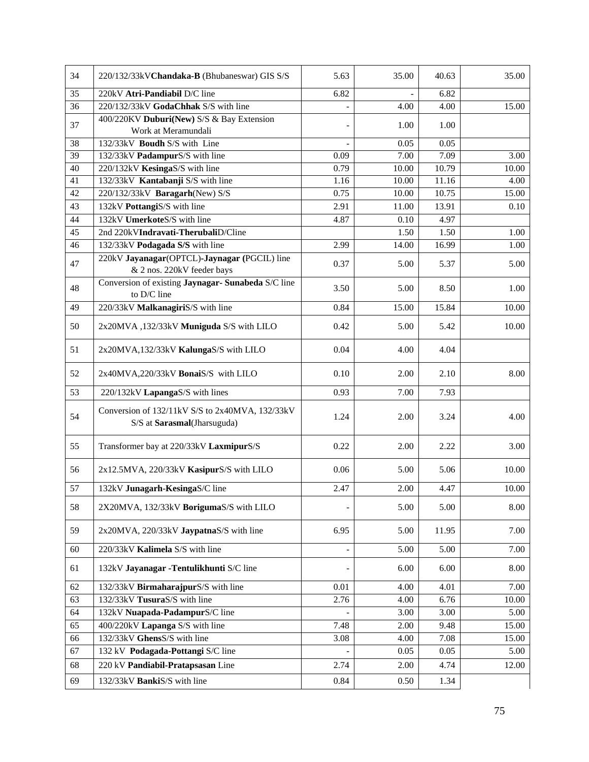| | | | | | |
|---|---|---|---|---|---|
| 34 | 220/132/33kV**Chandaka-B** (Bhubaneswar) GIS S/S | 5.63 | 35.00 | 40.63 | 35.00 |
| 35 | 220kV **Atri-Pandiabil** D/C line | 6.82 | - | 6.82 | |
| 36 | 220/132/33kV **GodaChhak** S/S with line | - | 4.00 | 4.00 | 15.00 |
| 37 | 400/220KV **Duburi(New)** S/S & Bay Extension Work at Meramundali | - | 1.00 | 1.00 | |
| 38 | 132/33kV **Boudh** S/S with Line | - | 0.05 | 0.05 | |
| 39 | 132/33kV **Padampur**S/S with line | 0.09 | 7.00 | 7.09 | 3.00 |
| 40 | 220/132kV **Kesinga**S/S with line | 0.79 | 10.00 | 10.79 | 10.00 |
| 41 | 132/33kV **Kantabanji** S/S with line | 1.16 | 10.00 | 11.16 | 4.00 |
| 42 | 220/132/33kV **Baragarh**(New) S/S | 0.75 | 10.00 | 10.75 | 15.00 |
| 43 | 132kV **Pottangi**S/S with line | 2.91 | 11.00 | 13.91 | 0.10 |
| 44 | 132kV **Umerkote**S/S with line | 4.87 | 0.10 | 4.97 | |
| 45 | 2nd 220kV**Indravati-Therubali**D/Cline | | 1.50 | 1.50 | 1.00 |
| 46 | 132/33kV **Podagada S/S** with line | 2.99 | 14.00 | 16.99 | 1.00 |
| 47 | 220kV **Jayanagar**(OPTCL)-**Jaynagar (**PGCIL) line & 2 nos. 220kV feeder bays | 0.37 | 5.00 | 5.37 | 5.00 |
| 48 | Conversion of existing **Jaynagar- Sunabeda** S/C line to D/C line | 3.50 | 5.00 | 8.50 | 1.00 |
| 49 | 220/33kV **Malkanagiri**S/S with line | 0.84 | 15.00 | 15.84 | 10.00 |
| 50 | 2x20MVA ,132/33kV **Muniguda** S/S with LILO | 0.42 | 5.00 | 5.42 | 10.00 |
| 51 | 2x20MVA,132/33kV **Kalunga**S/S with LILO | 0.04 | 4.00 | 4.04 | |
| 52 | 2x40MVA,220/33kV **Bonai**S/S with LILO | 0.10 | 2.00 | 2.10 | 8.00 |
| 53 | 220/132kV **Lapanga**S/S with lines | 0.93 | 7.00 | 7.93 | |
| 54 | Conversion of 132/11kV S/S to 2x40MVA, 132/33kV S/S at **Sarasmal**(Jharsuguda) | 1.24 | 2.00 | 3.24 | 4.00 |
| 55 | Transformer bay at 220/33kV **Laxmipur**S/S | 0.22 | 2.00 | 2.22 | 3.00 |
| 56 | 2x12.5MVA, 220/33kV **Kasipur**S/S with LILO | 0.06 | 5.00 | 5.06 | 10.00 |
| 57 | 132kV **Junagarh-Kesinga**S/C line | 2.47 | 2.00 | 4.47 | 10.00 |
| 58 | 2X20MVA, 132/33kV **Boriguma**S/S with LILO | - | 5.00 | 5.00 | 8.00 |
| 59 | 2x20MVA, 220/33kV **Jaypatna**S/S with line | 6.95 | 5.00 | 11.95 | 7.00 |
| 60 | 220/33kV **Kalimela** S/S with line | - | 5.00 | 5.00 | 7.00 |
| 61 | 132kV **Jayanagar -Tentulikhunti** S/C line | - | 6.00 | 6.00 | 8.00 |
| 62 | 132/33kV **Birmaharajpur**S/S with line | 0.01 | 4.00 | 4.01 | 7.00 |
| 63 | 132/33kV **Tusura**S/S with line | 2.76 | 4.00 | 6.76 | 10.00 |
| 64 | 132kV **Nuapada-Padampur**S/C line | - | 3.00 | 3.00 | 5.00 |
| 65 | 400/220kV **Lapanga** S/S with line | 7.48 | 2.00 | 9.48 | 15.00 |
| 66 | 132/33kV **Ghens**S/S with line | 3.08 | 4.00 | 7.08 | 15.00 |
| 67 | 132 kV **Podagada-Pottangi** S/C line | - | 0.05 | 0.05 | 5.00 |
| 68 | 220 kV **Pandiabil-Pratapsasan** Line | 2.74 | 2.00 | 4.74 | 12.00 |
| 69 | 132/33kV **Banki**S/S with line | 0.84 | 0.50 | 1.34 | |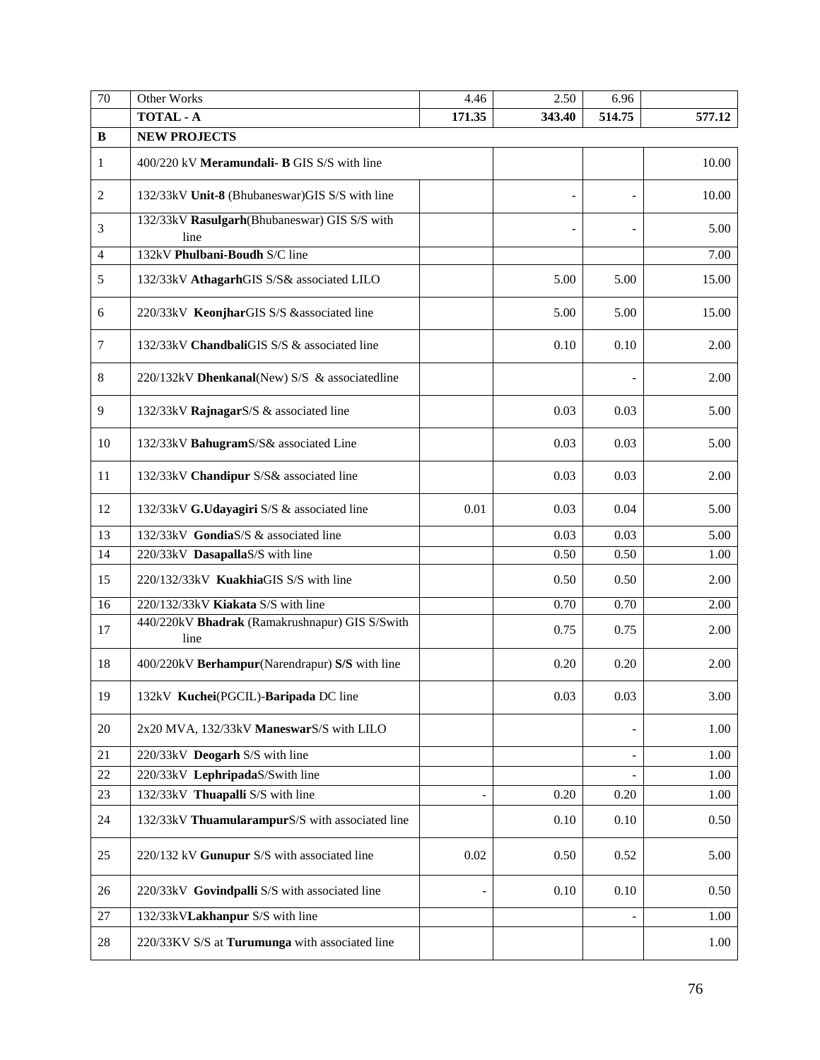| 70 | Other Works | 4.46 | 2.50 | 6.96 | |
|---|---|---|---|---|---|
| | **TOTAL - A** | **171.35** | **343.40** | **514.75** | **577.12** |
| **B** | **NEW PROJECTS** | | | | |
| 1 | 400/220 kV **Meramundali- B** GIS S/S with line | | | | 10.00 |
| 2 | 132/33kV **Unit-8** (Bhubaneswar)GIS S/S with line | | - | - | 10.00 |
| 3 | 132/33kV **Rasulgarh**(Bhubaneswar) GIS S/S with line | | - | - | 5.00 |
| 4 | 132kV **Phulbani-Boudh** S/C line | | | | 7.00 |
| 5 | 132/33kV **Athagarh**GIS S/S& associated LILO | | 5.00 | 5.00 | 15.00 |
| 6 | 220/33kV **Keonjhar**GIS S/S &associated line | | 5.00 | 5.00 | 15.00 |
| 7 | 132/33kV **Chandbali**GIS S/S & associated line | | 0.10 | 0.10 | 2.00 |
| 8 | 220/132kV **Dhenkanal**(New) S/S & associatedline | | | - | 2.00 |
| 9 | 132/33kV **Rajnagar**S/S & associated line | | 0.03 | 0.03 | 5.00 |
| 10 | 132/33kV **Bahugram**S/S& associated Line | | 0.03 | 0.03 | 5.00 |
| 11 | 132/33kV **Chandipur** S/S& associated line | | 0.03 | 0.03 | 2.00 |
| 12 | 132/33kV **G.Udayagiri** S/S & associated line | 0.01 | 0.03 | 0.04 | 5.00 |
| 13 | 132/33kV **Gondia**S/S & associated line | | 0.03 | 0.03 | 5.00 |
| 14 | 220/33kV **Dasapalla**S/S with line | | 0.50 | 0.50 | 1.00 |
| 15 | 220/132/33kV **Kuakhia**GIS S/S with line | | 0.50 | 0.50 | 2.00 |
| 16 | 220/132/33kV **Kiakata** S/S with line | | 0.70 | 0.70 | 2.00 |
| 17 | 440/220kV **Bhadrak** (Ramakrushnapur) GIS S/Swith line | | 0.75 | 0.75 | 2.00 |
| 18 | 400/220kV **Berhampur**(Narendrapur) **S/S** with line | | 0.20 | 0.20 | 2.00 |
| 19 | 132kV **Kuchei**(PGCIL)-**Baripada** DC line | | 0.03 | 0.03 | 3.00 |
| 20 | 2x20 MVA, 132/33kV **Maneswar**S/S with LILO | | | - | 1.00 |
| 21 | 220/33kV **Deogarh** S/S with line | | | - | 1.00 |
| 22 | 220/33kV **Lephripada**S/Swith line | | | - | 1.00 |
| 23 | 132/33kV **Thuapalli** S/S with line | - | 0.20 | 0.20 | 1.00 |
| 24 | 132/33kV **Thuamularampur**S/S with associated line | | 0.10 | 0.10 | 0.50 |
| 25 | 220/132 kV **Gunupur** S/S with associated line | 0.02 | 0.50 | 0.52 | 5.00 |
| 26 | 220/33kV **Govindpalli** S/S with associated line | - | 0.10 | 0.10 | 0.50 |
| 27 | 132/33kV**Lakhanpur** S/S with line | | | - | 1.00 |
| 28 | 220/33KV S/S at **Turumunga** with associated line | | | | 1.00 |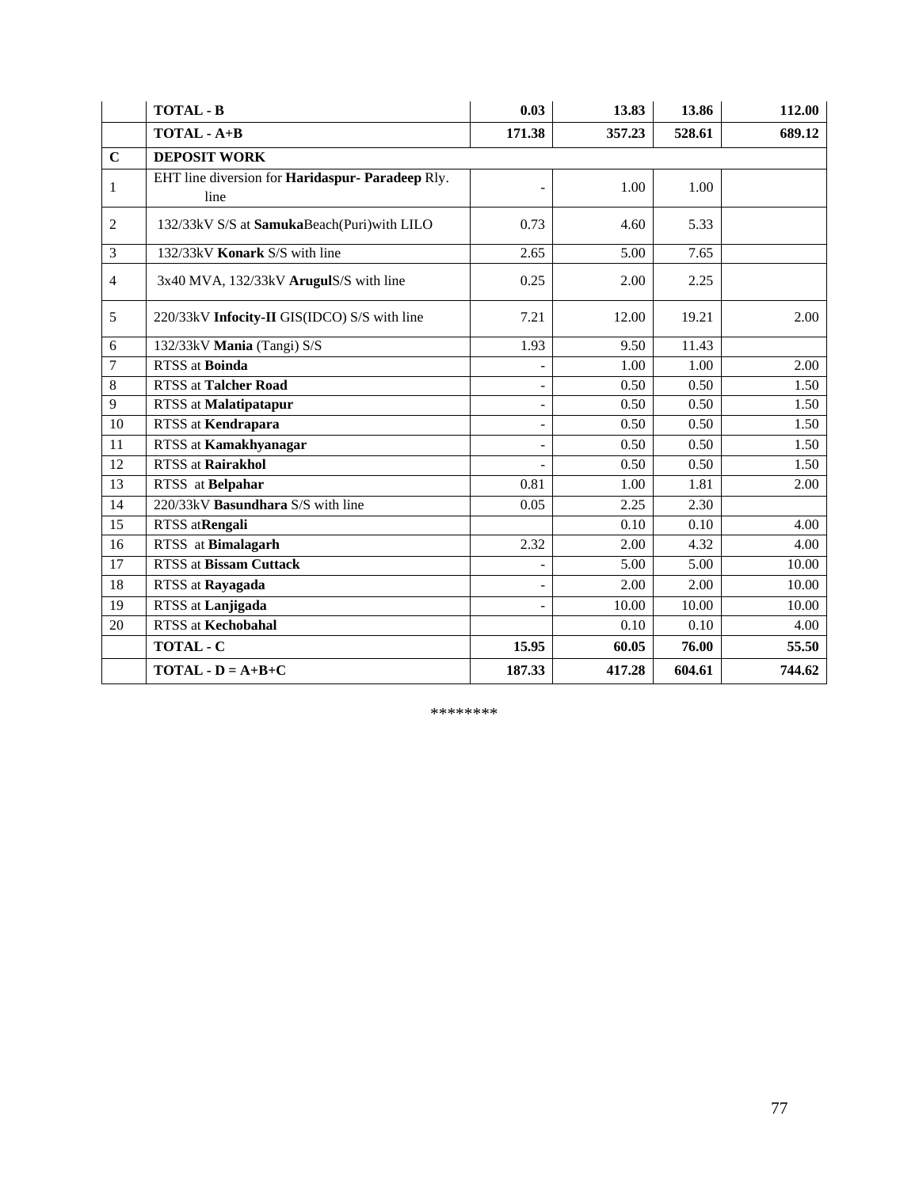| | | | | | |
|---|---|---|---|---|---|
| | **TOTAL - B** | **0.03** | **13.83** | **13.86** | **112.00** |
| | **TOTAL - A+B** | **171.38** | **357.23** | **528.61** | **689.12** |
| **C** | **DEPOSIT WORK** | | | | |
| 1 | EHT line diversion for **Haridaspur- Paradeep** Rly. line | - | 1.00 | 1.00 | |
| 2 | 132/33kV S/S at **Samuka**Beach(Puri)with LILO | 0.73 | 4.60 | 5.33 | |
| 3 | 132/33kV **Konark** S/S with line | 2.65 | 5.00 | 7.65 | |
| 4 | 3x40 MVA, 132/33kV **Arugul**S/S with line | 0.25 | 2.00 | 2.25 | |
| 5 | 220/33kV **Infocity-II** GIS(IDCO) S/S with line | 7.21 | 12.00 | 19.21 | 2.00 |
| 6 | 132/33kV **Mania** (Tangi) S/S | 1.93 | 9.50 | 11.43 | |
| 7 | RTSS at **Boinda** | - | 1.00 | 1.00 | 2.00 |
| 8 | RTSS at **Talcher Road** | - | 0.50 | 0.50 | 1.50 |
| 9 | RTSS at **Malatipatapur** | - | 0.50 | 0.50 | 1.50 |
| 10 | RTSS at **Kendrapara** | - | 0.50 | 0.50 | 1.50 |
| 11 | RTSS at **Kamakhyanagar** | - | 0.50 | 0.50 | 1.50 |
| 12 | RTSS at **Rairakhol** | - | 0.50 | 0.50 | 1.50 |
| 13 | RTSS at **Belpahar** | 0.81 | 1.00 | 1.81 | 2.00 |
| 14 | 220/33kV **Basundhara** S/S with line | 0.05 | 2.25 | 2.30 | |
| 15 | RTSS at**Rengali** | | 0.10 | 0.10 | 4.00 |
| 16 | RTSS at **Bimalagarh** | 2.32 | 2.00 | 4.32 | 4.00 |
| 17 | RTSS at **Bissam Cuttack** | - | 5.00 | 5.00 | 10.00 |
| 18 | RTSS at **Rayagada** | - | 2.00 | 2.00 | 10.00 |
| 19 | RTSS at **Lanjigada** | - | 10.00 | 10.00 | 10.00 |
| 20 | RTSS at **Kechobahal** | | 0.10 | 0.10 | 4.00 |
| | **TOTAL - C** | **15.95** | **60.05** | **76.00** | **55.50** |
| | **TOTAL - D = A+B+C** | **187.33** | **417.28** | **604.61** | **744.62** |

********